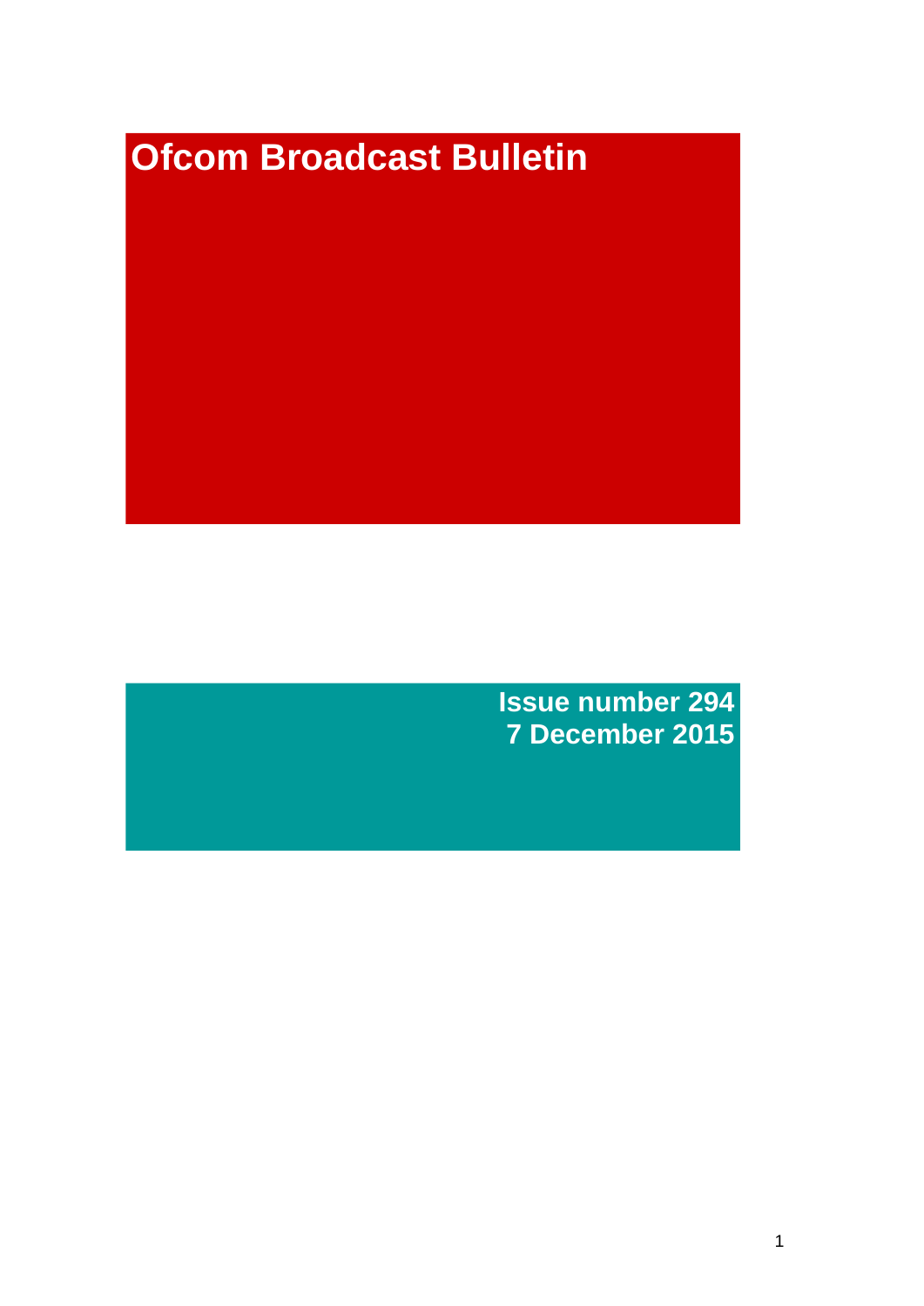# Ofcom Broadcast Bulletin

**Issue number 294**
**7 December 2015**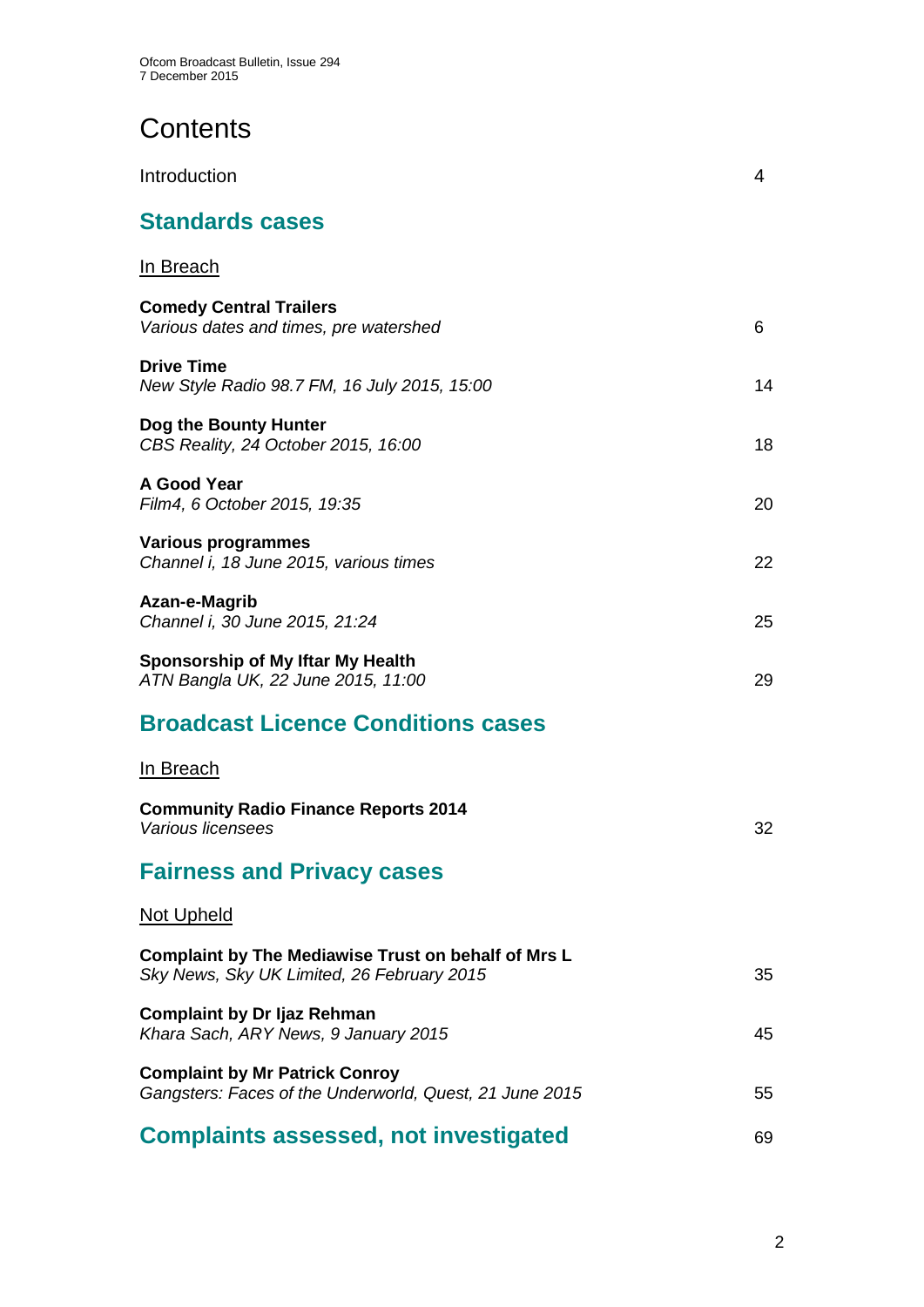# Contents

Introduction 4

## Standards cases

In Breach

**Comedy Central Trailers**
*Various dates and times, pre watershed* 6

**Drive Time**
*New Style Radio 98.7 FM, 16 July 2015, 15:00* 14

**Dog the Bounty Hunter**
*CBS Reality, 24 October 2015, 16:00* 18

**A Good Year**
*Film4, 6 October 2015, 19:35* 20

**Various programmes**
*Channel i, 18 June 2015, various times* 22

**Azan-e-Magrib**
*Channel i, 30 June 2015, 21:24* 25

**Sponsorship of My Iftar My Health**
*ATN Bangla UK, 22 June 2015, 11:00* 29

## Broadcast Licence Conditions cases

In Breach

**Community Radio Finance Reports 2014**
*Various licensees* 32

## Fairness and Privacy cases

Not Upheld

**Complaint by The Mediawise Trust on behalf of Mrs L**
*Sky News, Sky UK Limited, 26 February 2015* 35

**Complaint by Dr Ijaz Rehman**
*Khara Sach, ARY News, 9 January 2015* 45

**Complaint by Mr Patrick Conroy**
*Gangsters: Faces of the Underworld, Quest, 21 June 2015* 55

## Complaints assessed, not investigated 69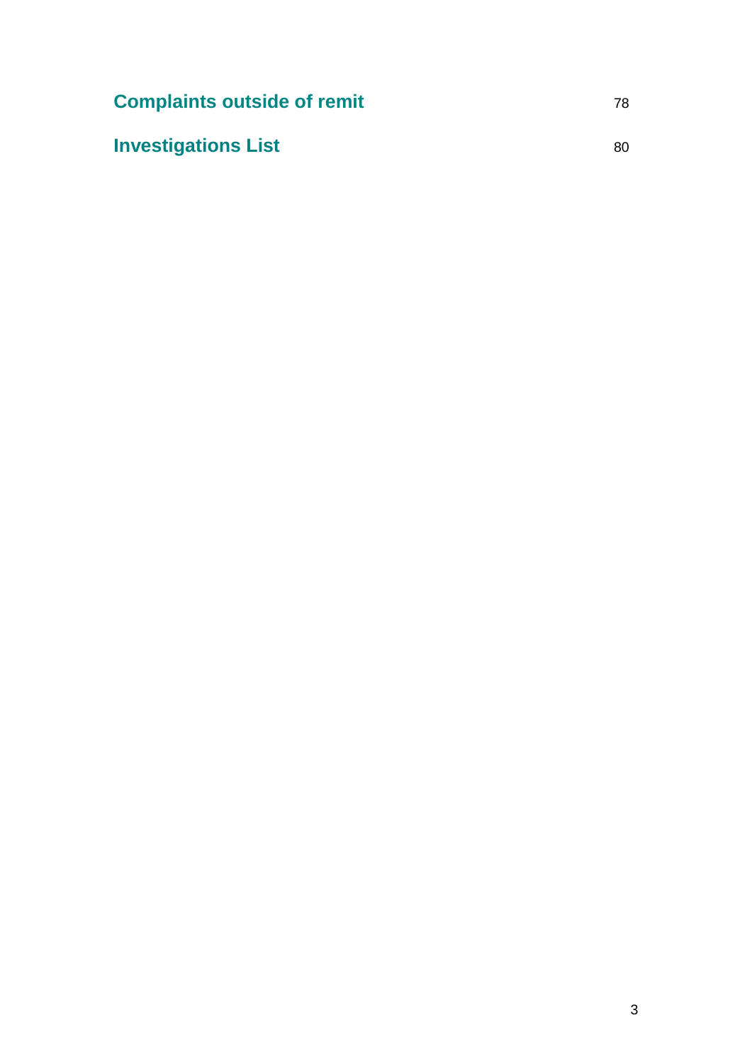| | |
|---|---|
| **Complaints outside of remit** | 78 |
| **Investigations List** | 80 |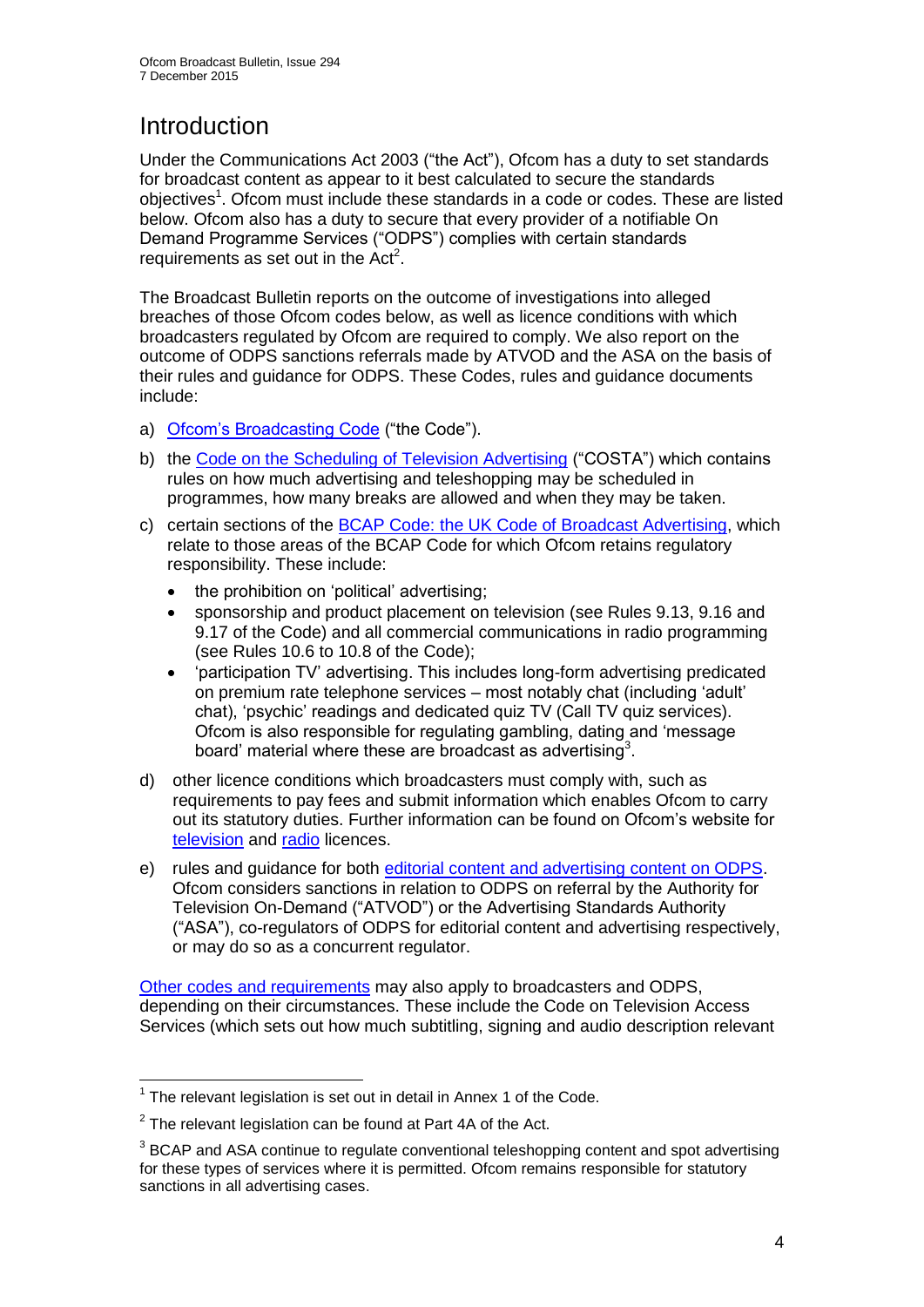# Introduction

Under the Communications Act 2003 ("the Act"), Ofcom has a duty to set standards for broadcast content as appear to it best calculated to secure the standards objectives[1]. Ofcom must include these standards in a code or codes. These are listed below. Ofcom also has a duty to secure that every provider of a notifiable On Demand Programme Services ("ODPS") complies with certain standards requirements as set out in the Act[2].

The Broadcast Bulletin reports on the outcome of investigations into alleged breaches of those Ofcom codes below, as well as licence conditions with which broadcasters regulated by Ofcom are required to comply. We also report on the outcome of ODPS sanctions referrals made by ATVOD and the ASA on the basis of their rules and guidance for ODPS. These Codes, rules and guidance documents include:

a) Ofcom's Broadcasting Code ("the Code").

b) the Code on the Scheduling of Television Advertising ("COSTA") which contains rules on how much advertising and teleshopping may be scheduled in programmes, how many breaks are allowed and when they may be taken.

c) certain sections of the BCAP Code: the UK Code of Broadcast Advertising, which relate to those areas of the BCAP Code for which Ofcom retains regulatory responsibility. These include:

- the prohibition on 'political' advertising;
- sponsorship and product placement on television (see Rules 9.13, 9.16 and 9.17 of the Code) and all commercial communications in radio programming (see Rules 10.6 to 10.8 of the Code);
- 'participation TV' advertising. This includes long-form advertising predicated on premium rate telephone services – most notably chat (including 'adult' chat), 'psychic' readings and dedicated quiz TV (Call TV quiz services). Ofcom is also responsible for regulating gambling, dating and 'message board' material where these are broadcast as advertising[3].

d) other licence conditions which broadcasters must comply with, such as requirements to pay fees and submit information which enables Ofcom to carry out its statutory duties. Further information can be found on Ofcom's website for television and radio licences.

e) rules and guidance for both editorial content and advertising content on ODPS. Ofcom considers sanctions in relation to ODPS on referral by the Authority for Television On-Demand ("ATVOD") or the Advertising Standards Authority ("ASA"), co-regulators of ODPS for editorial content and advertising respectively, or may do so as a concurrent regulator.

Other codes and requirements may also apply to broadcasters and ODPS, depending on their circumstances. These include the Code on Television Access Services (which sets out how much subtitling, signing and audio description relevant

---

[1] The relevant legislation is set out in detail in Annex 1 of the Code.

[2] The relevant legislation can be found at Part 4A of the Act.

[3] BCAP and ASA continue to regulate conventional teleshopping content and spot advertising for these types of services where it is permitted. Ofcom remains responsible for statutory sanctions in all advertising cases.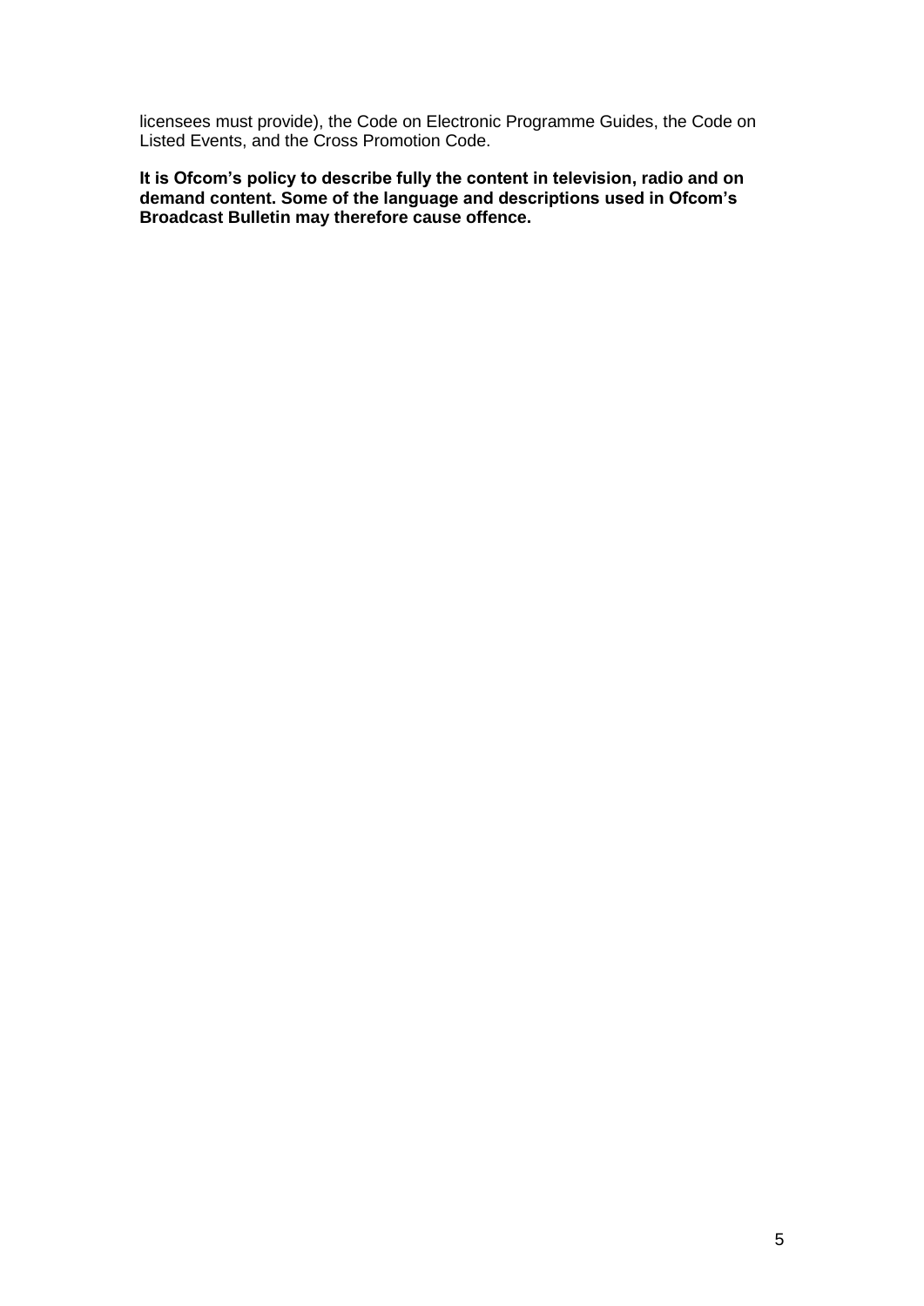licensees must provide), the Code on Electronic Programme Guides, the Code on Listed Events, and the Cross Promotion Code.

**It is Ofcom's policy to describe fully the content in television, radio and on demand content. Some of the language and descriptions used in Ofcom's Broadcast Bulletin may therefore cause offence.**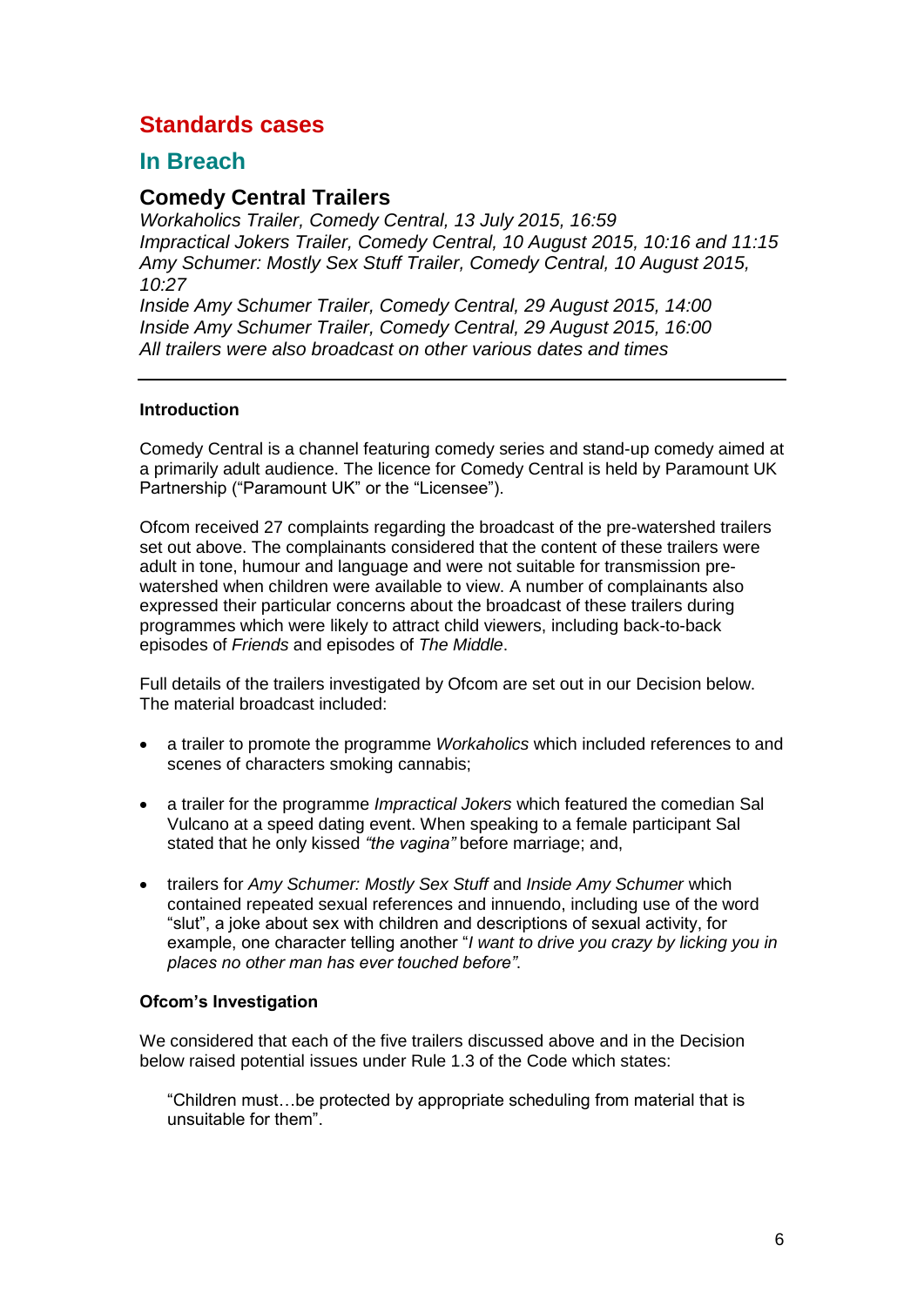# Standards cases

## In Breach

### Comedy Central Trailers

*Workaholics Trailer, Comedy Central, 13 July 2015, 16:59*
*Impractical Jokers Trailer, Comedy Central, 10 August 2015, 10:16 and 11:15*
*Amy Schumer: Mostly Sex Stuff Trailer, Comedy Central, 10 August 2015, 10:27*
*Inside Amy Schumer Trailer, Comedy Central, 29 August 2015, 14:00*
*Inside Amy Schumer Trailer, Comedy Central, 29 August 2015, 16:00*
*All trailers were also broadcast on other various dates and times*

---

#### Introduction

Comedy Central is a channel featuring comedy series and stand-up comedy aimed at a primarily adult audience. The licence for Comedy Central is held by Paramount UK Partnership ("Paramount UK" or the "Licensee").

Ofcom received 27 complaints regarding the broadcast of the pre-watershed trailers set out above. The complainants considered that the content of these trailers were adult in tone, humour and language and were not suitable for transmission pre-watershed when children were available to view. A number of complainants also expressed their particular concerns about the broadcast of these trailers during programmes which were likely to attract child viewers, including back-to-back episodes of *Friends* and episodes of *The Middle*.

Full details of the trailers investigated by Ofcom are set out in our Decision below. The material broadcast included:

- a trailer to promote the programme *Workaholics* which included references to and scenes of characters smoking cannabis;
- a trailer for the programme *Impractical Jokers* which featured the comedian Sal Vulcano at a speed dating event. When speaking to a female participant Sal stated that he only kissed *"the vagina"* before marriage; and,
- trailers for *Amy Schumer: Mostly Sex Stuff* and *Inside Amy Schumer* which contained repeated sexual references and innuendo, including use of the word "slut", a joke about sex with children and descriptions of sexual activity, for example, one character telling another "*I want to drive you crazy by licking you in places no other man has ever touched before"*.

#### Ofcom's Investigation

We considered that each of the five trailers discussed above and in the Decision below raised potential issues under Rule 1.3 of the Code which states:

> "Children must…be protected by appropriate scheduling from material that is unsuitable for them".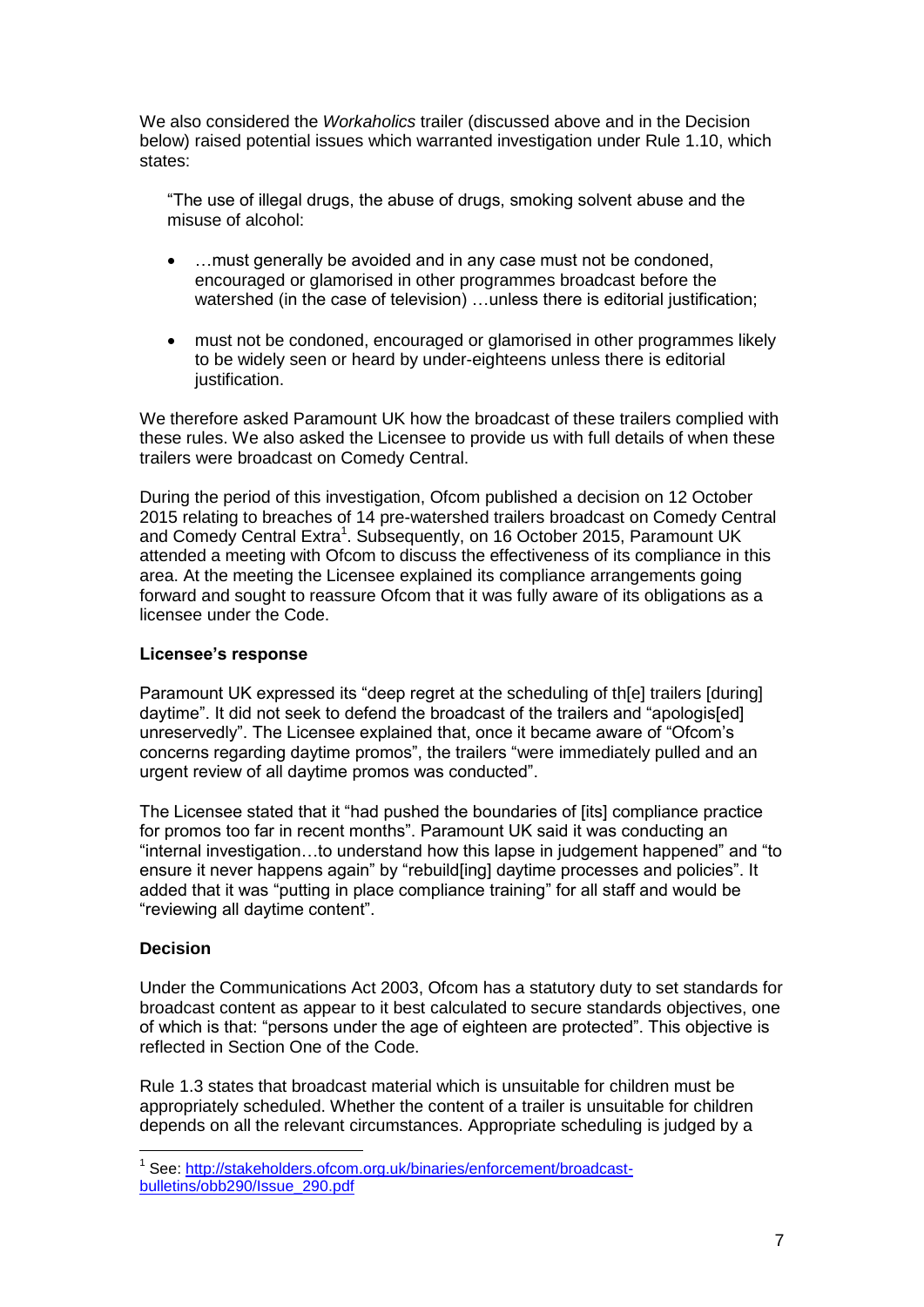We also considered the *Workaholics* trailer (discussed above and in the Decision below) raised potential issues which warranted investigation under Rule 1.10, which states:

> "The use of illegal drugs, the abuse of drugs, smoking solvent abuse and the misuse of alcohol:
>
> - …must generally be avoided and in any case must not be condoned, encouraged or glamorised in other programmes broadcast before the watershed (in the case of television) …unless there is editorial justification;
>
> - must not be condoned, encouraged or glamorised in other programmes likely to be widely seen or heard by under-eighteens unless there is editorial justification.

We therefore asked Paramount UK how the broadcast of these trailers complied with these rules. We also asked the Licensee to provide us with full details of when these trailers were broadcast on Comedy Central.

During the period of this investigation, Ofcom published a decision on 12 October 2015 relating to breaches of 14 pre-watershed trailers broadcast on Comedy Central and Comedy Central Extra[1]. Subsequently, on 16 October 2015, Paramount UK attended a meeting with Ofcom to discuss the effectiveness of its compliance in this area. At the meeting the Licensee explained its compliance arrangements going forward and sought to reassure Ofcom that it was fully aware of its obligations as a licensee under the Code.

**Licensee's response**

Paramount UK expressed its "deep regret at the scheduling of th[e] trailers [during] daytime". It did not seek to defend the broadcast of the trailers and "apologis[ed] unreservedly". The Licensee explained that, once it became aware of "Ofcom's concerns regarding daytime promos", the trailers "were immediately pulled and an urgent review of all daytime promos was conducted".

The Licensee stated that it "had pushed the boundaries of [its] compliance practice for promos too far in recent months". Paramount UK said it was conducting an "internal investigation…to understand how this lapse in judgement happened" and "to ensure it never happens again" by "rebuild[ing] daytime processes and policies". It added that it was "putting in place compliance training" for all staff and would be "reviewing all daytime content".

**Decision**

Under the Communications Act 2003, Ofcom has a statutory duty to set standards for broadcast content as appear to it best calculated to secure standards objectives, one of which is that: "persons under the age of eighteen are protected". This objective is reflected in Section One of the Code.

Rule 1.3 states that broadcast material which is unsuitable for children must be appropriately scheduled. Whether the content of a trailer is unsuitable for children depends on all the relevant circumstances. Appropriate scheduling is judged by a

---

[1] See: http://stakeholders.ofcom.org.uk/binaries/enforcement/broadcast-bulletins/obb290/Issue_290.pdf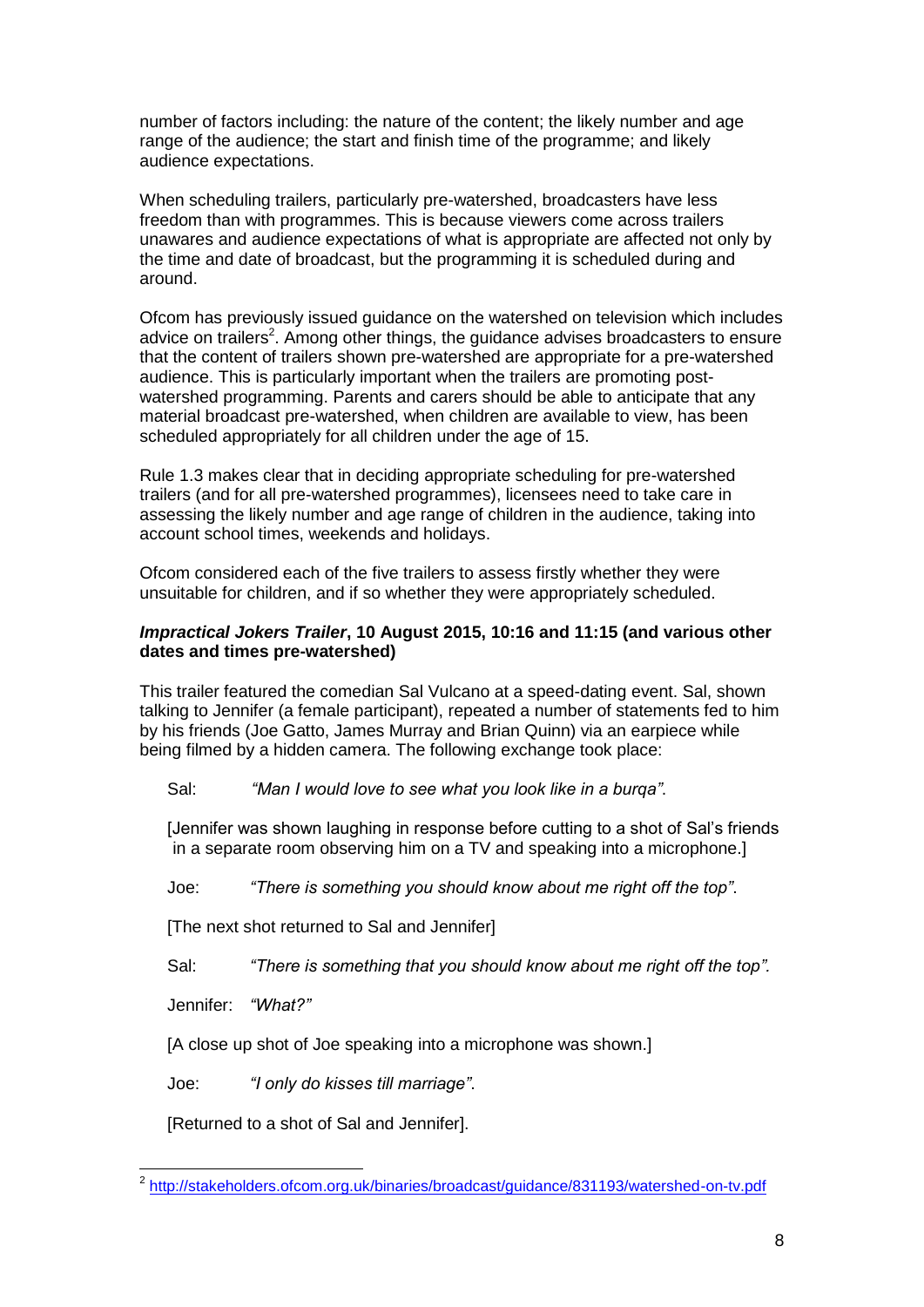number of factors including: the nature of the content; the likely number and age range of the audience; the start and finish time of the programme; and likely audience expectations.

When scheduling trailers, particularly pre-watershed, broadcasters have less freedom than with programmes. This is because viewers come across trailers unawares and audience expectations of what is appropriate are affected not only by the time and date of broadcast, but the programming it is scheduled during and around.

Ofcom has previously issued guidance on the watershed on television which includes advice on trailers[2]. Among other things, the guidance advises broadcasters to ensure that the content of trailers shown pre-watershed are appropriate for a pre-watershed audience. This is particularly important when the trailers are promoting post-watershed programming. Parents and carers should be able to anticipate that any material broadcast pre-watershed, when children are available to view, has been scheduled appropriately for all children under the age of 15.

Rule 1.3 makes clear that in deciding appropriate scheduling for pre-watershed trailers (and for all pre-watershed programmes), licensees need to take care in assessing the likely number and age range of children in the audience, taking into account school times, weekends and holidays.

Ofcom considered each of the five trailers to assess firstly whether they were unsuitable for children, and if so whether they were appropriately scheduled.

***Impractical Jokers Trailer*, 10 August 2015, 10:16 and 11:15 (and various other dates and times pre-watershed)**

This trailer featured the comedian Sal Vulcano at a speed-dating event. Sal, shown talking to Jennifer (a female participant), repeated a number of statements fed to him by his friends (Joe Gatto, James Murray and Brian Quinn) via an earpiece while being filmed by a hidden camera. The following exchange took place:

> Sal: *"Man I would love to see what you look like in a burqa"*.
>
> [Jennifer was shown laughing in response before cutting to a shot of Sal's friends in a separate room observing him on a TV and speaking into a microphone.]
>
> Joe: *"There is something you should know about me right off the top"*.
>
> [The next shot returned to Sal and Jennifer]
>
> Sal: *"There is something that you should know about me right off the top".*
>
> Jennifer: *"What?"*
>
> [A close up shot of Joe speaking into a microphone was shown.]
>
> Joe: *"I only do kisses till marriage".*
>
> [Returned to a shot of Sal and Jennifer].

---

[2] http://stakeholders.ofcom.org.uk/binaries/broadcast/guidance/831193/watershed-on-tv.pdf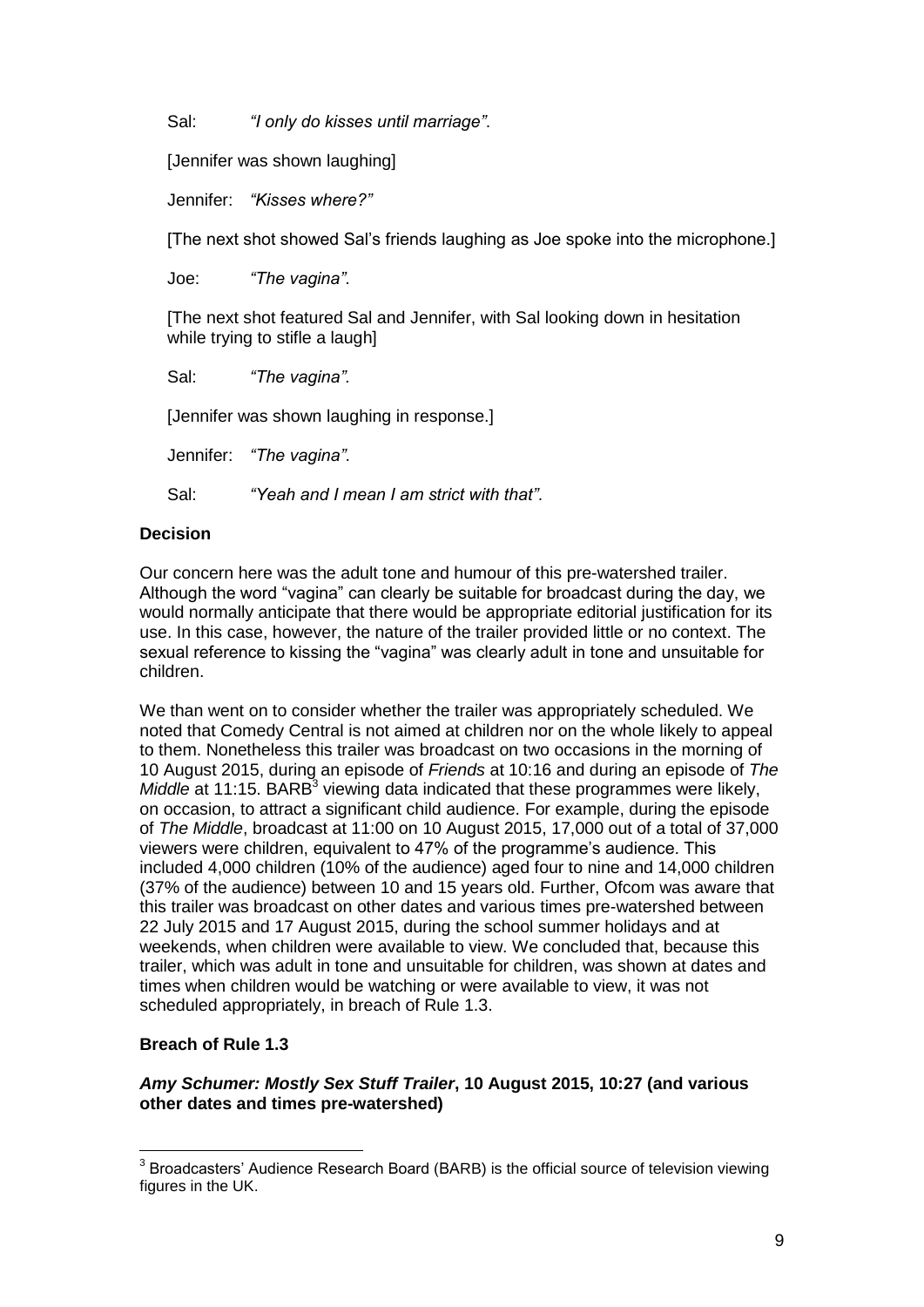Sal: *"I only do kisses until marriage"*.

[Jennifer was shown laughing]

Jennifer: *"Kisses where?"*

[The next shot showed Sal's friends laughing as Joe spoke into the microphone.]

Joe: *"The vagina"*.

[The next shot featured Sal and Jennifer, with Sal looking down in hesitation while trying to stifle a laugh]

Sal: *"The vagina"*.

[Jennifer was shown laughing in response.]

Jennifer: *"The vagina"*.

Sal: *"Yeah and I mean I am strict with that"*.

**Decision**

Our concern here was the adult tone and humour of this pre-watershed trailer. Although the word "vagina" can clearly be suitable for broadcast during the day, we would normally anticipate that there would be appropriate editorial justification for its use. In this case, however, the nature of the trailer provided little or no context. The sexual reference to kissing the "vagina" was clearly adult in tone and unsuitable for children.

We than went on to consider whether the trailer was appropriately scheduled. We noted that Comedy Central is not aimed at children nor on the whole likely to appeal to them. Nonetheless this trailer was broadcast on two occasions in the morning of 10 August 2015, during an episode of *Friends* at 10:16 and during an episode of *The Middle* at 11:15. BARB[3] viewing data indicated that these programmes were likely, on occasion, to attract a significant child audience. For example, during the episode of *The Middle*, broadcast at 11:00 on 10 August 2015, 17,000 out of a total of 37,000 viewers were children, equivalent to 47% of the programme's audience. This included 4,000 children (10% of the audience) aged four to nine and 14,000 children (37% of the audience) between 10 and 15 years old. Further, Ofcom was aware that this trailer was broadcast on other dates and various times pre-watershed between 22 July 2015 and 17 August 2015, during the school summer holidays and at weekends, when children were available to view. We concluded that, because this trailer, which was adult in tone and unsuitable for children, was shown at dates and times when children would be watching or were available to view, it was not scheduled appropriately, in breach of Rule 1.3.

**Breach of Rule 1.3**

***Amy Schumer: Mostly Sex Stuff Trailer*, 10 August 2015, 10:27 (and various other dates and times pre-watershed)**

---

[3] Broadcasters' Audience Research Board (BARB) is the official source of television viewing figures in the UK.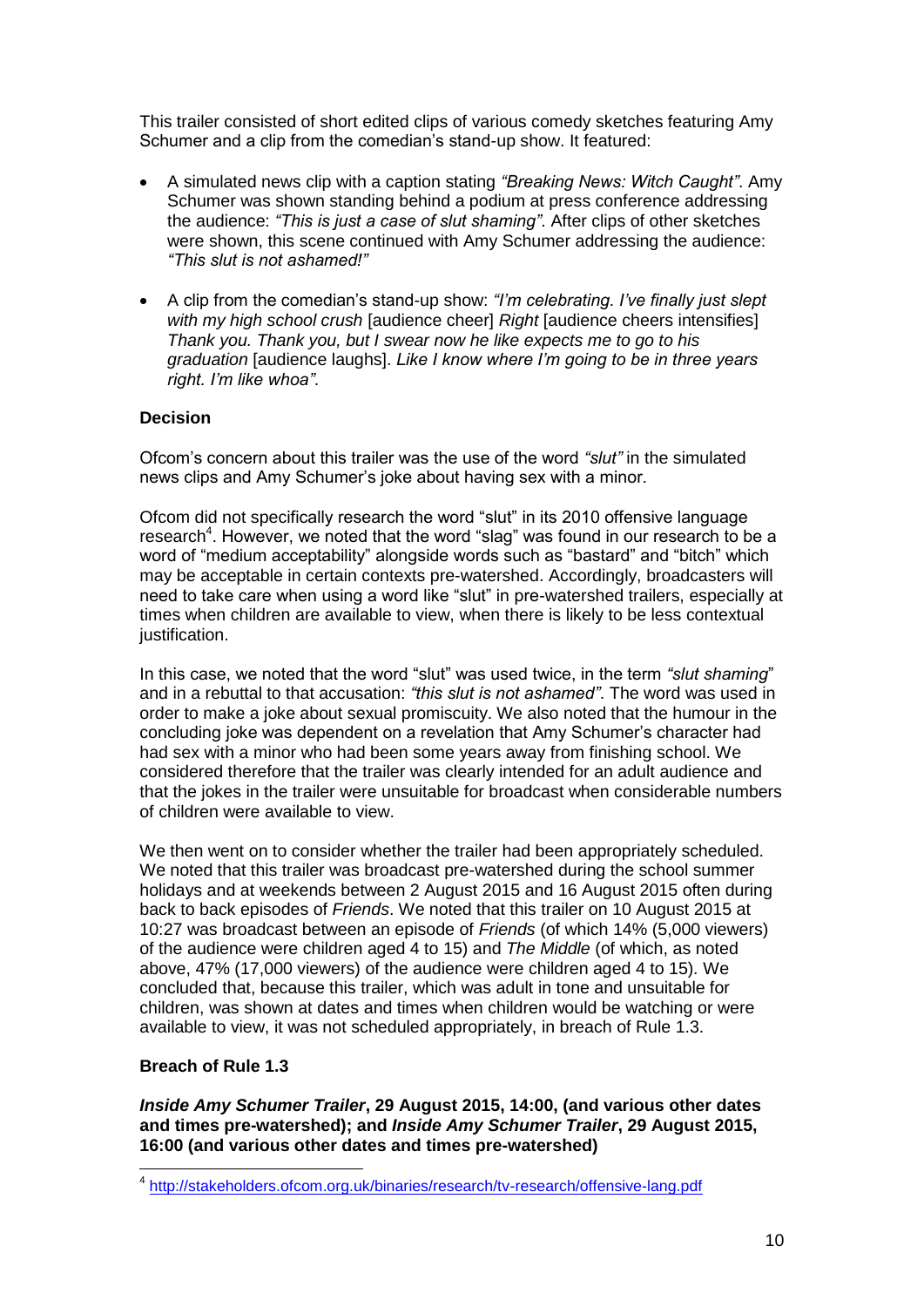This trailer consisted of short edited clips of various comedy sketches featuring Amy Schumer and a clip from the comedian's stand-up show. It featured:

- A simulated news clip with a caption stating *"Breaking News: Witch Caught"*. Amy Schumer was shown standing behind a podium at press conference addressing the audience: *"This is just a case of slut shaming"*. After clips of other sketches were shown, this scene continued with Amy Schumer addressing the audience: *"This slut is not ashamed!"*

- A clip from the comedian's stand-up show: *"I'm celebrating. I've finally just slept with my high school crush* [audience cheer] *Right* [audience cheers intensifies] *Thank you. Thank you, but I swear now he like expects me to go to his graduation* [audience laughs]. *Like I know where I'm going to be in three years right. I'm like whoa"*.

**Decision**

Ofcom's concern about this trailer was the use of the word *"slut"* in the simulated news clips and Amy Schumer's joke about having sex with a minor.

Ofcom did not specifically research the word "slut" in its 2010 offensive language research[4]. However, we noted that the word "slag" was found in our research to be a word of "medium acceptability" alongside words such as "bastard" and "bitch" which may be acceptable in certain contexts pre-watershed. Accordingly, broadcasters will need to take care when using a word like "slut" in pre-watershed trailers, especially at times when children are available to view, when there is likely to be less contextual justification.

In this case, we noted that the word "slut" was used twice, in the term *"slut shaming*" and in a rebuttal to that accusation: *"this slut is not ashamed"*. The word was used in order to make a joke about sexual promiscuity. We also noted that the humour in the concluding joke was dependent on a revelation that Amy Schumer's character had had sex with a minor who had been some years away from finishing school. We considered therefore that the trailer was clearly intended for an adult audience and that the jokes in the trailer were unsuitable for broadcast when considerable numbers of children were available to view.

We then went on to consider whether the trailer had been appropriately scheduled. We noted that this trailer was broadcast pre-watershed during the school summer holidays and at weekends between 2 August 2015 and 16 August 2015 often during back to back episodes of *Friends*. We noted that this trailer on 10 August 2015 at 10:27 was broadcast between an episode of *Friends* (of which 14% (5,000 viewers) of the audience were children aged 4 to 15) and *The Middle* (of which, as noted above, 47% (17,000 viewers) of the audience were children aged 4 to 15). We concluded that, because this trailer, which was adult in tone and unsuitable for children, was shown at dates and times when children would be watching or were available to view, it was not scheduled appropriately, in breach of Rule 1.3.

**Breach of Rule 1.3**

***Inside Amy Schumer Trailer*, 29 August 2015, 14:00, (and various other dates and times pre-watershed); and *Inside Amy Schumer Trailer*, 29 August 2015, 16:00 (and various other dates and times pre-watershed)**

---

[4] http://stakeholders.ofcom.org.uk/binaries/research/tv-research/offensive-lang.pdf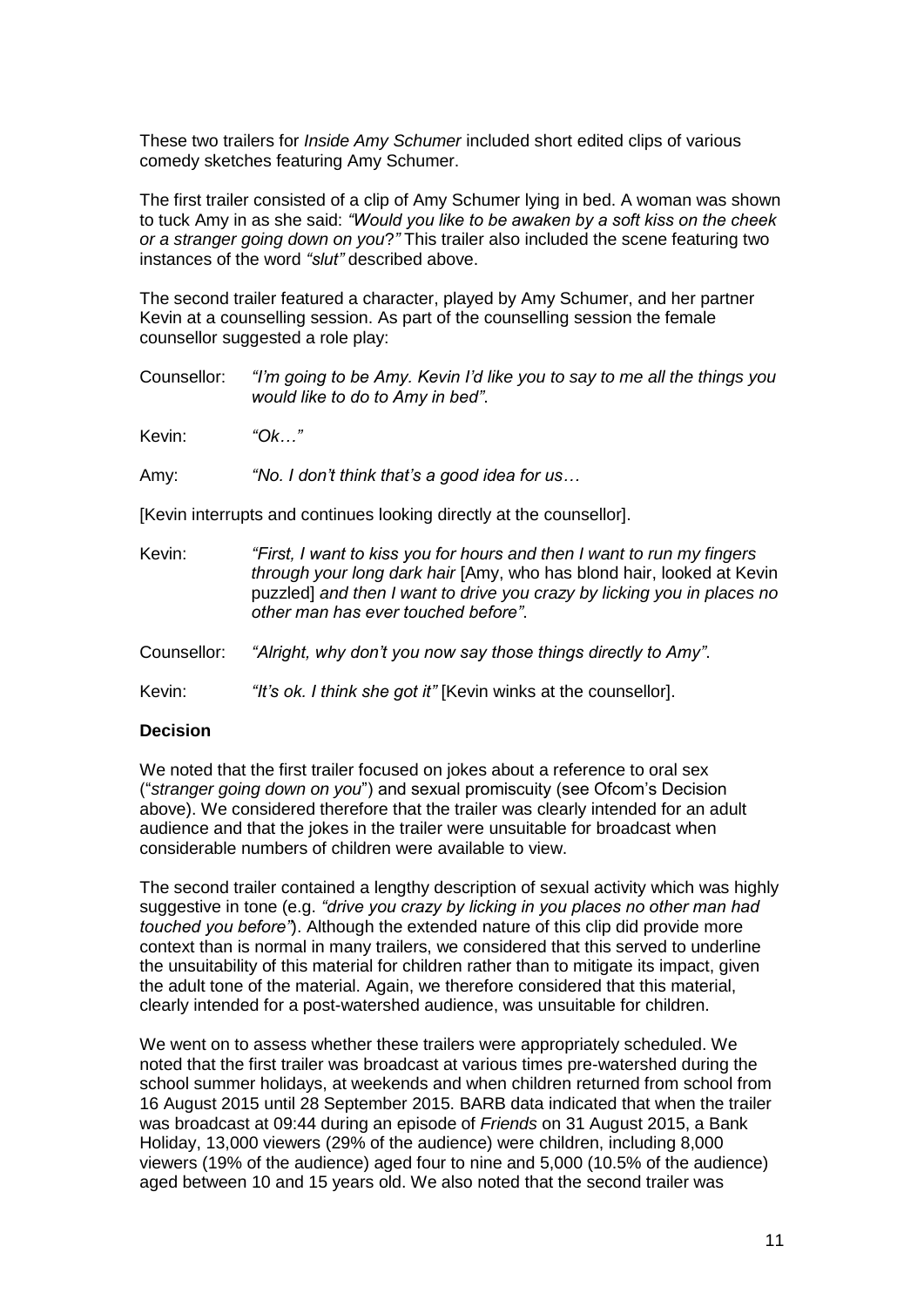These two trailers for *Inside Amy Schumer* included short edited clips of various comedy sketches featuring Amy Schumer.

The first trailer consisted of a clip of Amy Schumer lying in bed. A woman was shown to tuck Amy in as she said: *"Would you like to be awaken by a soft kiss on the cheek or a stranger going down on you?"* This trailer also included the scene featuring two instances of the word *"slut"* described above.

The second trailer featured a character, played by Amy Schumer, and her partner Kevin at a counselling session. As part of the counselling session the female counsellor suggested a role play:

Counsellor: *"I'm going to be Amy. Kevin I'd like you to say to me all the things you would like to do to Amy in bed".*

Kevin: *"Ok…"*

Amy: *"No. I don't think that's a good idea for us…*

[Kevin interrupts and continues looking directly at the counsellor].

Kevin: *"First, I want to kiss you for hours and then I want to run my fingers through your long dark hair* [Amy, who has blond hair, looked at Kevin puzzled] *and then I want to drive you crazy by licking you in places no other man has ever touched before".*

Counsellor: *"Alright, why don't you now say those things directly to Amy".*

Kevin: *"It's ok. I think she got it"* [Kevin winks at the counsellor].

**Decision**

We noted that the first trailer focused on jokes about a reference to oral sex ("*stranger going down on you*") and sexual promiscuity (see Ofcom's Decision above). We considered therefore that the trailer was clearly intended for an adult audience and that the jokes in the trailer were unsuitable for broadcast when considerable numbers of children were available to view.

The second trailer contained a lengthy description of sexual activity which was highly suggestive in tone (e.g. *"drive you crazy by licking in you places no other man had touched you before"*). Although the extended nature of this clip did provide more context than is normal in many trailers, we considered that this served to underline the unsuitability of this material for children rather than to mitigate its impact, given the adult tone of the material. Again, we therefore considered that this material, clearly intended for a post-watershed audience, was unsuitable for children.

We went on to assess whether these trailers were appropriately scheduled. We noted that the first trailer was broadcast at various times pre-watershed during the school summer holidays, at weekends and when children returned from school from 16 August 2015 until 28 September 2015. BARB data indicated that when the trailer was broadcast at 09:44 during an episode of *Friends* on 31 August 2015, a Bank Holiday, 13,000 viewers (29% of the audience) were children, including 8,000 viewers (19% of the audience) aged four to nine and 5,000 (10.5% of the audience) aged between 10 and 15 years old. We also noted that the second trailer was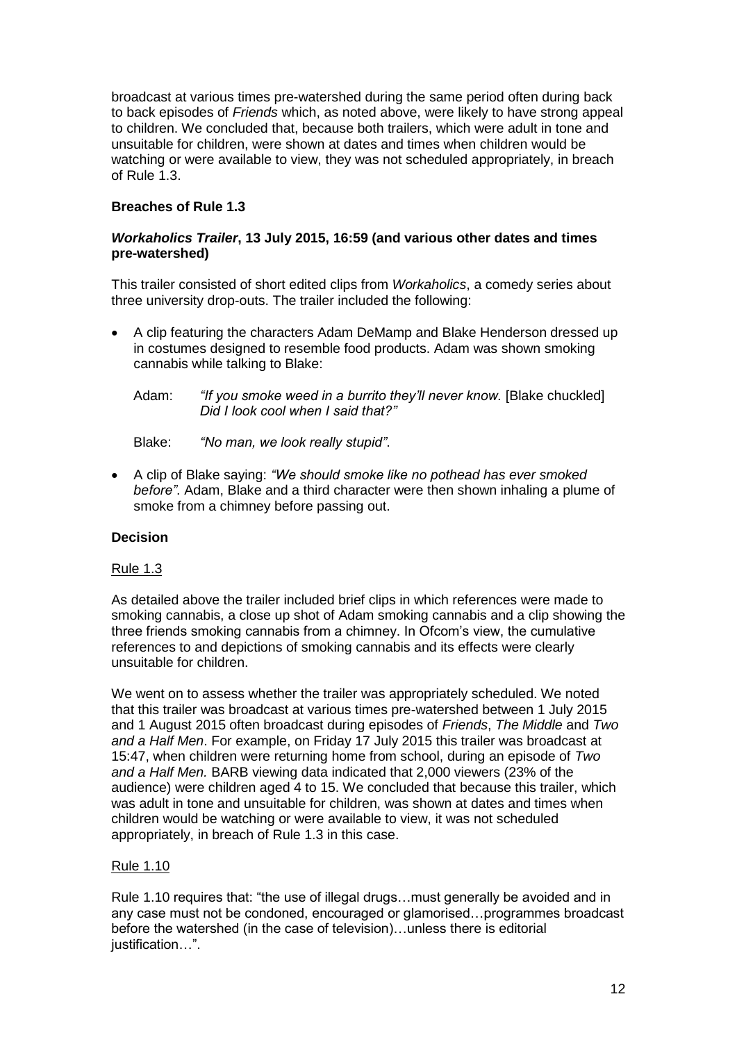broadcast at various times pre-watershed during the same period often during back to back episodes of *Friends* which, as noted above, were likely to have strong appeal to children. We concluded that, because both trailers, which were adult in tone and unsuitable for children, were shown at dates and times when children would be watching or were available to view, they was not scheduled appropriately, in breach of Rule 1.3.

### Breaches of Rule 1.3

#### *Workaholics Trailer*, 13 July 2015, 16:59 (and various other dates and times pre-watershed)

This trailer consisted of short edited clips from *Workaholics*, a comedy series about three university drop-outs. The trailer included the following:

- A clip featuring the characters Adam DeMamp and Blake Henderson dressed up in costumes designed to resemble food products. Adam was shown smoking cannabis while talking to Blake:

  Adam: *"If you smoke weed in a burrito they'll never know.* [Blake chuckled] *Did I look cool when I said that?"*

  Blake: *"No man, we look really stupid".*

- A clip of Blake saying: *"We should smoke like no pothead has ever smoked before".* Adam, Blake and a third character were then shown inhaling a plume of smoke from a chimney before passing out.

### Decision

Rule 1.3

As detailed above the trailer included brief clips in which references were made to smoking cannabis, a close up shot of Adam smoking cannabis and a clip showing the three friends smoking cannabis from a chimney. In Ofcom's view, the cumulative references to and depictions of smoking cannabis and its effects were clearly unsuitable for children.

We went on to assess whether the trailer was appropriately scheduled. We noted that this trailer was broadcast at various times pre-watershed between 1 July 2015 and 1 August 2015 often broadcast during episodes of *Friends*, *The Middle* and *Two and a Half Men*. For example, on Friday 17 July 2015 this trailer was broadcast at 15:47, when children were returning home from school, during an episode of *Two and a Half Men.* BARB viewing data indicated that 2,000 viewers (23% of the audience) were children aged 4 to 15. We concluded that because this trailer, which was adult in tone and unsuitable for children, was shown at dates and times when children would be watching or were available to view, it was not scheduled appropriately, in breach of Rule 1.3 in this case.

Rule 1.10

Rule 1.10 requires that: "the use of illegal drugs…must generally be avoided and in any case must not be condoned, encouraged or glamorised…programmes broadcast before the watershed (in the case of television)…unless there is editorial justification…".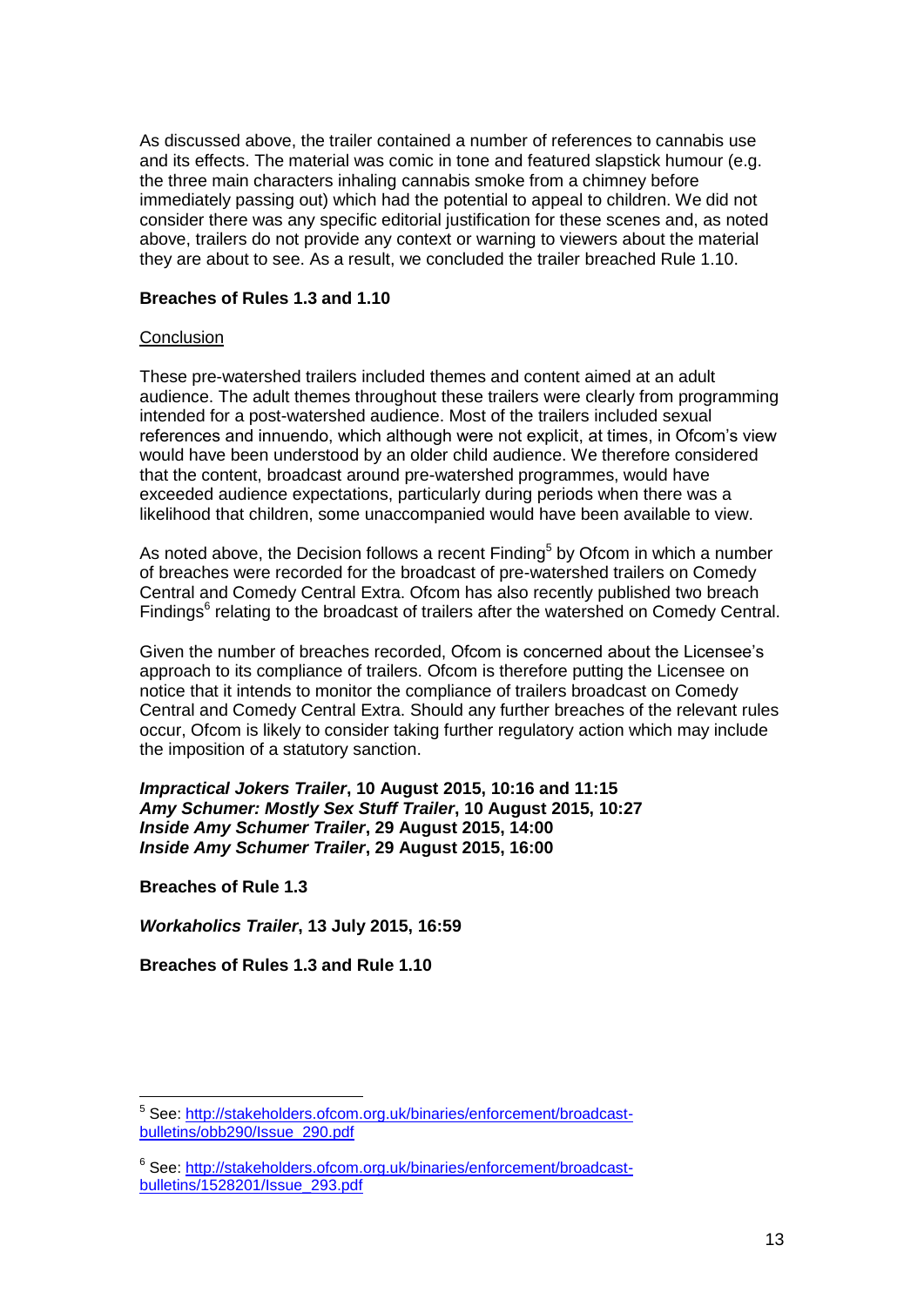As discussed above, the trailer contained a number of references to cannabis use and its effects. The material was comic in tone and featured slapstick humour (e.g. the three main characters inhaling cannabis smoke from a chimney before immediately passing out) which had the potential to appeal to children. We did not consider there was any specific editorial justification for these scenes and, as noted above, trailers do not provide any context or warning to viewers about the material they are about to see. As a result, we concluded the trailer breached Rule 1.10.

**Breaches of Rules 1.3 and 1.10**

Conclusion

These pre-watershed trailers included themes and content aimed at an adult audience. The adult themes throughout these trailers were clearly from programming intended for a post-watershed audience. Most of the trailers included sexual references and innuendo, which although were not explicit, at times, in Ofcom's view would have been understood by an older child audience. We therefore considered that the content, broadcast around pre-watershed programmes, would have exceeded audience expectations, particularly during periods when there was a likelihood that children, some unaccompanied would have been available to view.

As noted above, the Decision follows a recent Finding[5] by Ofcom in which a number of breaches were recorded for the broadcast of pre-watershed trailers on Comedy Central and Comedy Central Extra. Ofcom has also recently published two breach Findings[6] relating to the broadcast of trailers after the watershed on Comedy Central.

Given the number of breaches recorded, Ofcom is concerned about the Licensee's approach to its compliance of trailers. Ofcom is therefore putting the Licensee on notice that it intends to monitor the compliance of trailers broadcast on Comedy Central and Comedy Central Extra. Should any further breaches of the relevant rules occur, Ofcom is likely to consider taking further regulatory action which may include the imposition of a statutory sanction.

***Impractical Jokers Trailer*, 10 August 2015, 10:16 and 11:15**
***Amy Schumer: Mostly Sex Stuff Trailer*, 10 August 2015, 10:27**
***Inside Amy Schumer Trailer*, 29 August 2015, 14:00**
***Inside Amy Schumer Trailer*, 29 August 2015, 16:00**

**Breaches of Rule 1.3**

***Workaholics Trailer*, 13 July 2015, 16:59**

**Breaches of Rules 1.3 and Rule 1.10**

---

[5] See: http://stakeholders.ofcom.org.uk/binaries/enforcement/broadcast-bulletins/obb290/Issue_290.pdf

[6] See: http://stakeholders.ofcom.org.uk/binaries/enforcement/broadcast-bulletins/1528201/Issue_293.pdf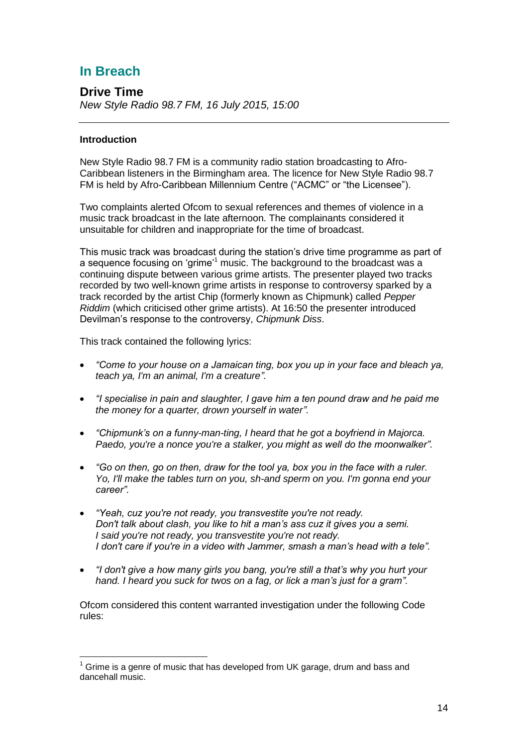## In Breach

### Drive Time

*New Style Radio 98.7 FM, 16 July 2015, 15:00*

---

**Introduction**

New Style Radio 98.7 FM is a community radio station broadcasting to Afro-Caribbean listeners in the Birmingham area. The licence for New Style Radio 98.7 FM is held by Afro-Caribbean Millennium Centre ("ACMC" or "the Licensee").

Two complaints alerted Ofcom to sexual references and themes of violence in a music track broadcast in the late afternoon. The complainants considered it unsuitable for children and inappropriate for the time of broadcast.

This music track was broadcast during the station's drive time programme as part of a sequence focusing on 'grime'[1] music. The background to the broadcast was a continuing dispute between various grime artists. The presenter played two tracks recorded by two well-known grime artists in response to controversy sparked by a track recorded by the artist Chip (formerly known as Chipmunk) called *Pepper Riddim* (which criticised other grime artists). At 16:50 the presenter introduced Devilman's response to the controversy, *Chipmunk Diss*.

This track contained the following lyrics:

- *"Come to your house on a Jamaican ting, box you up in your face and bleach ya, teach ya, I'm an animal, I'm a creature".*
- *"I specialise in pain and slaughter, I gave him a ten pound draw and he paid me the money for a quarter, drown yourself in water".*
- *"Chipmunk's on a funny-man-ting, I heard that he got a boyfriend in Majorca. Paedo, you're a nonce you're a stalker, you might as well do the moonwalker".*
- *"Go on then, go on then, draw for the tool ya, box you in the face with a ruler. Yo, I'll make the tables turn on you, sh-and sperm on you. I'm gonna end your career".*
- *"Yeah, cuz you're not ready, you transvestite you're not ready. Don't talk about clash, you like to hit a man's ass cuz it gives you a semi. I said you're not ready, you transvestite you're not ready. I don't care if you're in a video with Jammer, smash a man's head with a tele".*
- *"I don't give a how many girls you bang, you're still a that's why you hurt your hand. I heard you suck for twos on a fag, or lick a man's just for a gram".*

Ofcom considered this content warranted investigation under the following Code rules:

---

[1] Grime is a genre of music that has developed from UK garage, drum and bass and dancehall music.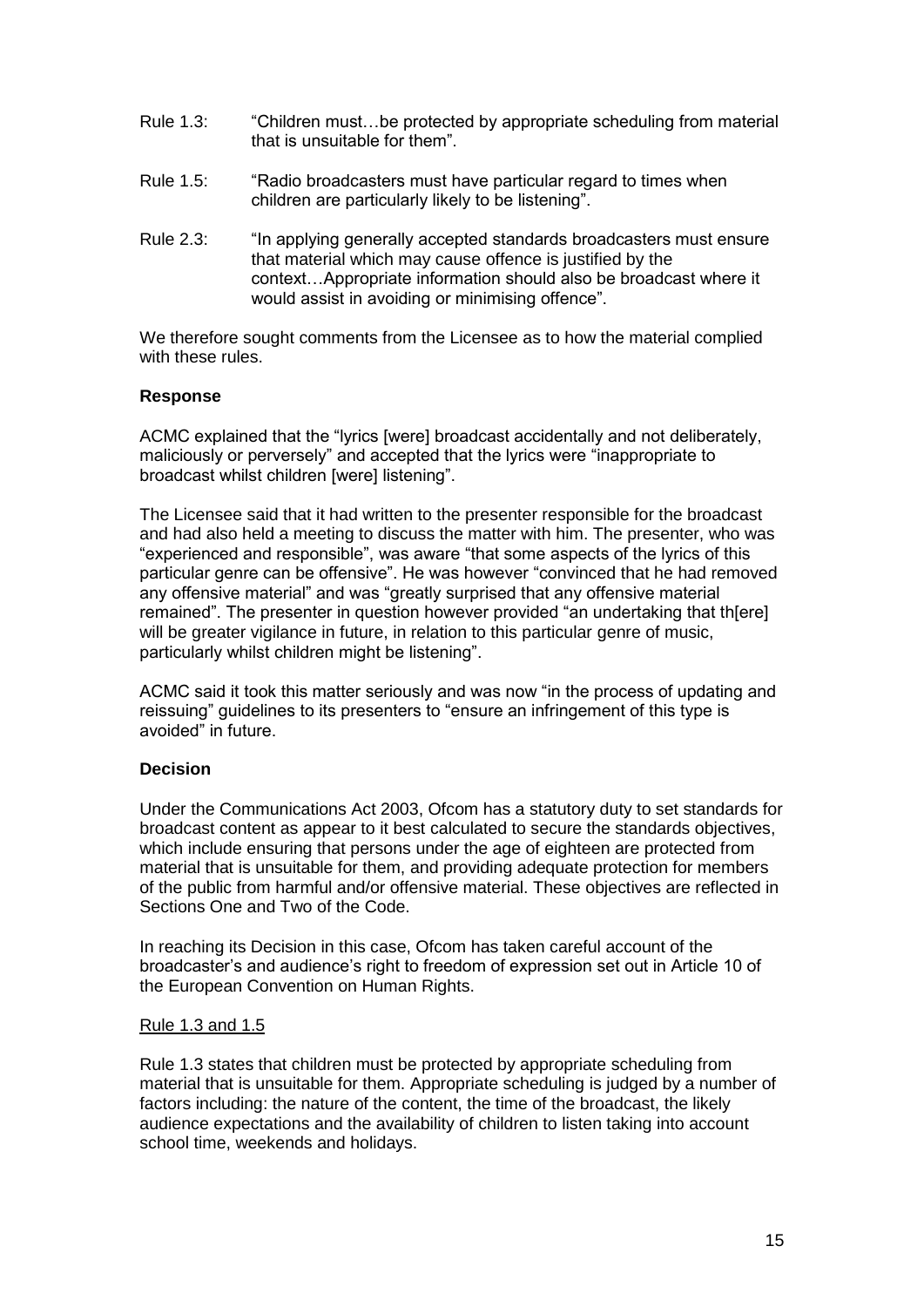Rule 1.3: "Children must…be protected by appropriate scheduling from material that is unsuitable for them".

Rule 1.5: "Radio broadcasters must have particular regard to times when children are particularly likely to be listening".

Rule 2.3: "In applying generally accepted standards broadcasters must ensure that material which may cause offence is justified by the context…Appropriate information should also be broadcast where it would assist in avoiding or minimising offence".

We therefore sought comments from the Licensee as to how the material complied with these rules.

**Response**

ACMC explained that the "lyrics [were] broadcast accidentally and not deliberately, maliciously or perversely" and accepted that the lyrics were "inappropriate to broadcast whilst children [were] listening".

The Licensee said that it had written to the presenter responsible for the broadcast and had also held a meeting to discuss the matter with him. The presenter, who was "experienced and responsible", was aware "that some aspects of the lyrics of this particular genre can be offensive". He was however "convinced that he had removed any offensive material" and was "greatly surprised that any offensive material remained". The presenter in question however provided "an undertaking that th[ere] will be greater vigilance in future, in relation to this particular genre of music, particularly whilst children might be listening".

ACMC said it took this matter seriously and was now "in the process of updating and reissuing" guidelines to its presenters to "ensure an infringement of this type is avoided" in future.

**Decision**

Under the Communications Act 2003, Ofcom has a statutory duty to set standards for broadcast content as appear to it best calculated to secure the standards objectives, which include ensuring that persons under the age of eighteen are protected from material that is unsuitable for them, and providing adequate protection for members of the public from harmful and/or offensive material. These objectives are reflected in Sections One and Two of the Code.

In reaching its Decision in this case, Ofcom has taken careful account of the broadcaster's and audience's right to freedom of expression set out in Article 10 of the European Convention on Human Rights.

Rule 1.3 and 1.5

Rule 1.3 states that children must be protected by appropriate scheduling from material that is unsuitable for them. Appropriate scheduling is judged by a number of factors including: the nature of the content, the time of the broadcast, the likely audience expectations and the availability of children to listen taking into account school time, weekends and holidays.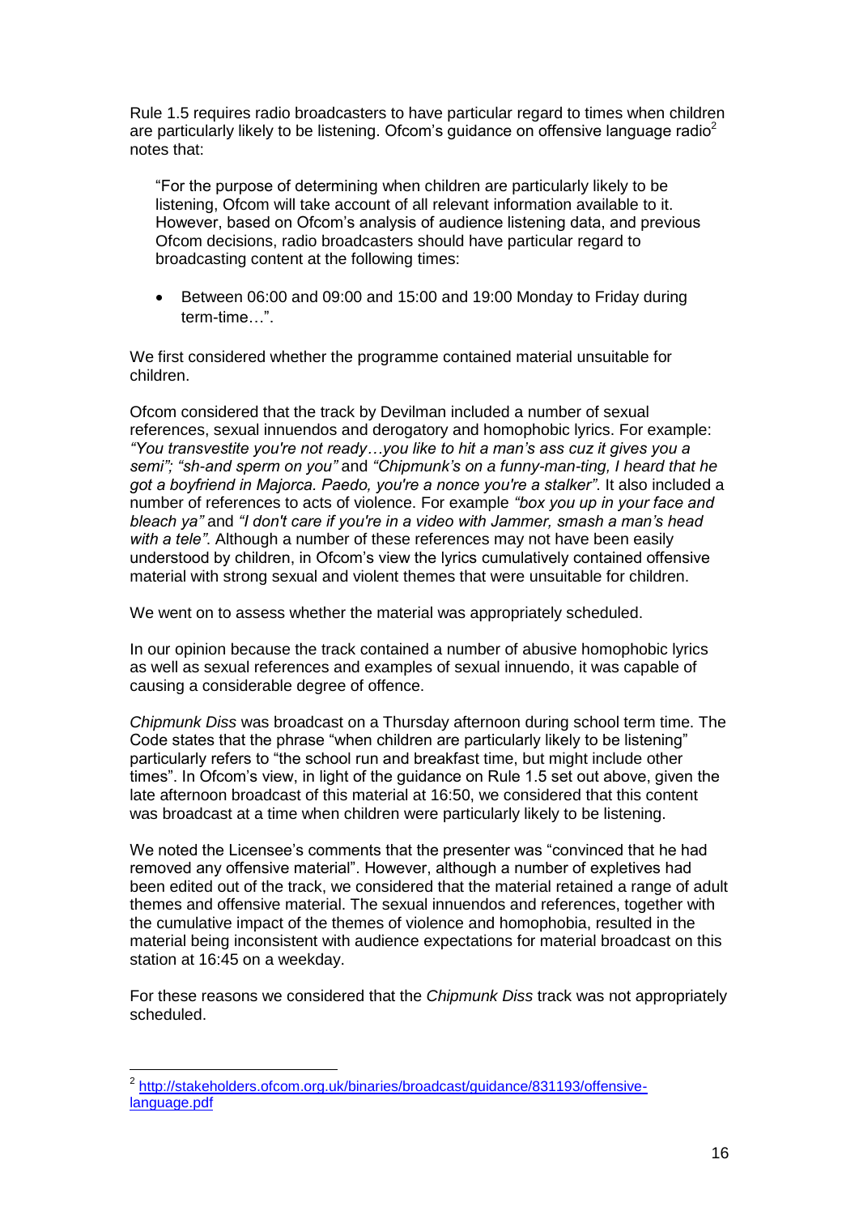Rule 1.5 requires radio broadcasters to have particular regard to times when children are particularly likely to be listening. Ofcom's guidance on offensive language radio[2] notes that:

> "For the purpose of determining when children are particularly likely to be listening, Ofcom will take account of all relevant information available to it. However, based on Ofcom's analysis of audience listening data, and previous Ofcom decisions, radio broadcasters should have particular regard to broadcasting content at the following times:
>
> - Between 06:00 and 09:00 and 15:00 and 19:00 Monday to Friday during term-time…".

We first considered whether the programme contained material unsuitable for children.

Ofcom considered that the track by Devilman included a number of sexual references, sexual innuendos and derogatory and homophobic lyrics. For example: *"You transvestite you're not ready…you like to hit a man's ass cuz it gives you a semi"; "sh-and sperm on you"* and *"Chipmunk's on a funny-man-ting, I heard that he got a boyfriend in Majorca. Paedo, you're a nonce you're a stalker".* It also included a number of references to acts of violence. For example *"box you up in your face and bleach ya"* and *"I don't care if you're in a video with Jammer, smash a man's head with a tele".* Although a number of these references may not have been easily understood by children, in Ofcom's view the lyrics cumulatively contained offensive material with strong sexual and violent themes that were unsuitable for children.

We went on to assess whether the material was appropriately scheduled.

In our opinion because the track contained a number of abusive homophobic lyrics as well as sexual references and examples of sexual innuendo, it was capable of causing a considerable degree of offence.

*Chipmunk Diss* was broadcast on a Thursday afternoon during school term time. The Code states that the phrase "when children are particularly likely to be listening" particularly refers to "the school run and breakfast time, but might include other times". In Ofcom's view, in light of the guidance on Rule 1.5 set out above, given the late afternoon broadcast of this material at 16:50, we considered that this content was broadcast at a time when children were particularly likely to be listening.

We noted the Licensee's comments that the presenter was "convinced that he had removed any offensive material". However, although a number of expletives had been edited out of the track, we considered that the material retained a range of adult themes and offensive material. The sexual innuendos and references, together with the cumulative impact of the themes of violence and homophobia, resulted in the material being inconsistent with audience expectations for material broadcast on this station at 16:45 on a weekday.

For these reasons we considered that the *Chipmunk Diss* track was not appropriately scheduled.

---

[2] http://stakeholders.ofcom.org.uk/binaries/broadcast/guidance/831193/offensive-language.pdf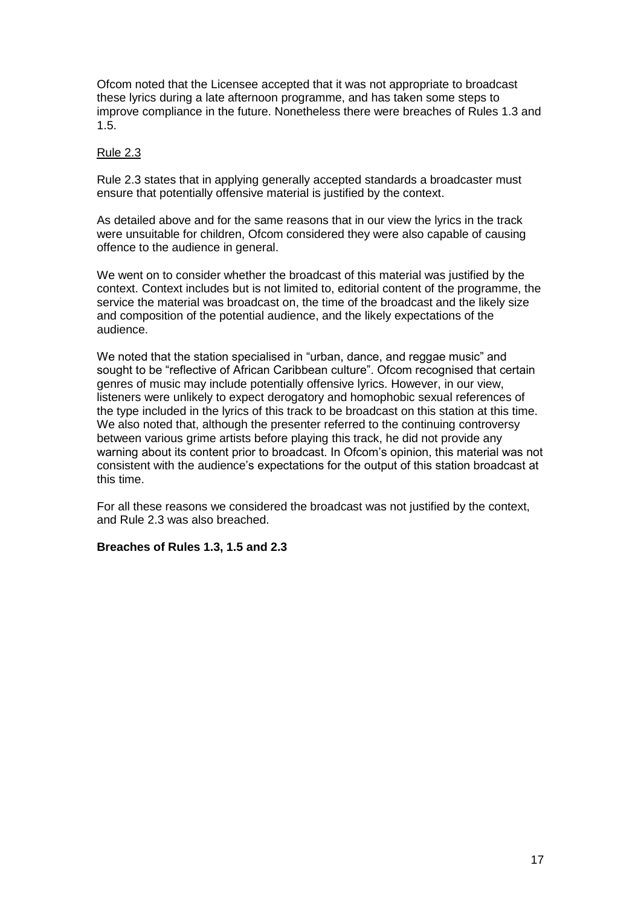Ofcom noted that the Licensee accepted that it was not appropriate to broadcast these lyrics during a late afternoon programme, and has taken some steps to improve compliance in the future. Nonetheless there were breaches of Rules 1.3 and 1.5.

Rule 2.3

Rule 2.3 states that in applying generally accepted standards a broadcaster must ensure that potentially offensive material is justified by the context.

As detailed above and for the same reasons that in our view the lyrics in the track were unsuitable for children, Ofcom considered they were also capable of causing offence to the audience in general.

We went on to consider whether the broadcast of this material was justified by the context. Context includes but is not limited to, editorial content of the programme, the service the material was broadcast on, the time of the broadcast and the likely size and composition of the potential audience, and the likely expectations of the audience.

We noted that the station specialised in "urban, dance, and reggae music" and sought to be "reflective of African Caribbean culture". Ofcom recognised that certain genres of music may include potentially offensive lyrics. However, in our view, listeners were unlikely to expect derogatory and homophobic sexual references of the type included in the lyrics of this track to be broadcast on this station at this time. We also noted that, although the presenter referred to the continuing controversy between various grime artists before playing this track, he did not provide any warning about its content prior to broadcast. In Ofcom's opinion, this material was not consistent with the audience's expectations for the output of this station broadcast at this time.

For all these reasons we considered the broadcast was not justified by the context, and Rule 2.3 was also breached.

**Breaches of Rules 1.3, 1.5 and 2.3**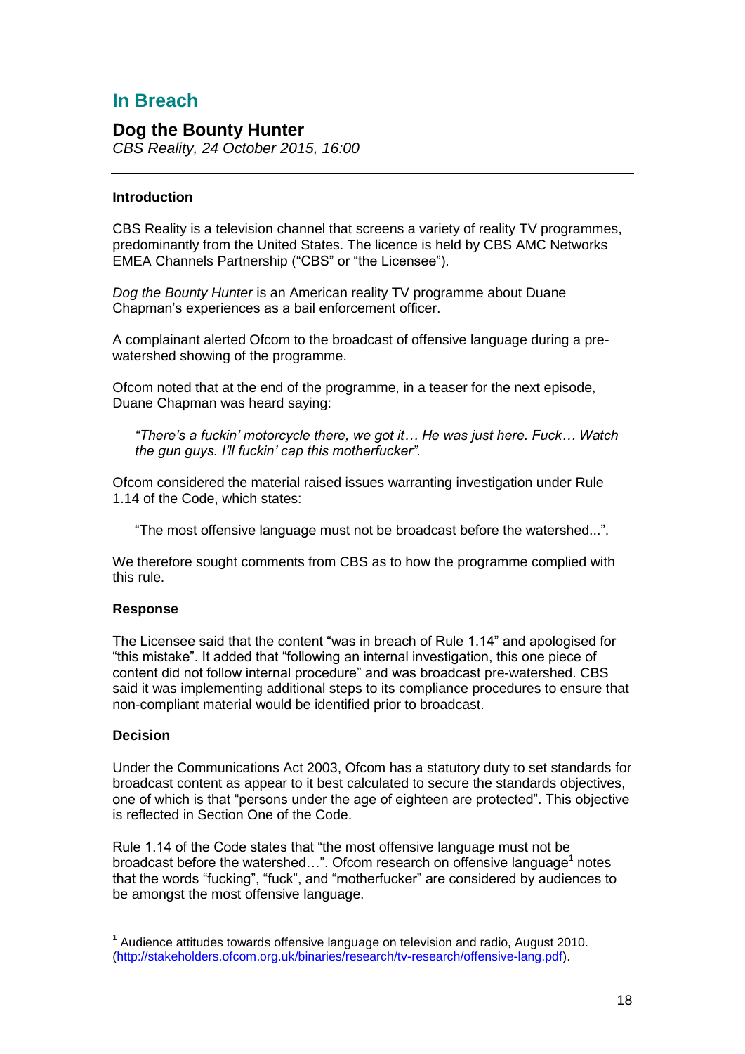## In Breach

### Dog the Bounty Hunter

*CBS Reality, 24 October 2015, 16:00*

---

**Introduction**

CBS Reality is a television channel that screens a variety of reality TV programmes, predominantly from the United States. The licence is held by CBS AMC Networks EMEA Channels Partnership ("CBS" or "the Licensee").

*Dog the Bounty Hunter* is an American reality TV programme about Duane Chapman's experiences as a bail enforcement officer.

A complainant alerted Ofcom to the broadcast of offensive language during a pre-watershed showing of the programme.

Ofcom noted that at the end of the programme, in a teaser for the next episode, Duane Chapman was heard saying:

> *"There's a fuckin' motorcycle there, we got it… He was just here. Fuck… Watch the gun guys. I'll fuckin' cap this motherfucker".*

Ofcom considered the material raised issues warranting investigation under Rule 1.14 of the Code, which states:

> "The most offensive language must not be broadcast before the watershed...".

We therefore sought comments from CBS as to how the programme complied with this rule.

**Response**

The Licensee said that the content "was in breach of Rule 1.14" and apologised for "this mistake". It added that "following an internal investigation, this one piece of content did not follow internal procedure" and was broadcast pre-watershed. CBS said it was implementing additional steps to its compliance procedures to ensure that non-compliant material would be identified prior to broadcast.

**Decision**

Under the Communications Act 2003, Ofcom has a statutory duty to set standards for broadcast content as appear to it best calculated to secure the standards objectives, one of which is that "persons under the age of eighteen are protected". This objective is reflected in Section One of the Code.

Rule 1.14 of the Code states that "the most offensive language must not be broadcast before the watershed…". Ofcom research on offensive language[1] notes that the words "fucking", "fuck", and "motherfucker" are considered by audiences to be amongst the most offensive language.

---

[1] Audience attitudes towards offensive language on television and radio, August 2010. (http://stakeholders.ofcom.org.uk/binaries/research/tv-research/offensive-lang.pdf).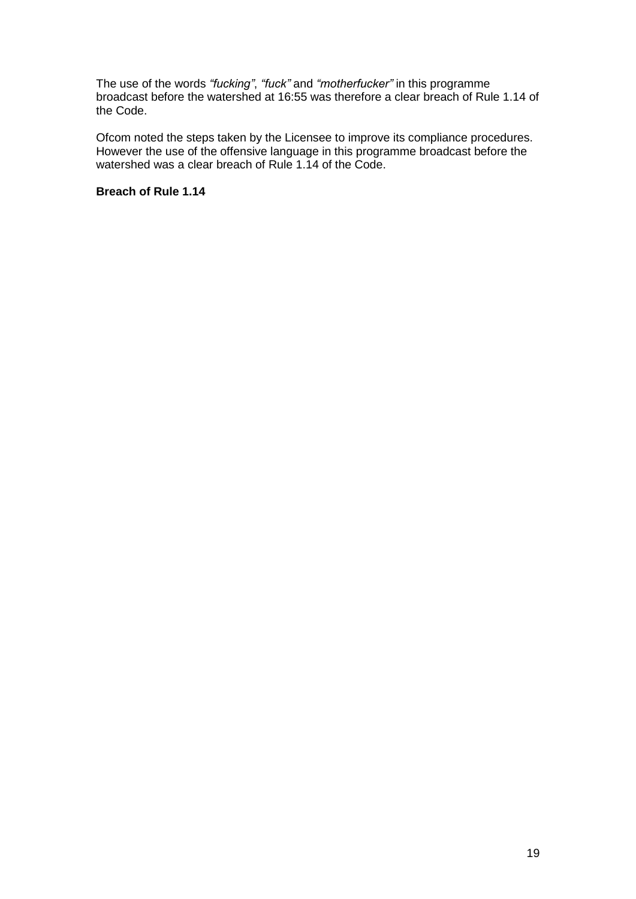The use of the words *"fucking"*, *"fuck"* and *"motherfucker"* in this programme broadcast before the watershed at 16:55 was therefore a clear breach of Rule 1.14 of the Code.

Ofcom noted the steps taken by the Licensee to improve its compliance procedures. However the use of the offensive language in this programme broadcast before the watershed was a clear breach of Rule 1.14 of the Code.

**Breach of Rule 1.14**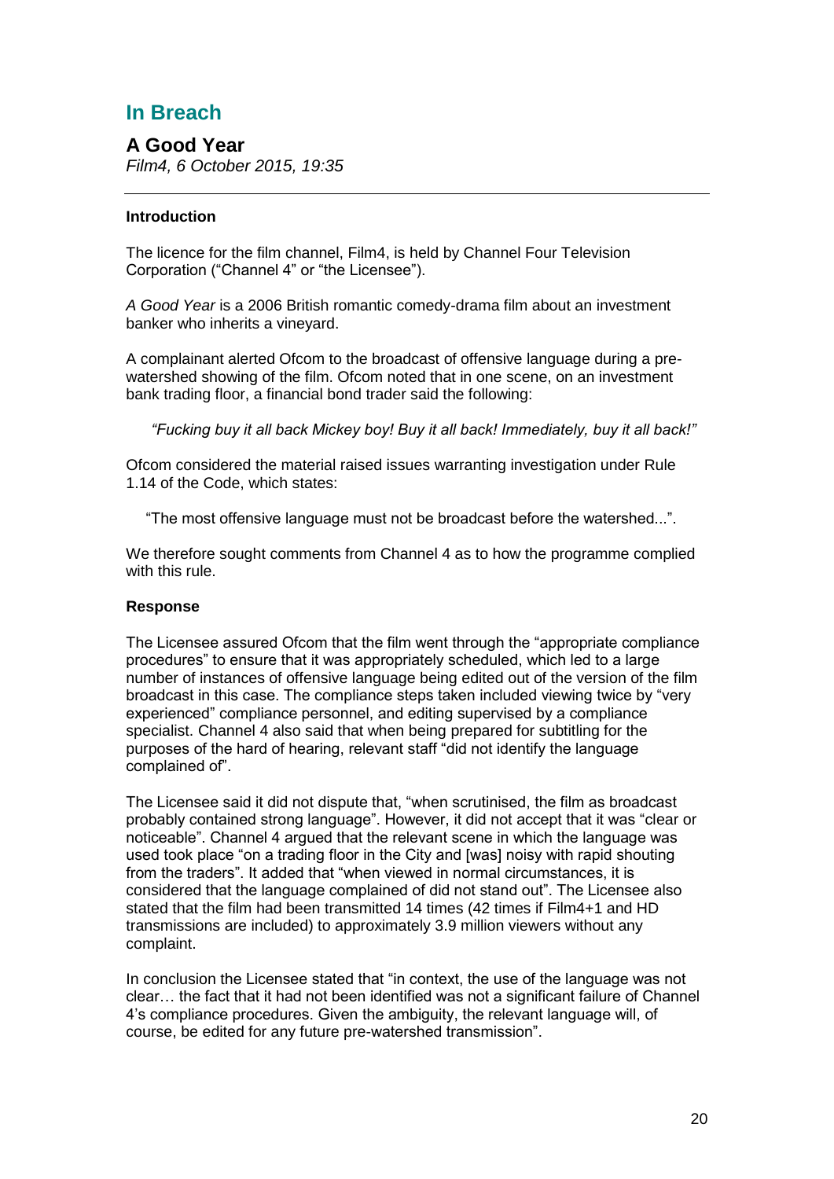## In Breach

### A Good Year

*Film4, 6 October 2015, 19:35*

---

#### Introduction

The licence for the film channel, Film4, is held by Channel Four Television Corporation ("Channel 4" or "the Licensee").

*A Good Year* is a 2006 British romantic comedy-drama film about an investment banker who inherits a vineyard.

A complainant alerted Ofcom to the broadcast of offensive language during a pre-watershed showing of the film. Ofcom noted that in one scene, on an investment bank trading floor, a financial bond trader said the following:

> *"Fucking buy it all back Mickey boy! Buy it all back! Immediately, buy it all back!"*

Ofcom considered the material raised issues warranting investigation under Rule 1.14 of the Code, which states:

> "The most offensive language must not be broadcast before the watershed...".

We therefore sought comments from Channel 4 as to how the programme complied with this rule.

#### Response

The Licensee assured Ofcom that the film went through the "appropriate compliance procedures" to ensure that it was appropriately scheduled, which led to a large number of instances of offensive language being edited out of the version of the film broadcast in this case. The compliance steps taken included viewing twice by "very experienced" compliance personnel, and editing supervised by a compliance specialist. Channel 4 also said that when being prepared for subtitling for the purposes of the hard of hearing, relevant staff "did not identify the language complained of".

The Licensee said it did not dispute that, "when scrutinised, the film as broadcast probably contained strong language". However, it did not accept that it was "clear or noticeable". Channel 4 argued that the relevant scene in which the language was used took place "on a trading floor in the City and [was] noisy with rapid shouting from the traders". It added that "when viewed in normal circumstances, it is considered that the language complained of did not stand out". The Licensee also stated that the film had been transmitted 14 times (42 times if Film4+1 and HD transmissions are included) to approximately 3.9 million viewers without any complaint.

In conclusion the Licensee stated that "in context, the use of the language was not clear… the fact that it had not been identified was not a significant failure of Channel 4's compliance procedures. Given the ambiguity, the relevant language will, of course, be edited for any future pre-watershed transmission".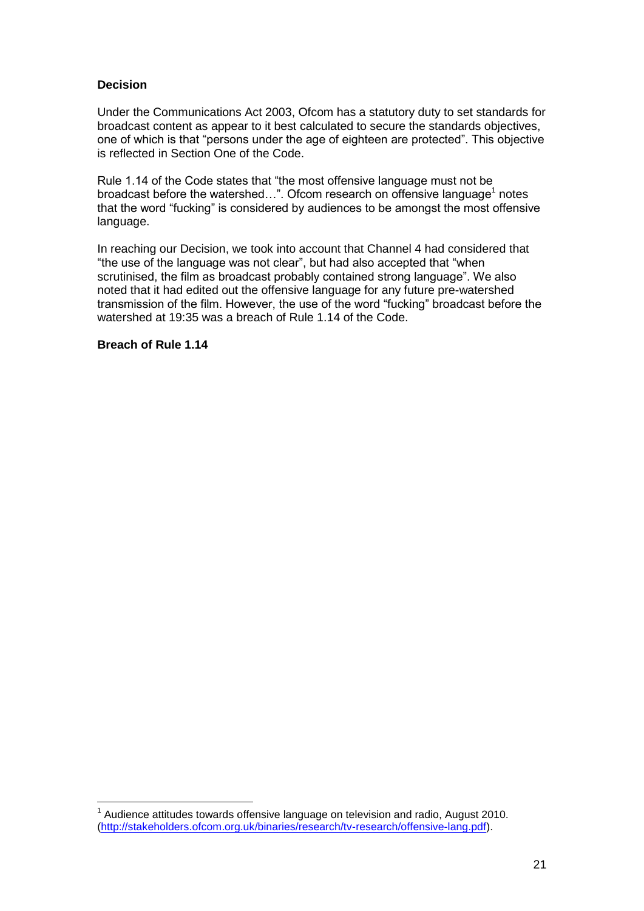**Decision**

Under the Communications Act 2003, Ofcom has a statutory duty to set standards for broadcast content as appear to it best calculated to secure the standards objectives, one of which is that "persons under the age of eighteen are protected". This objective is reflected in Section One of the Code.

Rule 1.14 of the Code states that "the most offensive language must not be broadcast before the watershed…". Ofcom research on offensive language[1] notes that the word "fucking" is considered by audiences to be amongst the most offensive language.

In reaching our Decision, we took into account that Channel 4 had considered that "the use of the language was not clear", but had also accepted that "when scrutinised, the film as broadcast probably contained strong language". We also noted that it had edited out the offensive language for any future pre-watershed transmission of the film. However, the use of the word "fucking" broadcast before the watershed at 19:35 was a breach of Rule 1.14 of the Code.

**Breach of Rule 1.14**

---

[1] Audience attitudes towards offensive language on television and radio, August 2010. (http://stakeholders.ofcom.org.uk/binaries/research/tv-research/offensive-lang.pdf).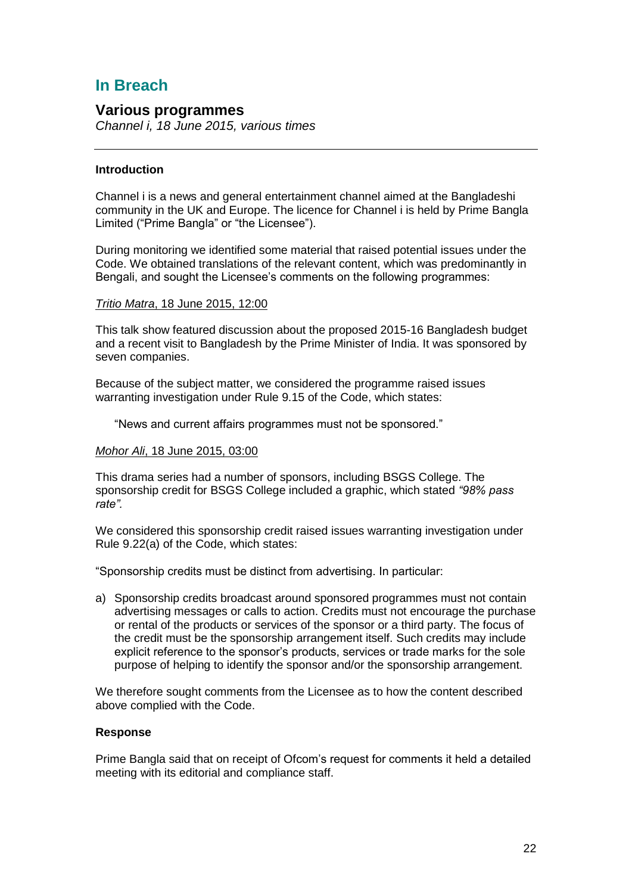## In Breach

### Various programmes

*Channel i, 18 June 2015, various times*

---

**Introduction**

Channel i is a news and general entertainment channel aimed at the Bangladeshi community in the UK and Europe. The licence for Channel i is held by Prime Bangla Limited ("Prime Bangla" or "the Licensee").

During monitoring we identified some material that raised potential issues under the Code. We obtained translations of the relevant content, which was predominantly in Bengali, and sought the Licensee's comments on the following programmes:

*Tritio Matra*, 18 June 2015, 12:00

This talk show featured discussion about the proposed 2015-16 Bangladesh budget and a recent visit to Bangladesh by the Prime Minister of India. It was sponsored by seven companies.

Because of the subject matter, we considered the programme raised issues warranting investigation under Rule 9.15 of the Code, which states:

> "News and current affairs programmes must not be sponsored."

*Mohor Ali*, 18 June 2015, 03:00

This drama series had a number of sponsors, including BSGS College. The sponsorship credit for BSGS College included a graphic, which stated *"98% pass rate"*.

We considered this sponsorship credit raised issues warranting investigation under Rule 9.22(a) of the Code, which states:

"Sponsorship credits must be distinct from advertising. In particular:

a) Sponsorship credits broadcast around sponsored programmes must not contain advertising messages or calls to action. Credits must not encourage the purchase or rental of the products or services of the sponsor or a third party. The focus of the credit must be the sponsorship arrangement itself. Such credits may include explicit reference to the sponsor's products, services or trade marks for the sole purpose of helping to identify the sponsor and/or the sponsorship arrangement.

We therefore sought comments from the Licensee as to how the content described above complied with the Code.

**Response**

Prime Bangla said that on receipt of Ofcom's request for comments it held a detailed meeting with its editorial and compliance staff.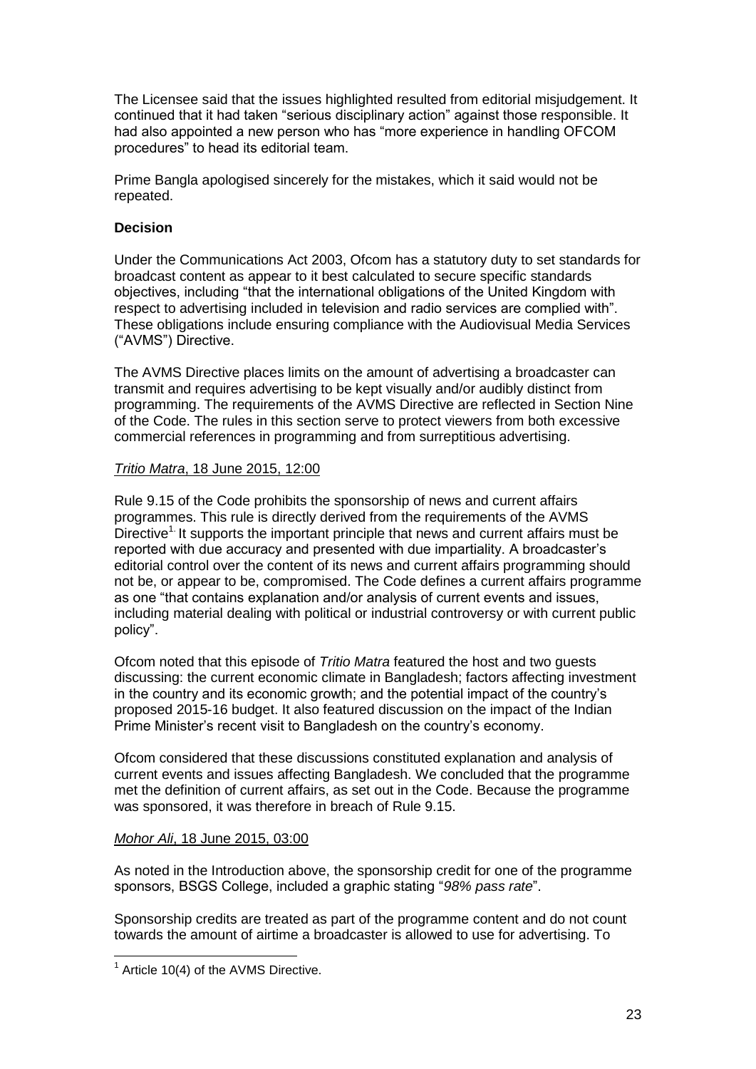The Licensee said that the issues highlighted resulted from editorial misjudgement. It continued that it had taken "serious disciplinary action" against those responsible. It had also appointed a new person who has "more experience in handling OFCOM procedures" to head its editorial team.

Prime Bangla apologised sincerely for the mistakes, which it said would not be repeated.

**Decision**

Under the Communications Act 2003, Ofcom has a statutory duty to set standards for broadcast content as appear to it best calculated to secure specific standards objectives, including "that the international obligations of the United Kingdom with respect to advertising included in television and radio services are complied with". These obligations include ensuring compliance with the Audiovisual Media Services ("AVMS") Directive.

The AVMS Directive places limits on the amount of advertising a broadcaster can transmit and requires advertising to be kept visually and/or audibly distinct from programming. The requirements of the AVMS Directive are reflected in Section Nine of the Code. The rules in this section serve to protect viewers from both excessive commercial references in programming and from surreptitious advertising.

*Tritio Matra*, 18 June 2015, 12:00

Rule 9.15 of the Code prohibits the sponsorship of news and current affairs programmes. This rule is directly derived from the requirements of the AVMS Directive[1]. It supports the important principle that news and current affairs must be reported with due accuracy and presented with due impartiality. A broadcaster's editorial control over the content of its news and current affairs programming should not be, or appear to be, compromised. The Code defines a current affairs programme as one "that contains explanation and/or analysis of current events and issues, including material dealing with political or industrial controversy or with current public policy".

Ofcom noted that this episode of *Tritio Matra* featured the host and two guests discussing: the current economic climate in Bangladesh; factors affecting investment in the country and its economic growth; and the potential impact of the country's proposed 2015-16 budget. It also featured discussion on the impact of the Indian Prime Minister's recent visit to Bangladesh on the country's economy.

Ofcom considered that these discussions constituted explanation and analysis of current events and issues affecting Bangladesh. We concluded that the programme met the definition of current affairs, as set out in the Code. Because the programme was sponsored, it was therefore in breach of Rule 9.15.

*Mohor Ali*, 18 June 2015, 03:00

As noted in the Introduction above, the sponsorship credit for one of the programme sponsors, BSGS College, included a graphic stating "*98% pass rate*".

Sponsorship credits are treated as part of the programme content and do not count towards the amount of airtime a broadcaster is allowed to use for advertising. To

[1] Article 10(4) of the AVMS Directive.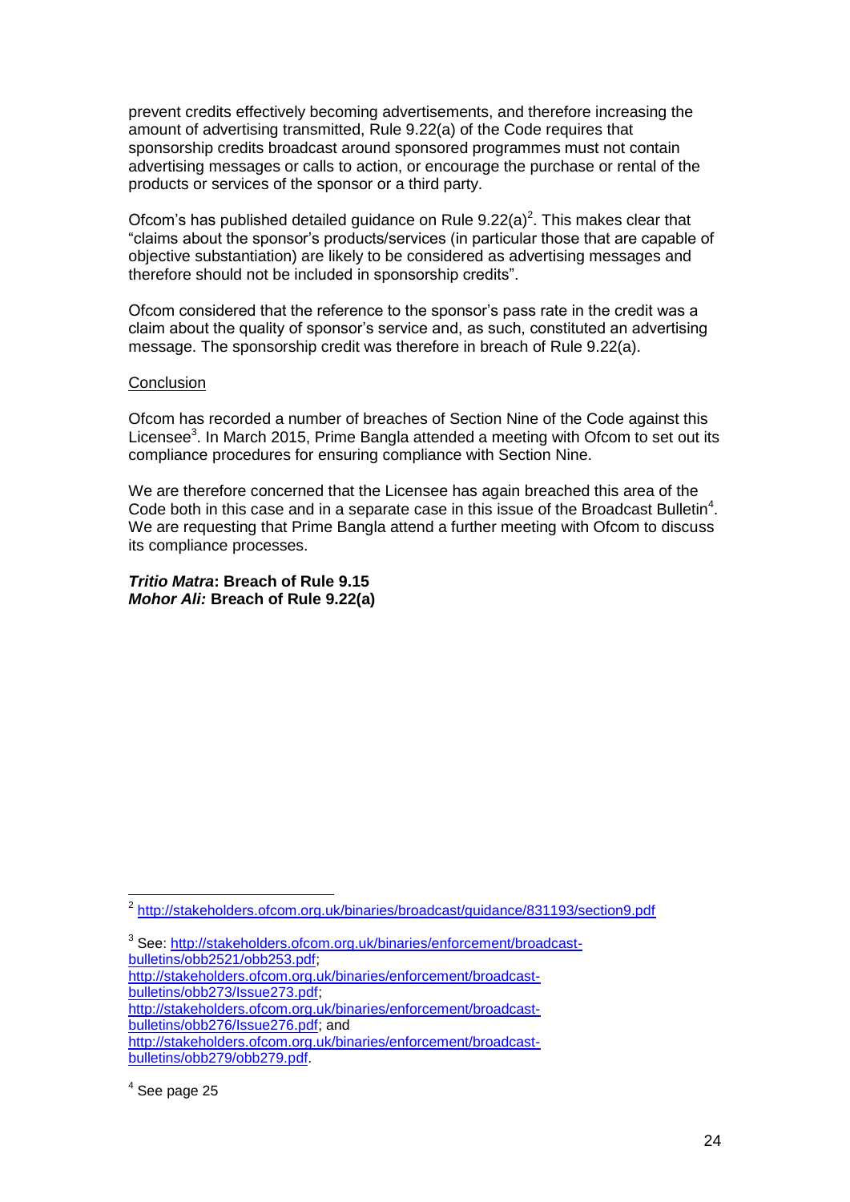prevent credits effectively becoming advertisements, and therefore increasing the amount of advertising transmitted, Rule 9.22(a) of the Code requires that sponsorship credits broadcast around sponsored programmes must not contain advertising messages or calls to action, or encourage the purchase or rental of the products or services of the sponsor or a third party.

Ofcom's has published detailed guidance on Rule 9.22(a)[2]. This makes clear that "claims about the sponsor's products/services (in particular those that are capable of objective substantiation) are likely to be considered as advertising messages and therefore should not be included in sponsorship credits".

Ofcom considered that the reference to the sponsor's pass rate in the credit was a claim about the quality of sponsor's service and, as such, constituted an advertising message. The sponsorship credit was therefore in breach of Rule 9.22(a).

Conclusion

Ofcom has recorded a number of breaches of Section Nine of the Code against this Licensee[3]. In March 2015, Prime Bangla attended a meeting with Ofcom to set out its compliance procedures for ensuring compliance with Section Nine.

We are therefore concerned that the Licensee has again breached this area of the Code both in this case and in a separate case in this issue of the Broadcast Bulletin[4]. We are requesting that Prime Bangla attend a further meeting with Ofcom to discuss its compliance processes.

***Tritio Matra*: Breach of Rule 9.15**
***Mohor Ali:* Breach of Rule 9.22(a)**

---

[2] http://stakeholders.ofcom.org.uk/binaries/broadcast/guidance/831193/section9.pdf

[3] See: http://stakeholders.ofcom.org.uk/binaries/enforcement/broadcast-bulletins/obb2521/obb253.pdf; http://stakeholders.ofcom.org.uk/binaries/enforcement/broadcast-bulletins/obb273/Issue273.pdf; http://stakeholders.ofcom.org.uk/binaries/enforcement/broadcast-bulletins/obb276/Issue276.pdf; and http://stakeholders.ofcom.org.uk/binaries/enforcement/broadcast-bulletins/obb279/obb279.pdf.

[4] See page 25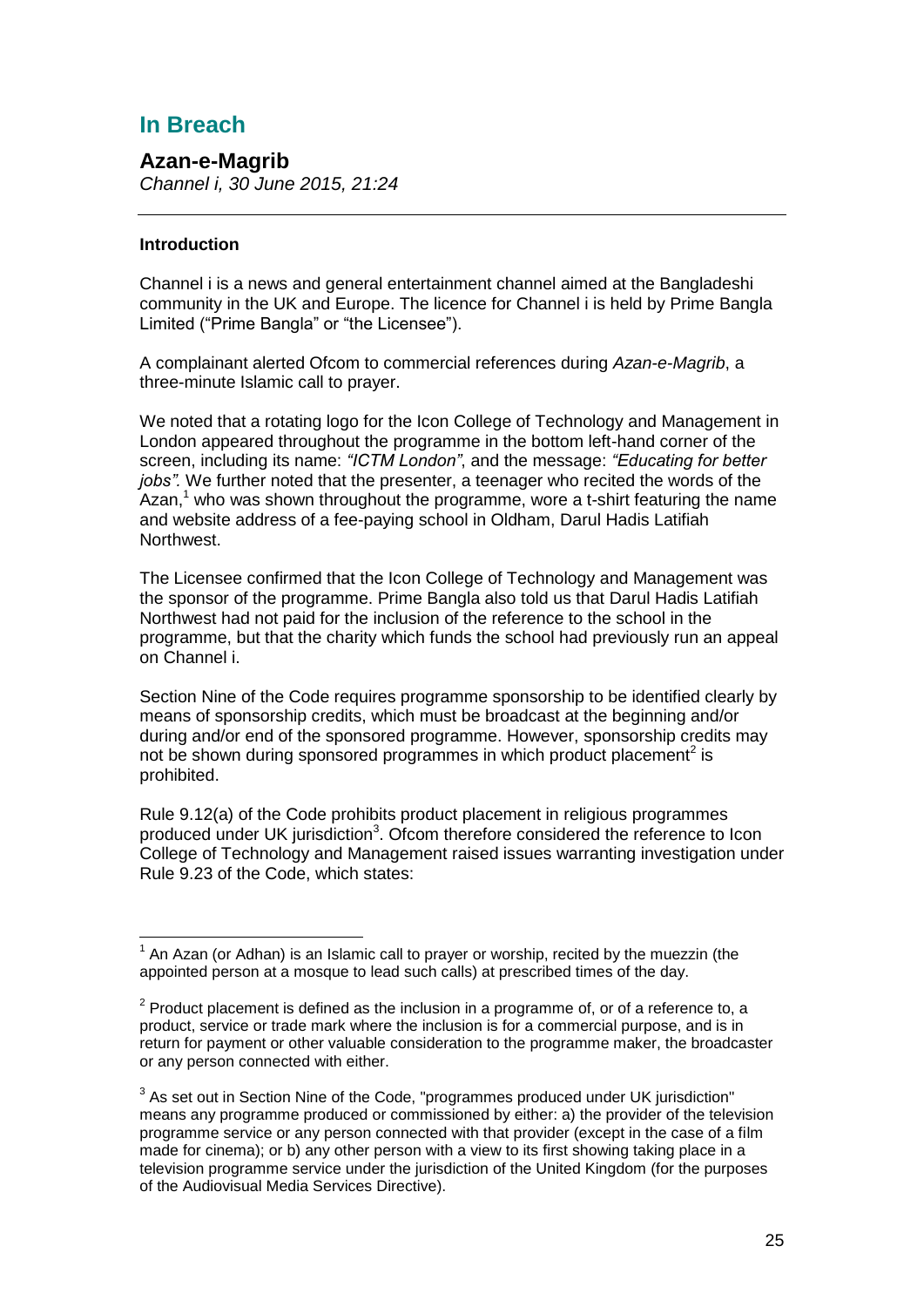## In Breach

### Azan-e-Magrib

*Channel i, 30 June 2015, 21:24*

#### Introduction

Channel i is a news and general entertainment channel aimed at the Bangladeshi community in the UK and Europe. The licence for Channel i is held by Prime Bangla Limited ("Prime Bangla" or "the Licensee").

A complainant alerted Ofcom to commercial references during *Azan-e-Magrib*, a three-minute Islamic call to prayer.

We noted that a rotating logo for the Icon College of Technology and Management in London appeared throughout the programme in the bottom left-hand corner of the screen, including its name: *"ICTM London"*, and the message: *"Educating for better jobs"*. We further noted that the presenter, a teenager who recited the words of the Azan,[1] who was shown throughout the programme, wore a t-shirt featuring the name and website address of a fee-paying school in Oldham, Darul Hadis Latifiah Northwest.

The Licensee confirmed that the Icon College of Technology and Management was the sponsor of the programme. Prime Bangla also told us that Darul Hadis Latifiah Northwest had not paid for the inclusion of the reference to the school in the programme, but that the charity which funds the school had previously run an appeal on Channel i.

Section Nine of the Code requires programme sponsorship to be identified clearly by means of sponsorship credits, which must be broadcast at the beginning and/or during and/or end of the sponsored programme. However, sponsorship credits may not be shown during sponsored programmes in which product placement[2] is prohibited.

Rule 9.12(a) of the Code prohibits product placement in religious programmes produced under UK jurisdiction[3]. Ofcom therefore considered the reference to Icon College of Technology and Management raised issues warranting investigation under Rule 9.23 of the Code, which states:

---

[1] An Azan (or Adhan) is an Islamic call to prayer or worship, recited by the muezzin (the appointed person at a mosque to lead such calls) at prescribed times of the day.

[2] Product placement is defined as the inclusion in a programme of, or of a reference to, a product, service or trade mark where the inclusion is for a commercial purpose, and is in return for payment or other valuable consideration to the programme maker, the broadcaster or any person connected with either.

[3] As set out in Section Nine of the Code, "programmes produced under UK jurisdiction" means any programme produced or commissioned by either: a) the provider of the television programme service or any person connected with that provider (except in the case of a film made for cinema); or b) any other person with a view to its first showing taking place in a television programme service under the jurisdiction of the United Kingdom (for the purposes of the Audiovisual Media Services Directive).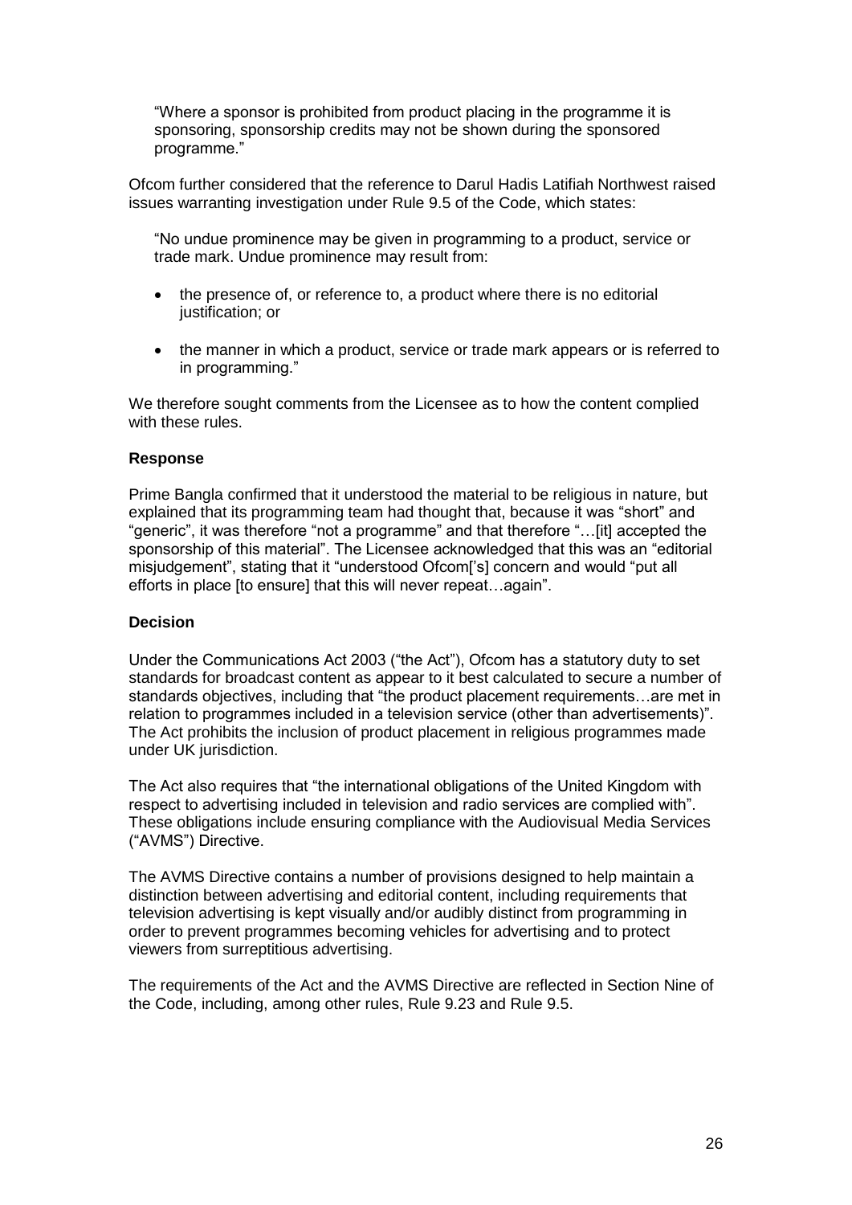> "Where a sponsor is prohibited from product placing in the programme it is sponsoring, sponsorship credits may not be shown during the sponsored programme."

Ofcom further considered that the reference to Darul Hadis Latifiah Northwest raised issues warranting investigation under Rule 9.5 of the Code, which states:

> "No undue prominence may be given in programming to a product, service or trade mark. Undue prominence may result from:
>
> - the presence of, or reference to, a product where there is no editorial justification; or
> - the manner in which a product, service or trade mark appears or is referred to in programming."

We therefore sought comments from the Licensee as to how the content complied with these rules.

**Response**

Prime Bangla confirmed that it understood the material to be religious in nature, but explained that its programming team had thought that, because it was "short" and "generic", it was therefore "not a programme" and that therefore "…[it] accepted the sponsorship of this material". The Licensee acknowledged that this was an "editorial misjudgement", stating that it "understood Ofcom['s] concern and would "put all efforts in place [to ensure] that this will never repeat…again".

**Decision**

Under the Communications Act 2003 ("the Act"), Ofcom has a statutory duty to set standards for broadcast content as appear to it best calculated to secure a number of standards objectives, including that "the product placement requirements…are met in relation to programmes included in a television service (other than advertisements)". The Act prohibits the inclusion of product placement in religious programmes made under UK jurisdiction.

The Act also requires that "the international obligations of the United Kingdom with respect to advertising included in television and radio services are complied with". These obligations include ensuring compliance with the Audiovisual Media Services ("AVMS") Directive.

The AVMS Directive contains a number of provisions designed to help maintain a distinction between advertising and editorial content, including requirements that television advertising is kept visually and/or audibly distinct from programming in order to prevent programmes becoming vehicles for advertising and to protect viewers from surreptitious advertising.

The requirements of the Act and the AVMS Directive are reflected in Section Nine of the Code, including, among other rules, Rule 9.23 and Rule 9.5.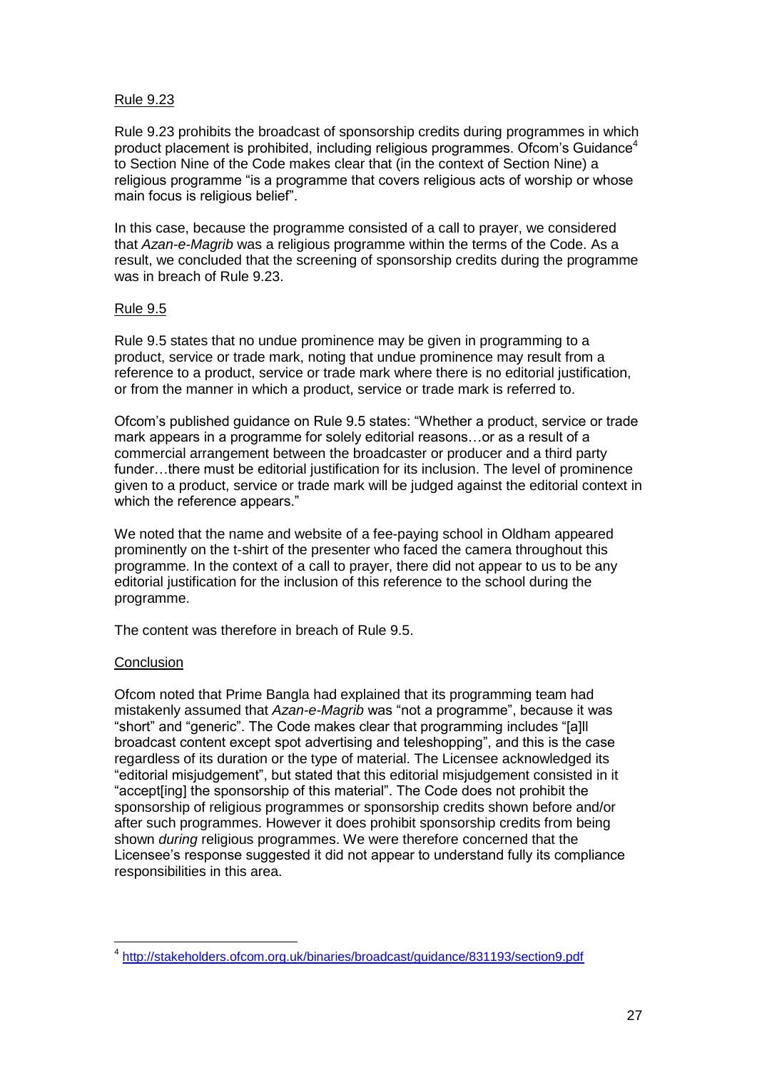Rule 9.23

Rule 9.23 prohibits the broadcast of sponsorship credits during programmes in which product placement is prohibited, including religious programmes. Ofcom's Guidance[4] to Section Nine of the Code makes clear that (in the context of Section Nine) a religious programme "is a programme that covers religious acts of worship or whose main focus is religious belief".

In this case, because the programme consisted of a call to prayer, we considered that *Azan-e-Magrib* was a religious programme within the terms of the Code. As a result, we concluded that the screening of sponsorship credits during the programme was in breach of Rule 9.23.

Rule 9.5

Rule 9.5 states that no undue prominence may be given in programming to a product, service or trade mark, noting that undue prominence may result from a reference to a product, service or trade mark where there is no editorial justification, or from the manner in which a product, service or trade mark is referred to.

Ofcom's published guidance on Rule 9.5 states: "Whether a product, service or trade mark appears in a programme for solely editorial reasons…or as a result of a commercial arrangement between the broadcaster or producer and a third party funder…there must be editorial justification for its inclusion. The level of prominence given to a product, service or trade mark will be judged against the editorial context in which the reference appears."

We noted that the name and website of a fee-paying school in Oldham appeared prominently on the t-shirt of the presenter who faced the camera throughout this programme. In the context of a call to prayer, there did not appear to us to be any editorial justification for the inclusion of this reference to the school during the programme.

The content was therefore in breach of Rule 9.5.

Conclusion

Ofcom noted that Prime Bangla had explained that its programming team had mistakenly assumed that *Azan-e-Magrib* was "not a programme", because it was "short" and "generic". The Code makes clear that programming includes "[a]ll broadcast content except spot advertising and teleshopping", and this is the case regardless of its duration or the type of material. The Licensee acknowledged its "editorial misjudgement", but stated that this editorial misjudgement consisted in it "accept[ing] the sponsorship of this material". The Code does not prohibit the sponsorship of religious programmes or sponsorship credits shown before and/or after such programmes. However it does prohibit sponsorship credits from being shown *during* religious programmes. We were therefore concerned that the Licensee's response suggested it did not appear to understand fully its compliance responsibilities in this area.

---

[4] http://stakeholders.ofcom.org.uk/binaries/broadcast/guidance/831193/section9.pdf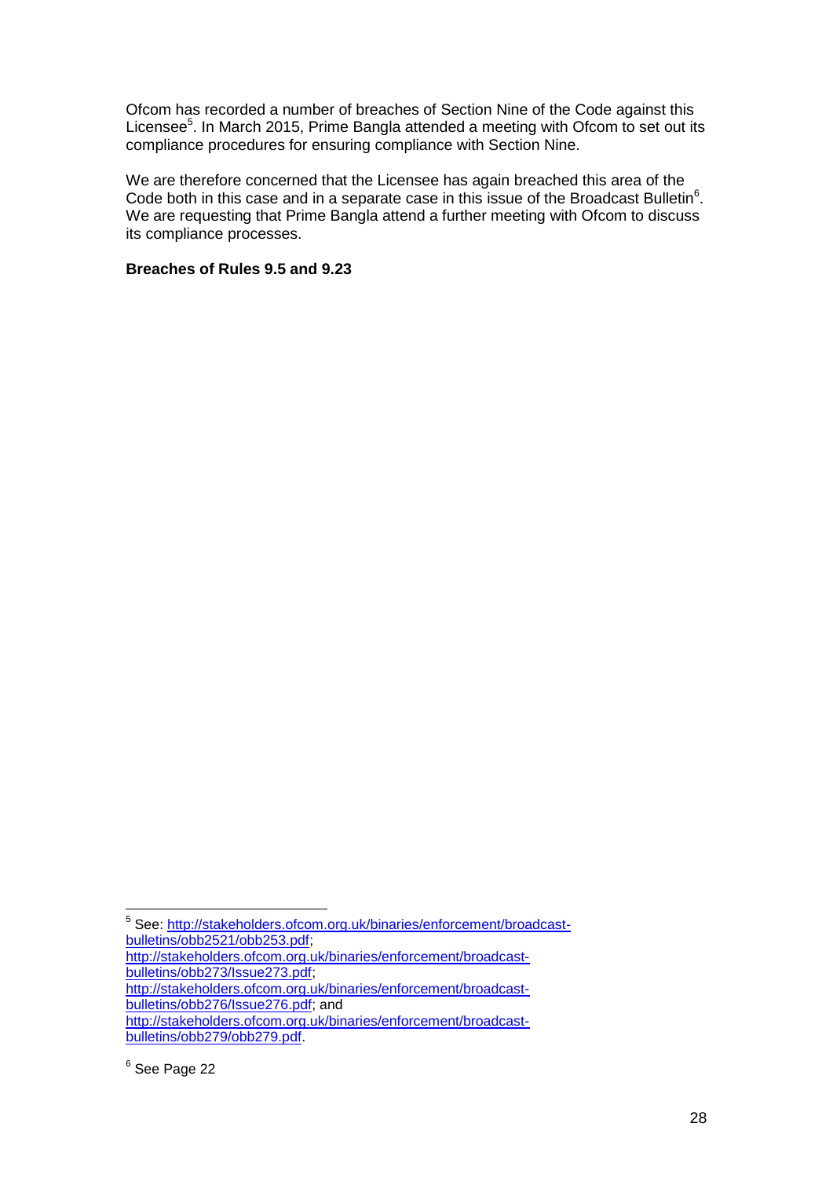Ofcom has recorded a number of breaches of Section Nine of the Code against this Licensee[5]. In March 2015, Prime Bangla attended a meeting with Ofcom to set out its compliance procedures for ensuring compliance with Section Nine.

We are therefore concerned that the Licensee has again breached this area of the Code both in this case and in a separate case in this issue of the Broadcast Bulletin[6]. We are requesting that Prime Bangla attend a further meeting with Ofcom to discuss its compliance processes.

**Breaches of Rules 9.5 and 9.23**

---

[5] See: http://stakeholders.ofcom.org.uk/binaries/enforcement/broadcast-bulletins/obb2521/obb253.pdf; http://stakeholders.ofcom.org.uk/binaries/enforcement/broadcast-bulletins/obb273/Issue273.pdf; http://stakeholders.ofcom.org.uk/binaries/enforcement/broadcast-bulletins/obb276/Issue276.pdf; and http://stakeholders.ofcom.org.uk/binaries/enforcement/broadcast-bulletins/obb279/obb279.pdf.

[6] See Page 22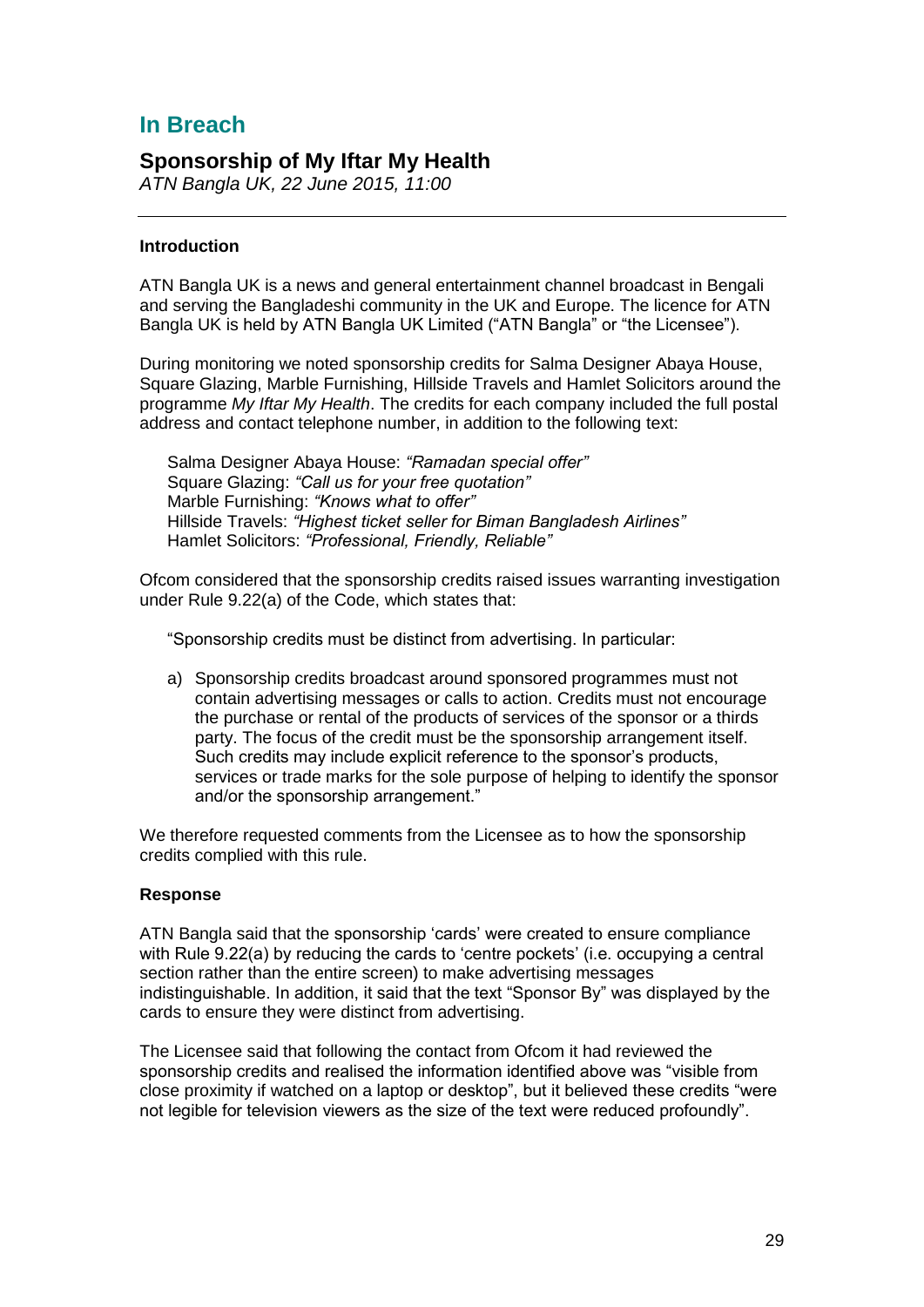# In Breach

## Sponsorship of My Iftar My Health

*ATN Bangla UK, 22 June 2015, 11:00*

---

### Introduction

ATN Bangla UK is a news and general entertainment channel broadcast in Bengali and serving the Bangladeshi community in the UK and Europe. The licence for ATN Bangla UK is held by ATN Bangla UK Limited ("ATN Bangla" or "the Licensee").

During monitoring we noted sponsorship credits for Salma Designer Abaya House, Square Glazing, Marble Furnishing, Hillside Travels and Hamlet Solicitors around the programme *My Iftar My Health*. The credits for each company included the full postal address and contact telephone number, in addition to the following text:

> Salma Designer Abaya House: *"Ramadan special offer"*
> Square Glazing: *"Call us for your free quotation"*
> Marble Furnishing: *"Knows what to offer"*
> Hillside Travels: *"Highest ticket seller for Biman Bangladesh Airlines"*
> Hamlet Solicitors: *"Professional, Friendly, Reliable"*

Ofcom considered that the sponsorship credits raised issues warranting investigation under Rule 9.22(a) of the Code, which states that:

> "Sponsorship credits must be distinct from advertising. In particular:
>
> a) Sponsorship credits broadcast around sponsored programmes must not contain advertising messages or calls to action. Credits must not encourage the purchase or rental of the products of services of the sponsor or a thirds party. The focus of the credit must be the sponsorship arrangement itself. Such credits may include explicit reference to the sponsor's products, services or trade marks for the sole purpose of helping to identify the sponsor and/or the sponsorship arrangement."

We therefore requested comments from the Licensee as to how the sponsorship credits complied with this rule.

### Response

ATN Bangla said that the sponsorship 'cards' were created to ensure compliance with Rule 9.22(a) by reducing the cards to 'centre pockets' (i.e. occupying a central section rather than the entire screen) to make advertising messages indistinguishable. In addition, it said that the text "Sponsor By" was displayed by the cards to ensure they were distinct from advertising.

The Licensee said that following the contact from Ofcom it had reviewed the sponsorship credits and realised the information identified above was "visible from close proximity if watched on a laptop or desktop", but it believed these credits "were not legible for television viewers as the size of the text were reduced profoundly".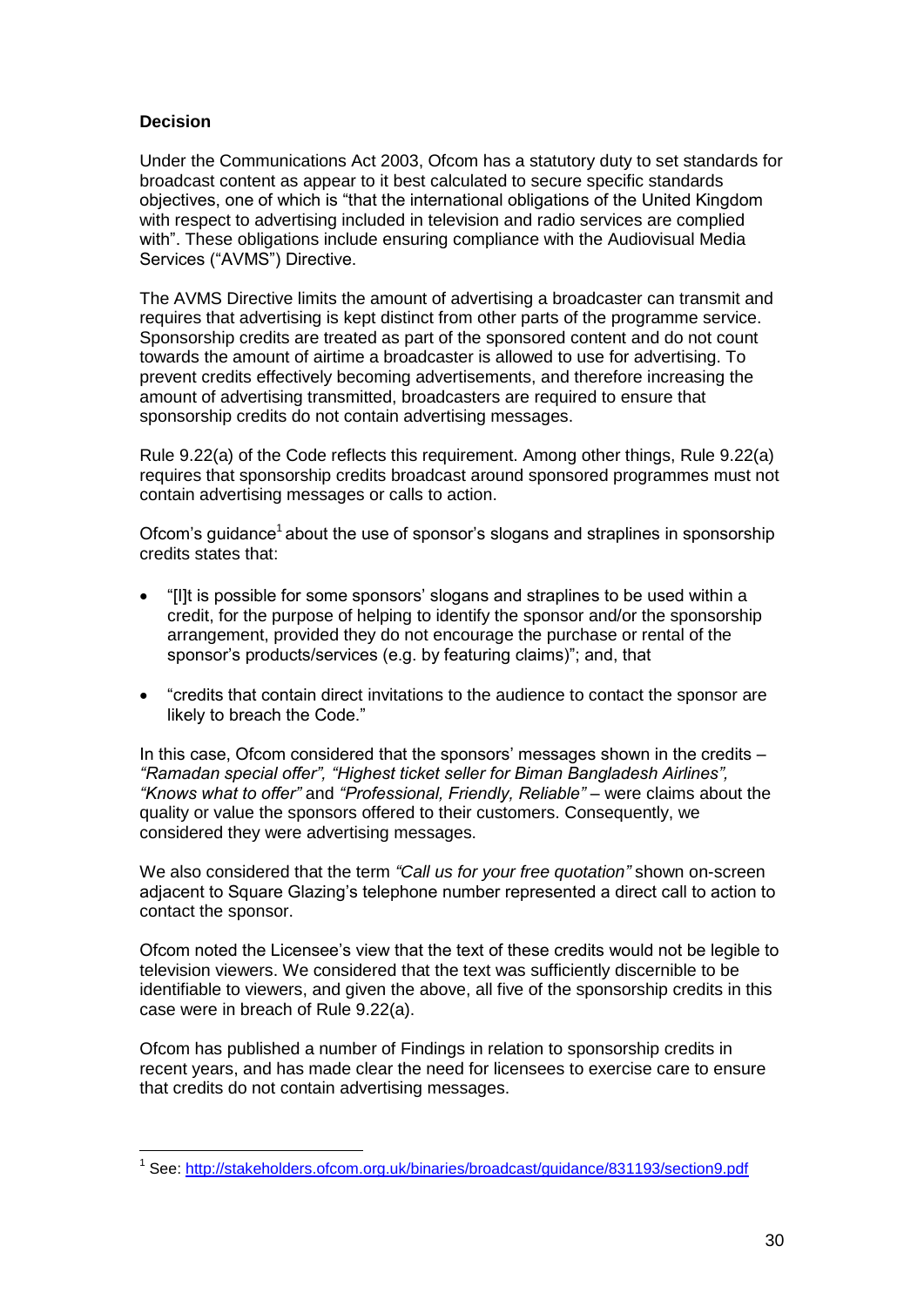**Decision**

Under the Communications Act 2003, Ofcom has a statutory duty to set standards for broadcast content as appear to it best calculated to secure specific standards objectives, one of which is "that the international obligations of the United Kingdom with respect to advertising included in television and radio services are complied with". These obligations include ensuring compliance with the Audiovisual Media Services ("AVMS") Directive.

The AVMS Directive limits the amount of advertising a broadcaster can transmit and requires that advertising is kept distinct from other parts of the programme service. Sponsorship credits are treated as part of the sponsored content and do not count towards the amount of airtime a broadcaster is allowed to use for advertising. To prevent credits effectively becoming advertisements, and therefore increasing the amount of advertising transmitted, broadcasters are required to ensure that sponsorship credits do not contain advertising messages.

Rule 9.22(a) of the Code reflects this requirement. Among other things, Rule 9.22(a) requires that sponsorship credits broadcast around sponsored programmes must not contain advertising messages or calls to action.

Ofcom's guidance[1] about the use of sponsor's slogans and straplines in sponsorship credits states that:

- "[I]t is possible for some sponsors' slogans and straplines to be used within a credit, for the purpose of helping to identify the sponsor and/or the sponsorship arrangement, provided they do not encourage the purchase or rental of the sponsor's products/services (e.g. by featuring claims)"; and, that
- "credits that contain direct invitations to the audience to contact the sponsor are likely to breach the Code."

In this case, Ofcom considered that the sponsors' messages shown in the credits – *"Ramadan special offer", "Highest ticket seller for Biman Bangladesh Airlines", "Knows what to offer"* and *"Professional, Friendly, Reliable"* – were claims about the quality or value the sponsors offered to their customers. Consequently, we considered they were advertising messages.

We also considered that the term *"Call us for your free quotation"* shown on-screen adjacent to Square Glazing's telephone number represented a direct call to action to contact the sponsor.

Ofcom noted the Licensee's view that the text of these credits would not be legible to television viewers. We considered that the text was sufficiently discernible to be identifiable to viewers, and given the above, all five of the sponsorship credits in this case were in breach of Rule 9.22(a).

Ofcom has published a number of Findings in relation to sponsorship credits in recent years, and has made clear the need for licensees to exercise care to ensure that credits do not contain advertising messages.

---

[1] See: http://stakeholders.ofcom.org.uk/binaries/broadcast/guidance/831193/section9.pdf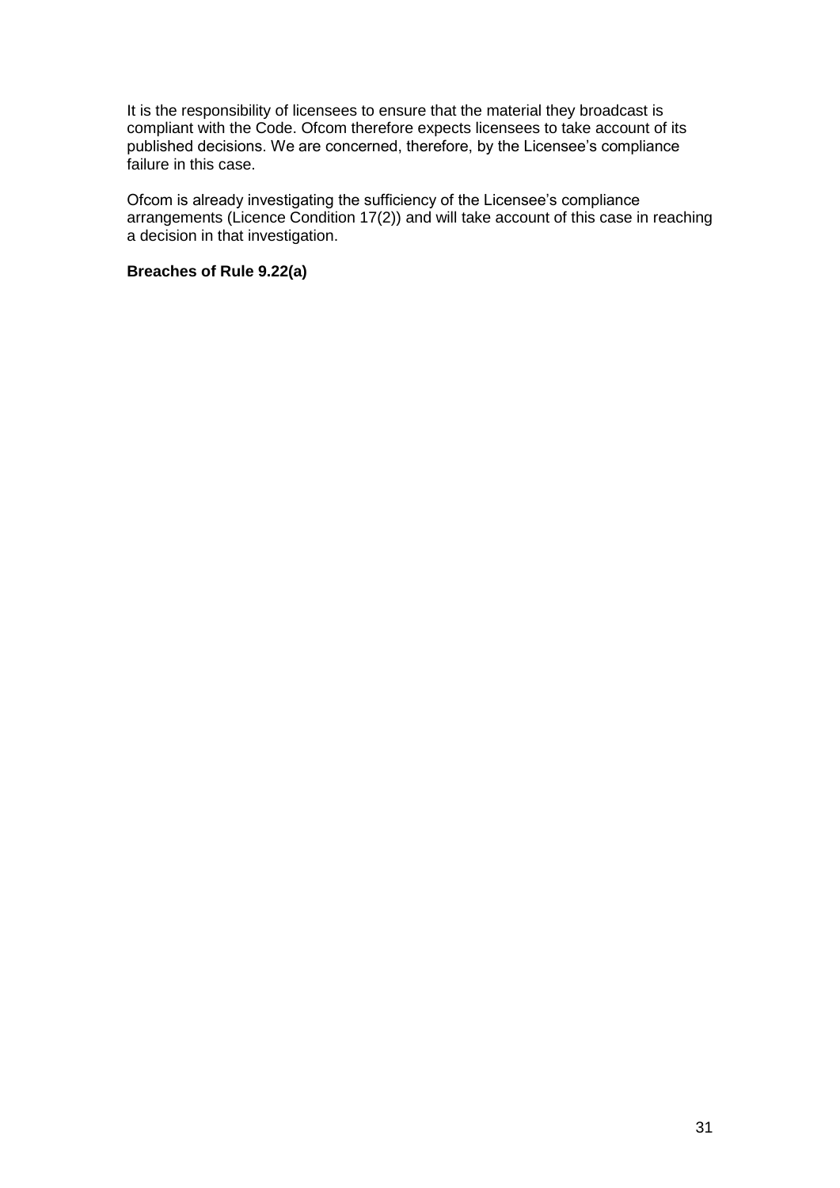It is the responsibility of licensees to ensure that the material they broadcast is compliant with the Code. Ofcom therefore expects licensees to take account of its published decisions. We are concerned, therefore, by the Licensee's compliance failure in this case.

Ofcom is already investigating the sufficiency of the Licensee's compliance arrangements (Licence Condition 17(2)) and will take account of this case in reaching a decision in that investigation.

**Breaches of Rule 9.22(a)**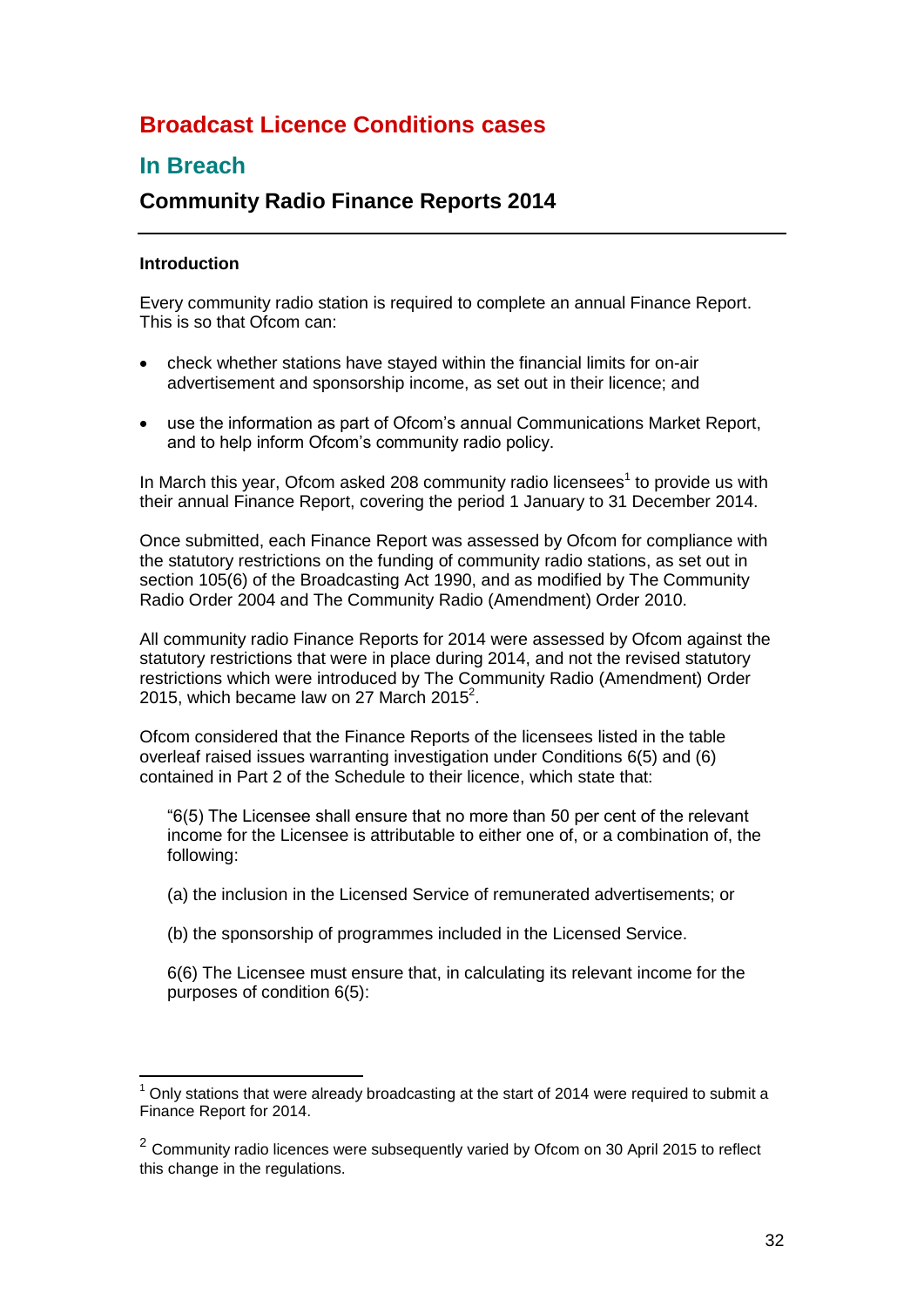# Broadcast Licence Conditions cases

## In Breach

### Community Radio Finance Reports 2014

---

**Introduction**

Every community radio station is required to complete an annual Finance Report. This is so that Ofcom can:

- check whether stations have stayed within the financial limits for on-air advertisement and sponsorship income, as set out in their licence; and
- use the information as part of Ofcom's annual Communications Market Report, and to help inform Ofcom's community radio policy.

In March this year, Ofcom asked 208 community radio licensees[1] to provide us with their annual Finance Report, covering the period 1 January to 31 December 2014.

Once submitted, each Finance Report was assessed by Ofcom for compliance with the statutory restrictions on the funding of community radio stations, as set out in section 105(6) of the Broadcasting Act 1990, and as modified by The Community Radio Order 2004 and The Community Radio (Amendment) Order 2010.

All community radio Finance Reports for 2014 were assessed by Ofcom against the statutory restrictions that were in place during 2014, and not the revised statutory restrictions which were introduced by The Community Radio (Amendment) Order 2015, which became law on 27 March 2015[2].

Ofcom considered that the Finance Reports of the licensees listed in the table overleaf raised issues warranting investigation under Conditions 6(5) and (6) contained in Part 2 of the Schedule to their licence, which state that:

> "6(5) The Licensee shall ensure that no more than 50 per cent of the relevant income for the Licensee is attributable to either one of, or a combination of, the following:
>
> (a) the inclusion in the Licensed Service of remunerated advertisements; or
>
> (b) the sponsorship of programmes included in the Licensed Service.
>
> 6(6) The Licensee must ensure that, in calculating its relevant income for the purposes of condition 6(5):

---

[1] Only stations that were already broadcasting at the start of 2014 were required to submit a Finance Report for 2014.

[2] Community radio licences were subsequently varied by Ofcom on 30 April 2015 to reflect this change in the regulations.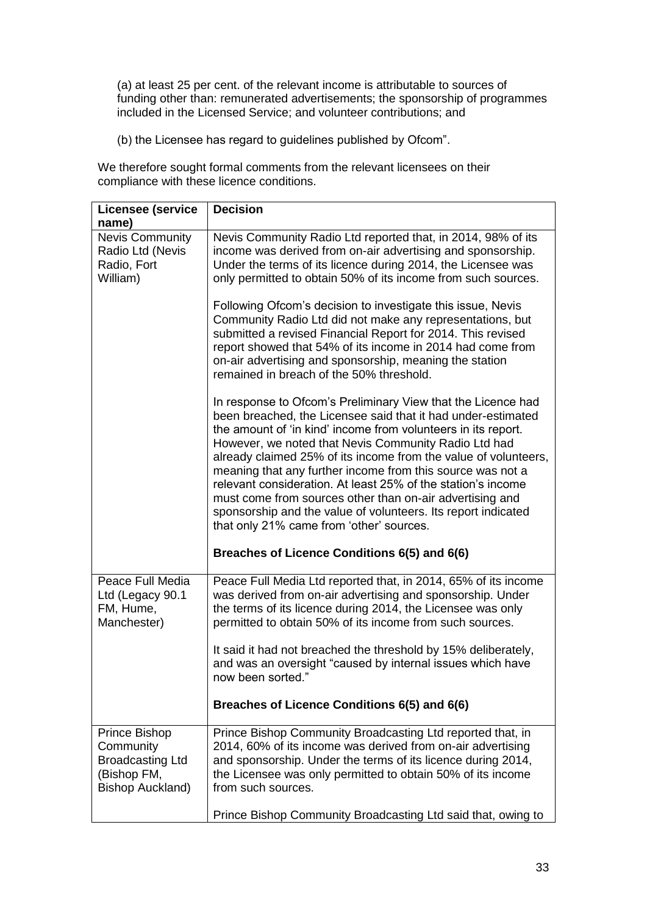(a) at least 25 per cent. of the relevant income is attributable to sources of funding other than: remunerated advertisements; the sponsorship of programmes included in the Licensed Service; and volunteer contributions; and

(b) the Licensee has regard to guidelines published by Ofcom".

We therefore sought formal comments from the relevant licensees on their compliance with these licence conditions.

| Licensee (service name) | Decision |
|---|---|
| Nevis Community Radio Ltd (Nevis Radio, Fort William) | Nevis Community Radio Ltd reported that, in 2014, 98% of its income was derived from on-air advertising and sponsorship. Under the terms of its licence during 2014, the Licensee was only permitted to obtain 50% of its income from such sources.<br><br>Following Ofcom's decision to investigate this issue, Nevis Community Radio Ltd did not make any representations, but submitted a revised Financial Report for 2014. This revised report showed that 54% of its income in 2014 had come from on-air advertising and sponsorship, meaning the station remained in breach of the 50% threshold.<br><br>In response to Ofcom's Preliminary View that the Licence had been breached, the Licensee said that it had under-estimated the amount of 'in kind' income from volunteers in its report. However, we noted that Nevis Community Radio Ltd had already claimed 25% of its income from the value of volunteers, meaning that any further income from this source was not a relevant consideration. At least 25% of the station's income must come from sources other than on-air advertising and sponsorship and the value of volunteers. Its report indicated that only 21% came from 'other' sources.<br><br>**Breaches of Licence Conditions 6(5) and 6(6)** |
| Peace Full Media Ltd (Legacy 90.1 FM, Hume, Manchester) | Peace Full Media Ltd reported that, in 2014, 65% of its income was derived from on-air advertising and sponsorship. Under the terms of its licence during 2014, the Licensee was only permitted to obtain 50% of its income from such sources.<br><br>It said it had not breached the threshold by 15% deliberately, and was an oversight "caused by internal issues which have now been sorted."<br><br>**Breaches of Licence Conditions 6(5) and 6(6)** |
| Prince Bishop Community Broadcasting Ltd (Bishop FM, Bishop Auckland) | Prince Bishop Community Broadcasting Ltd reported that, in 2014, 60% of its income was derived from on-air advertising and sponsorship. Under the terms of its licence during 2014, the Licensee was only permitted to obtain 50% of its income from such sources.<br><br>Prince Bishop Community Broadcasting Ltd said that, owing to |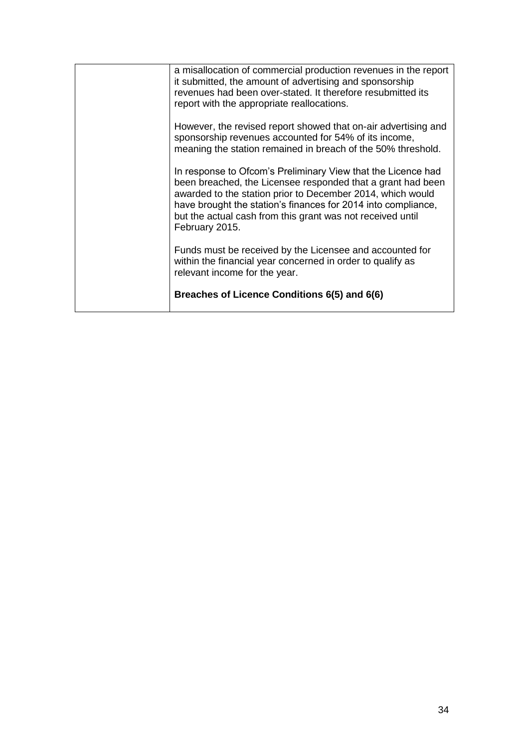|  | a misallocation of commercial production revenues in the report it submitted, the amount of advertising and sponsorship revenues had been over-stated. It therefore resubmitted its report with the appropriate reallocations.<br><br>However, the revised report showed that on-air advertising and sponsorship revenues accounted for 54% of its income, meaning the station remained in breach of the 50% threshold.<br><br>In response to Ofcom's Preliminary View that the Licence had been breached, the Licensee responded that a grant had been awarded to the station prior to December 2014, which would have brought the station's finances for 2014 into compliance, but the actual cash from this grant was not received until February 2015.<br><br>Funds must be received by the Licensee and accounted for within the financial year concerned in order to qualify as relevant income for the year.<br><br>**Breaches of Licence Conditions 6(5) and 6(6)** |
|---|---|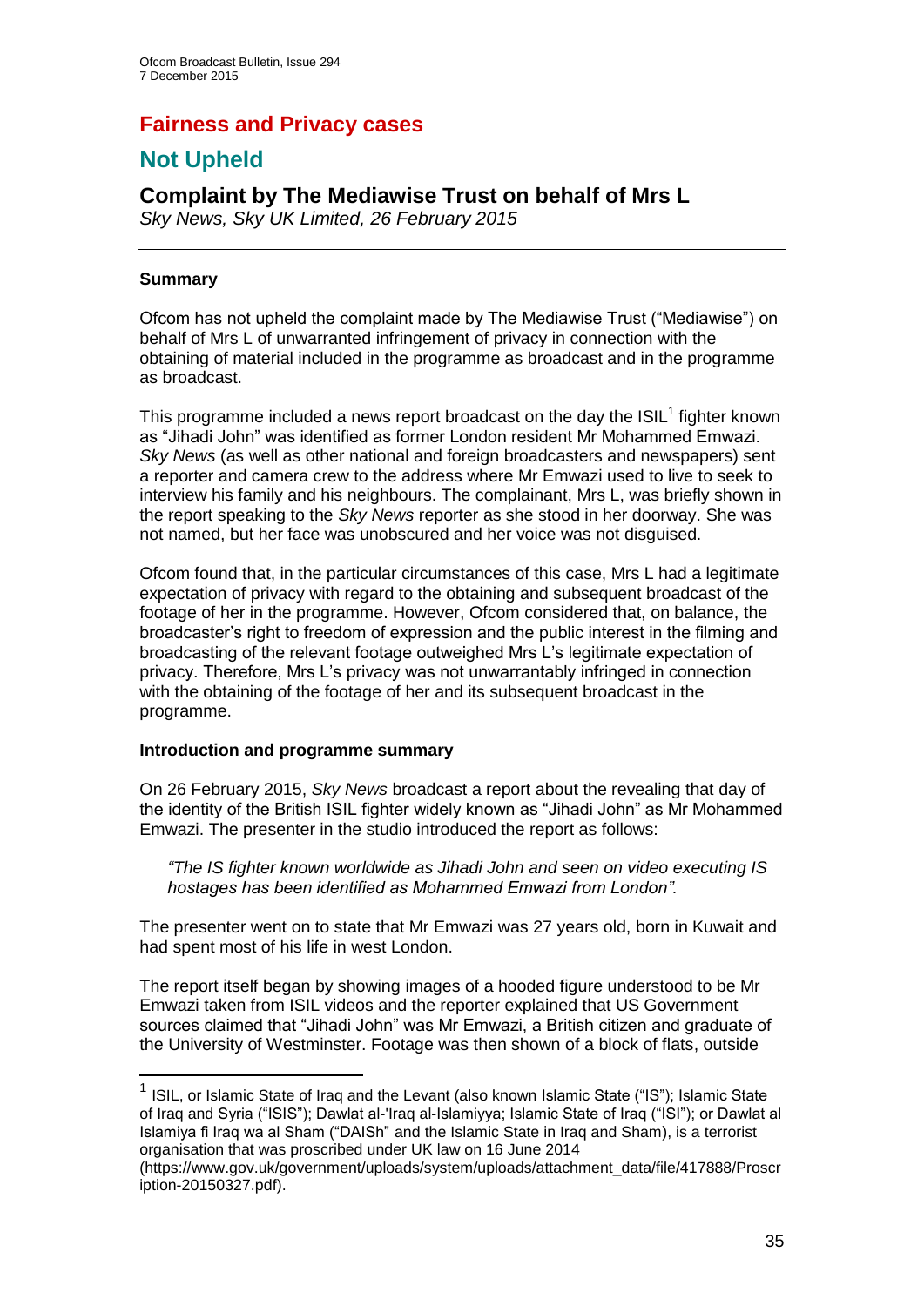# Fairness and Privacy cases

## Not Upheld

### Complaint by The Mediawise Trust on behalf of Mrs L

*Sky News, Sky UK Limited, 26 February 2015*

---

**Summary**

Ofcom has not upheld the complaint made by The Mediawise Trust ("Mediawise") on behalf of Mrs L of unwarranted infringement of privacy in connection with the obtaining of material included in the programme as broadcast and in the programme as broadcast.

This programme included a news report broadcast on the day the ISIL[1] fighter known as "Jihadi John" was identified as former London resident Mr Mohammed Emwazi. *Sky News* (as well as other national and foreign broadcasters and newspapers) sent a reporter and camera crew to the address where Mr Emwazi used to live to seek to interview his family and his neighbours. The complainant, Mrs L, was briefly shown in the report speaking to the *Sky News* reporter as she stood in her doorway. She was not named, but her face was unobscured and her voice was not disguised.

Ofcom found that, in the particular circumstances of this case, Mrs L had a legitimate expectation of privacy with regard to the obtaining and subsequent broadcast of the footage of her in the programme. However, Ofcom considered that, on balance, the broadcaster's right to freedom of expression and the public interest in the filming and broadcasting of the relevant footage outweighed Mrs L's legitimate expectation of privacy. Therefore, Mrs L's privacy was not unwarrantably infringed in connection with the obtaining of the footage of her and its subsequent broadcast in the programme.

**Introduction and programme summary**

On 26 February 2015, *Sky News* broadcast a report about the revealing that day of the identity of the British ISIL fighter widely known as "Jihadi John" as Mr Mohammed Emwazi. The presenter in the studio introduced the report as follows:

> *"The IS fighter known worldwide as Jihadi John and seen on video executing IS hostages has been identified as Mohammed Emwazi from London".*

The presenter went on to state that Mr Emwazi was 27 years old, born in Kuwait and had spent most of his life in west London.

The report itself began by showing images of a hooded figure understood to be Mr Emwazi taken from ISIL videos and the reporter explained that US Government sources claimed that "Jihadi John" was Mr Emwazi, a British citizen and graduate of the University of Westminster. Footage was then shown of a block of flats, outside

---

[1] ISIL, or Islamic State of Iraq and the Levant (also known Islamic State ("IS"); Islamic State of Iraq and Syria ("ISIS"); Dawlat al-'Iraq al-Islamiyya; Islamic State of Iraq ("ISI"); or Dawlat al Islamiya fi Iraq wa al Sham ("DAISh" and the Islamic State in Iraq and Sham), is a terrorist organisation that was proscribed under UK law on 16 June 2014 (https://www.gov.uk/government/uploads/system/uploads/attachment_data/file/417888/Proscription-20150327.pdf).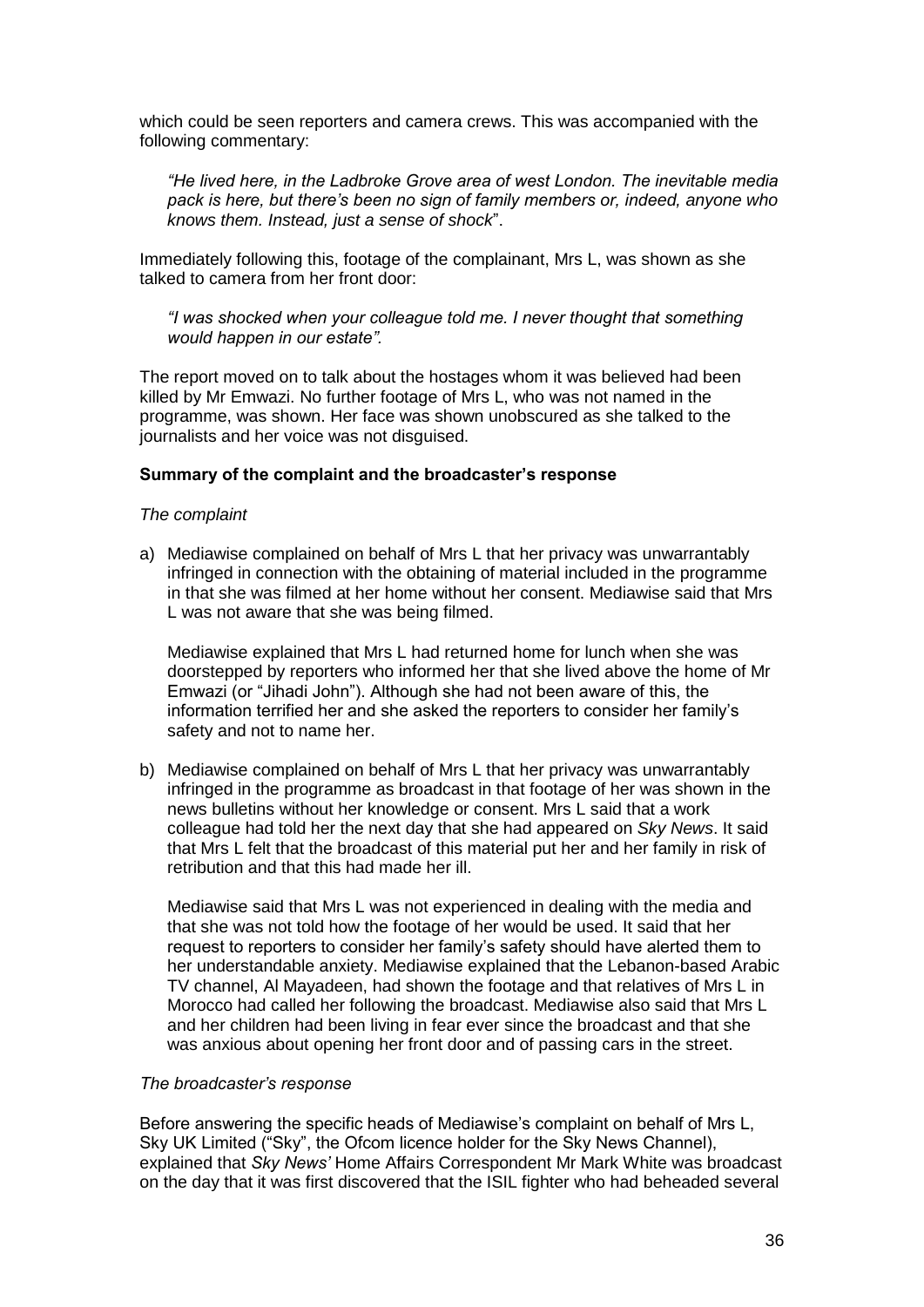which could be seen reporters and camera crews. This was accompanied with the following commentary:

*"He lived here, in the Ladbroke Grove area of west London. The inevitable media pack is here, but there's been no sign of family members or, indeed, anyone who knows them. Instead, just a sense of shock*".

Immediately following this, footage of the complainant, Mrs L, was shown as she talked to camera from her front door:

*"I was shocked when your colleague told me. I never thought that something would happen in our estate".*

The report moved on to talk about the hostages whom it was believed had been killed by Mr Emwazi. No further footage of Mrs L, who was not named in the programme, was shown. Her face was shown unobscured as she talked to the journalists and her voice was not disguised.

**Summary of the complaint and the broadcaster's response**

*The complaint*

a) Mediawise complained on behalf of Mrs L that her privacy was unwarrantably infringed in connection with the obtaining of material included in the programme in that she was filmed at her home without her consent. Mediawise said that Mrs L was not aware that she was being filmed.

   Mediawise explained that Mrs L had returned home for lunch when she was doorstepped by reporters who informed her that she lived above the home of Mr Emwazi (or "Jihadi John"). Although she had not been aware of this, the information terrified her and she asked the reporters to consider her family's safety and not to name her.

b) Mediawise complained on behalf of Mrs L that her privacy was unwarrantably infringed in the programme as broadcast in that footage of her was shown in the news bulletins without her knowledge or consent. Mrs L said that a work colleague had told her the next day that she had appeared on *Sky News*. It said that Mrs L felt that the broadcast of this material put her and her family in risk of retribution and that this had made her ill.

   Mediawise said that Mrs L was not experienced in dealing with the media and that she was not told how the footage of her would be used. It said that her request to reporters to consider her family's safety should have alerted them to her understandable anxiety. Mediawise explained that the Lebanon-based Arabic TV channel, Al Mayadeen, had shown the footage and that relatives of Mrs L in Morocco had called her following the broadcast. Mediawise also said that Mrs L and her children had been living in fear ever since the broadcast and that she was anxious about opening her front door and of passing cars in the street.

*The broadcaster's response*

Before answering the specific heads of Mediawise's complaint on behalf of Mrs L, Sky UK Limited ("Sky", the Ofcom licence holder for the Sky News Channel), explained that *Sky News'* Home Affairs Correspondent Mr Mark White was broadcast on the day that it was first discovered that the ISIL fighter who had beheaded several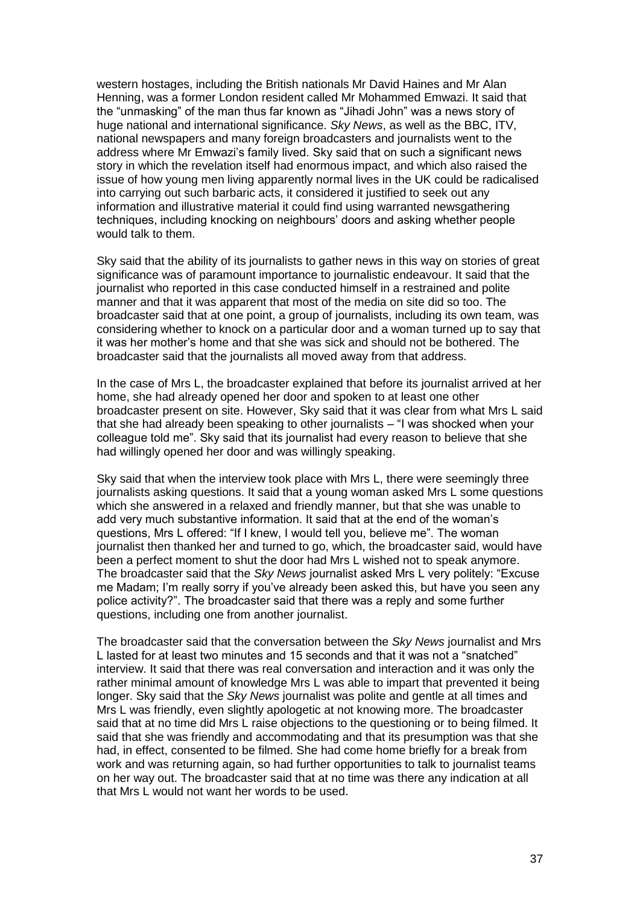western hostages, including the British nationals Mr David Haines and Mr Alan Henning, was a former London resident called Mr Mohammed Emwazi. It said that the "unmasking" of the man thus far known as "Jihadi John" was a news story of huge national and international significance. *Sky News*, as well as the BBC, ITV, national newspapers and many foreign broadcasters and journalists went to the address where Mr Emwazi's family lived. Sky said that on such a significant news story in which the revelation itself had enormous impact, and which also raised the issue of how young men living apparently normal lives in the UK could be radicalised into carrying out such barbaric acts, it considered it justified to seek out any information and illustrative material it could find using warranted newsgathering techniques, including knocking on neighbours' doors and asking whether people would talk to them.

Sky said that the ability of its journalists to gather news in this way on stories of great significance was of paramount importance to journalistic endeavour. It said that the journalist who reported in this case conducted himself in a restrained and polite manner and that it was apparent that most of the media on site did so too. The broadcaster said that at one point, a group of journalists, including its own team, was considering whether to knock on a particular door and a woman turned up to say that it was her mother's home and that she was sick and should not be bothered. The broadcaster said that the journalists all moved away from that address.

In the case of Mrs L, the broadcaster explained that before its journalist arrived at her home, she had already opened her door and spoken to at least one other broadcaster present on site. However, Sky said that it was clear from what Mrs L said that she had already been speaking to other journalists – "I was shocked when your colleague told me". Sky said that its journalist had every reason to believe that she had willingly opened her door and was willingly speaking.

Sky said that when the interview took place with Mrs L, there were seemingly three journalists asking questions. It said that a young woman asked Mrs L some questions which she answered in a relaxed and friendly manner, but that she was unable to add very much substantive information. It said that at the end of the woman's questions, Mrs L offered: "If I knew, I would tell you, believe me". The woman journalist then thanked her and turned to go, which, the broadcaster said, would have been a perfect moment to shut the door had Mrs L wished not to speak anymore. The broadcaster said that the *Sky News* journalist asked Mrs L very politely: "Excuse me Madam; I'm really sorry if you've already been asked this, but have you seen any police activity?". The broadcaster said that there was a reply and some further questions, including one from another journalist.

The broadcaster said that the conversation between the *Sky News* journalist and Mrs L lasted for at least two minutes and 15 seconds and that it was not a "snatched" interview. It said that there was real conversation and interaction and it was only the rather minimal amount of knowledge Mrs L was able to impart that prevented it being longer. Sky said that the *Sky News* journalist was polite and gentle at all times and Mrs L was friendly, even slightly apologetic at not knowing more. The broadcaster said that at no time did Mrs L raise objections to the questioning or to being filmed. It said that she was friendly and accommodating and that its presumption was that she had, in effect, consented to be filmed. She had come home briefly for a break from work and was returning again, so had further opportunities to talk to journalist teams on her way out. The broadcaster said that at no time was there any indication at all that Mrs L would not want her words to be used.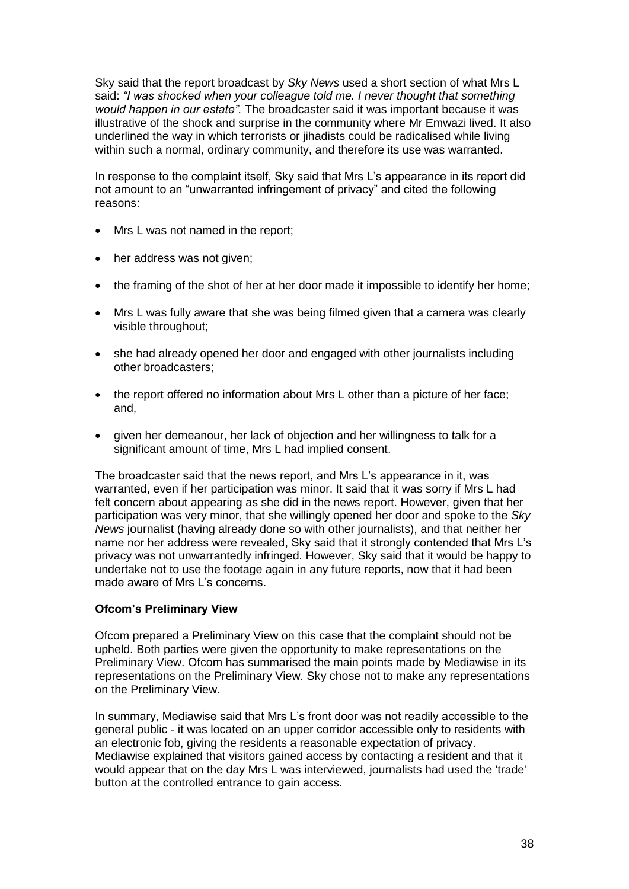Sky said that the report broadcast by *Sky News* used a short section of what Mrs L said: *"I was shocked when your colleague told me. I never thought that something would happen in our estate".* The broadcaster said it was important because it was illustrative of the shock and surprise in the community where Mr Emwazi lived. It also underlined the way in which terrorists or jihadists could be radicalised while living within such a normal, ordinary community, and therefore its use was warranted.

In response to the complaint itself, Sky said that Mrs L's appearance in its report did not amount to an "unwarranted infringement of privacy" and cited the following reasons:

- Mrs L was not named in the report;
- her address was not given;
- the framing of the shot of her at her door made it impossible to identify her home;
- Mrs L was fully aware that she was being filmed given that a camera was clearly visible throughout;
- she had already opened her door and engaged with other journalists including other broadcasters;
- the report offered no information about Mrs L other than a picture of her face; and,
- given her demeanour, her lack of objection and her willingness to talk for a significant amount of time, Mrs L had implied consent.

The broadcaster said that the news report, and Mrs L's appearance in it, was warranted, even if her participation was minor. It said that it was sorry if Mrs L had felt concern about appearing as she did in the news report. However, given that her participation was very minor, that she willingly opened her door and spoke to the *Sky News* journalist (having already done so with other journalists), and that neither her name nor her address were revealed, Sky said that it strongly contended that Mrs L's privacy was not unwarrantedly infringed. However, Sky said that it would be happy to undertake not to use the footage again in any future reports, now that it had been made aware of Mrs L's concerns.

**Ofcom's Preliminary View**

Ofcom prepared a Preliminary View on this case that the complaint should not be upheld. Both parties were given the opportunity to make representations on the Preliminary View. Ofcom has summarised the main points made by Mediawise in its representations on the Preliminary View. Sky chose not to make any representations on the Preliminary View.

In summary, Mediawise said that Mrs L's front door was not readily accessible to the general public - it was located on an upper corridor accessible only to residents with an electronic fob, giving the residents a reasonable expectation of privacy. Mediawise explained that visitors gained access by contacting a resident and that it would appear that on the day Mrs L was interviewed, journalists had used the 'trade' button at the controlled entrance to gain access.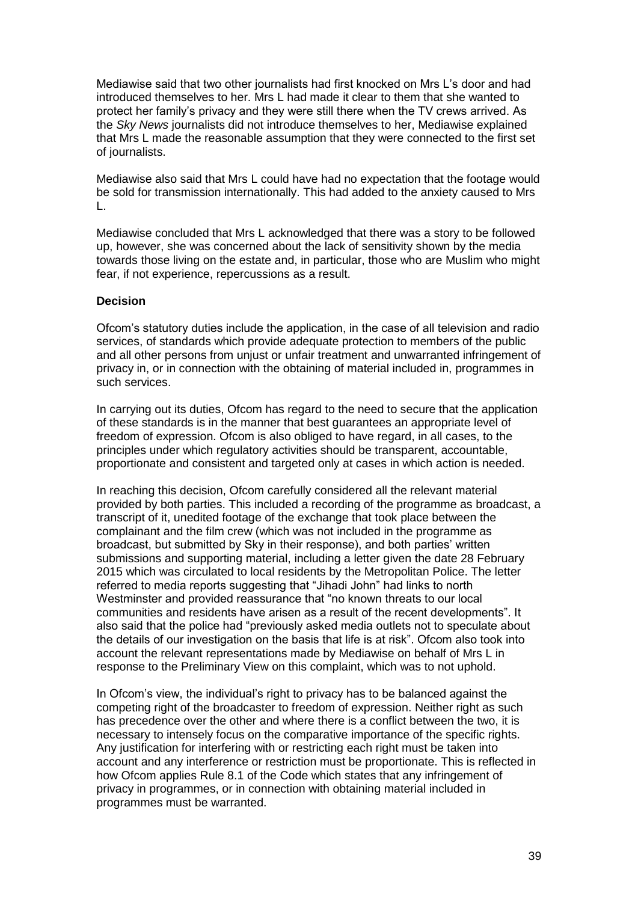Mediawise said that two other journalists had first knocked on Mrs L's door and had introduced themselves to her. Mrs L had made it clear to them that she wanted to protect her family's privacy and they were still there when the TV crews arrived. As the *Sky News* journalists did not introduce themselves to her, Mediawise explained that Mrs L made the reasonable assumption that they were connected to the first set of journalists.

Mediawise also said that Mrs L could have had no expectation that the footage would be sold for transmission internationally. This had added to the anxiety caused to Mrs L.

Mediawise concluded that Mrs L acknowledged that there was a story to be followed up, however, she was concerned about the lack of sensitivity shown by the media towards those living on the estate and, in particular, those who are Muslim who might fear, if not experience, repercussions as a result.

**Decision**

Ofcom's statutory duties include the application, in the case of all television and radio services, of standards which provide adequate protection to members of the public and all other persons from unjust or unfair treatment and unwarranted infringement of privacy in, or in connection with the obtaining of material included in, programmes in such services.

In carrying out its duties, Ofcom has regard to the need to secure that the application of these standards is in the manner that best guarantees an appropriate level of freedom of expression. Ofcom is also obliged to have regard, in all cases, to the principles under which regulatory activities should be transparent, accountable, proportionate and consistent and targeted only at cases in which action is needed.

In reaching this decision, Ofcom carefully considered all the relevant material provided by both parties. This included a recording of the programme as broadcast, a transcript of it, unedited footage of the exchange that took place between the complainant and the film crew (which was not included in the programme as broadcast, but submitted by Sky in their response), and both parties' written submissions and supporting material, including a letter given the date 28 February 2015 which was circulated to local residents by the Metropolitan Police. The letter referred to media reports suggesting that "Jihadi John" had links to north Westminster and provided reassurance that "no known threats to our local communities and residents have arisen as a result of the recent developments". It also said that the police had "previously asked media outlets not to speculate about the details of our investigation on the basis that life is at risk". Ofcom also took into account the relevant representations made by Mediawise on behalf of Mrs L in response to the Preliminary View on this complaint, which was to not uphold.

In Ofcom's view, the individual's right to privacy has to be balanced against the competing right of the broadcaster to freedom of expression. Neither right as such has precedence over the other and where there is a conflict between the two, it is necessary to intensely focus on the comparative importance of the specific rights. Any justification for interfering with or restricting each right must be taken into account and any interference or restriction must be proportionate. This is reflected in how Ofcom applies Rule 8.1 of the Code which states that any infringement of privacy in programmes, or in connection with obtaining material included in programmes must be warranted.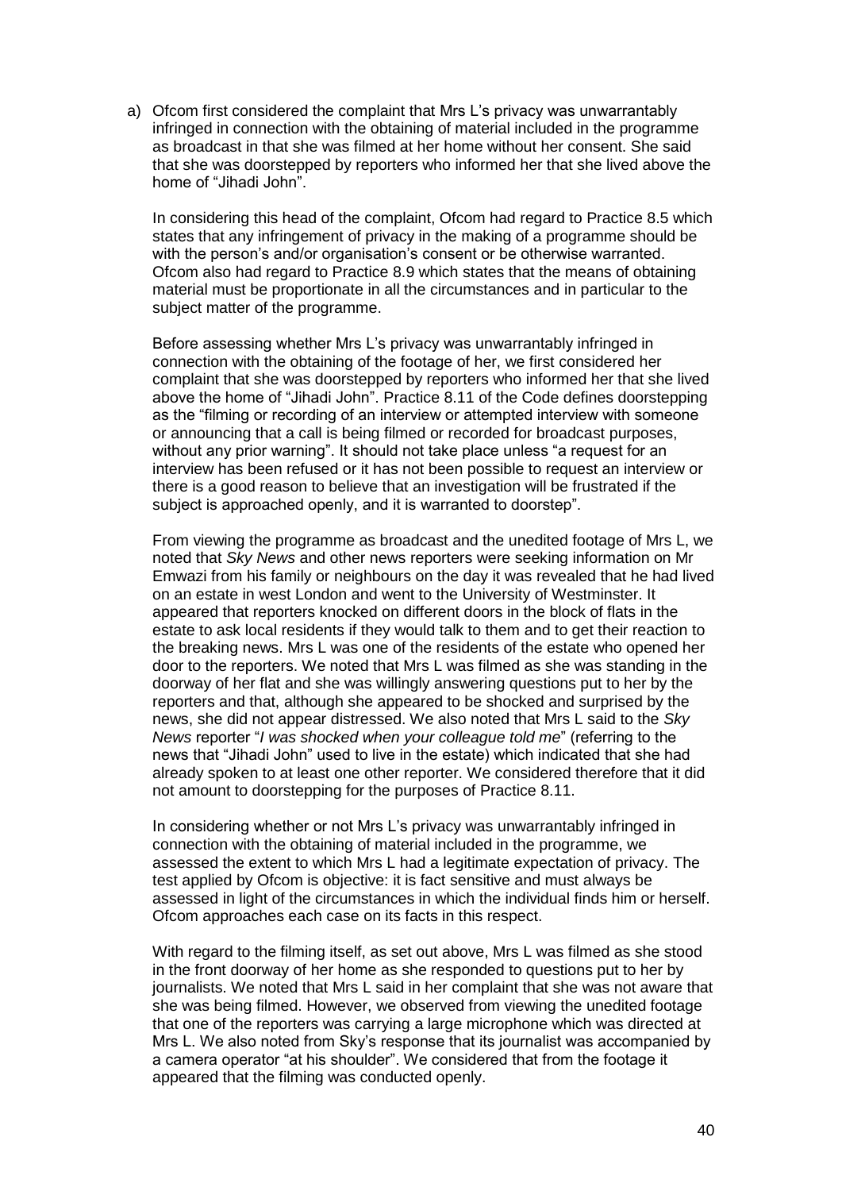a) Ofcom first considered the complaint that Mrs L's privacy was unwarrantably infringed in connection with the obtaining of material included in the programme as broadcast in that she was filmed at her home without her consent. She said that she was doorstepped by reporters who informed her that she lived above the home of "Jihadi John".

   In considering this head of the complaint, Ofcom had regard to Practice 8.5 which states that any infringement of privacy in the making of a programme should be with the person's and/or organisation's consent or be otherwise warranted. Ofcom also had regard to Practice 8.9 which states that the means of obtaining material must be proportionate in all the circumstances and in particular to the subject matter of the programme.

   Before assessing whether Mrs L's privacy was unwarrantably infringed in connection with the obtaining of the footage of her, we first considered her complaint that she was doorstepped by reporters who informed her that she lived above the home of "Jihadi John". Practice 8.11 of the Code defines doorstepping as the "filming or recording of an interview or attempted interview with someone or announcing that a call is being filmed or recorded for broadcast purposes, without any prior warning". It should not take place unless "a request for an interview has been refused or it has not been possible to request an interview or there is a good reason to believe that an investigation will be frustrated if the subject is approached openly, and it is warranted to doorstep".

   From viewing the programme as broadcast and the unedited footage of Mrs L, we noted that *Sky News* and other news reporters were seeking information on Mr Emwazi from his family or neighbours on the day it was revealed that he had lived on an estate in west London and went to the University of Westminster. It appeared that reporters knocked on different doors in the block of flats in the estate to ask local residents if they would talk to them and to get their reaction to the breaking news. Mrs L was one of the residents of the estate who opened her door to the reporters. We noted that Mrs L was filmed as she was standing in the doorway of her flat and she was willingly answering questions put to her by the reporters and that, although she appeared to be shocked and surprised by the news, she did not appear distressed. We also noted that Mrs L said to the *Sky News* reporter "*I was shocked when your colleague told me*" (referring to the news that "Jihadi John" used to live in the estate) which indicated that she had already spoken to at least one other reporter. We considered therefore that it did not amount to doorstepping for the purposes of Practice 8.11.

   In considering whether or not Mrs L's privacy was unwarrantably infringed in connection with the obtaining of material included in the programme, we assessed the extent to which Mrs L had a legitimate expectation of privacy. The test applied by Ofcom is objective: it is fact sensitive and must always be assessed in light of the circumstances in which the individual finds him or herself. Ofcom approaches each case on its facts in this respect.

   With regard to the filming itself, as set out above, Mrs L was filmed as she stood in the front doorway of her home as she responded to questions put to her by journalists. We noted that Mrs L said in her complaint that she was not aware that she was being filmed. However, we observed from viewing the unedited footage that one of the reporters was carrying a large microphone which was directed at Mrs L. We also noted from Sky's response that its journalist was accompanied by a camera operator "at his shoulder". We considered that from the footage it appeared that the filming was conducted openly.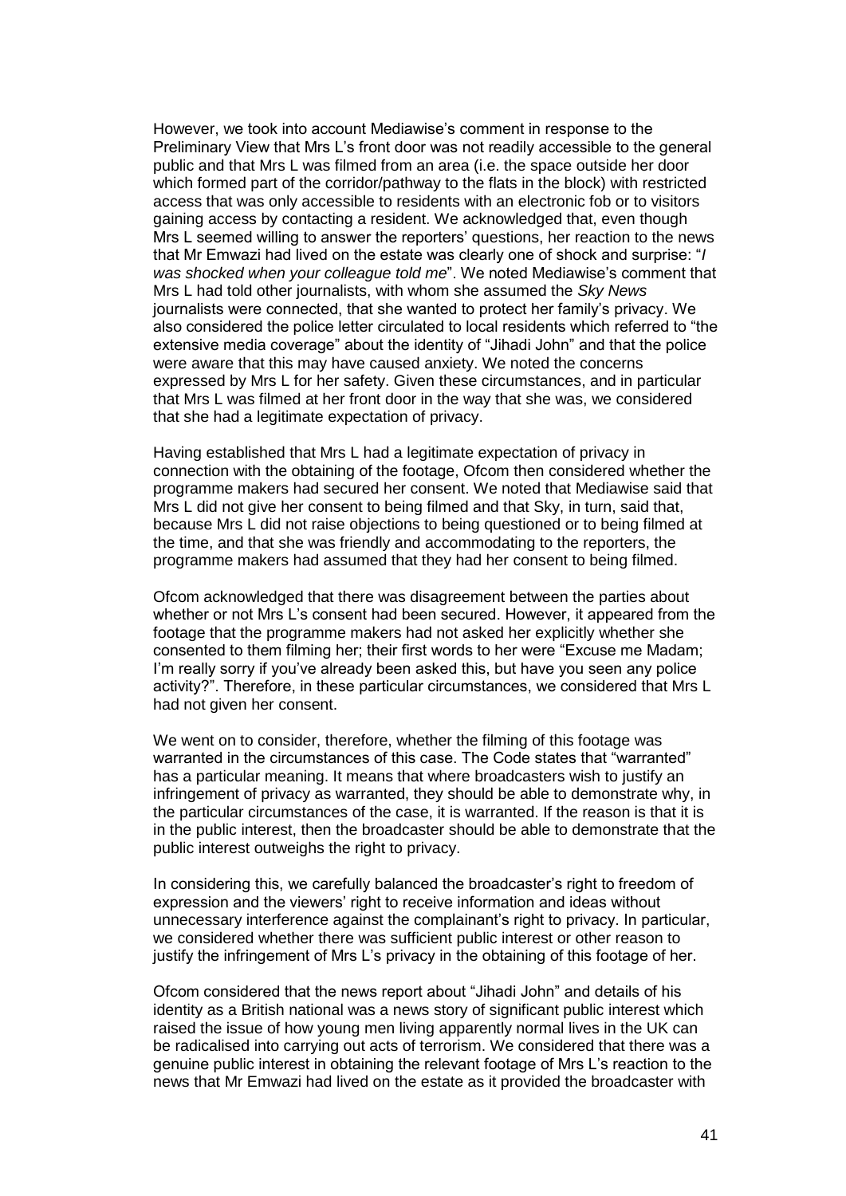However, we took into account Mediawise's comment in response to the Preliminary View that Mrs L's front door was not readily accessible to the general public and that Mrs L was filmed from an area (i.e. the space outside her door which formed part of the corridor/pathway to the flats in the block) with restricted access that was only accessible to residents with an electronic fob or to visitors gaining access by contacting a resident. We acknowledged that, even though Mrs L seemed willing to answer the reporters' questions, her reaction to the news that Mr Emwazi had lived on the estate was clearly one of shock and surprise: "*I was shocked when your colleague told me*". We noted Mediawise's comment that Mrs L had told other journalists, with whom she assumed the *Sky News* journalists were connected, that she wanted to protect her family's privacy. We also considered the police letter circulated to local residents which referred to "the extensive media coverage" about the identity of "Jihadi John" and that the police were aware that this may have caused anxiety. We noted the concerns expressed by Mrs L for her safety. Given these circumstances, and in particular that Mrs L was filmed at her front door in the way that she was, we considered that she had a legitimate expectation of privacy.

Having established that Mrs L had a legitimate expectation of privacy in connection with the obtaining of the footage, Ofcom then considered whether the programme makers had secured her consent. We noted that Mediawise said that Mrs L did not give her consent to being filmed and that Sky, in turn, said that, because Mrs L did not raise objections to being questioned or to being filmed at the time, and that she was friendly and accommodating to the reporters, the programme makers had assumed that they had her consent to being filmed.

Ofcom acknowledged that there was disagreement between the parties about whether or not Mrs L's consent had been secured. However, it appeared from the footage that the programme makers had not asked her explicitly whether she consented to them filming her; their first words to her were "Excuse me Madam; I'm really sorry if you've already been asked this, but have you seen any police activity?". Therefore, in these particular circumstances, we considered that Mrs L had not given her consent.

We went on to consider, therefore, whether the filming of this footage was warranted in the circumstances of this case. The Code states that "warranted" has a particular meaning. It means that where broadcasters wish to justify an infringement of privacy as warranted, they should be able to demonstrate why, in the particular circumstances of the case, it is warranted. If the reason is that it is in the public interest, then the broadcaster should be able to demonstrate that the public interest outweighs the right to privacy.

In considering this, we carefully balanced the broadcaster's right to freedom of expression and the viewers' right to receive information and ideas without unnecessary interference against the complainant's right to privacy. In particular, we considered whether there was sufficient public interest or other reason to justify the infringement of Mrs L's privacy in the obtaining of this footage of her.

Ofcom considered that the news report about "Jihadi John" and details of his identity as a British national was a news story of significant public interest which raised the issue of how young men living apparently normal lives in the UK can be radicalised into carrying out acts of terrorism. We considered that there was a genuine public interest in obtaining the relevant footage of Mrs L's reaction to the news that Mr Emwazi had lived on the estate as it provided the broadcaster with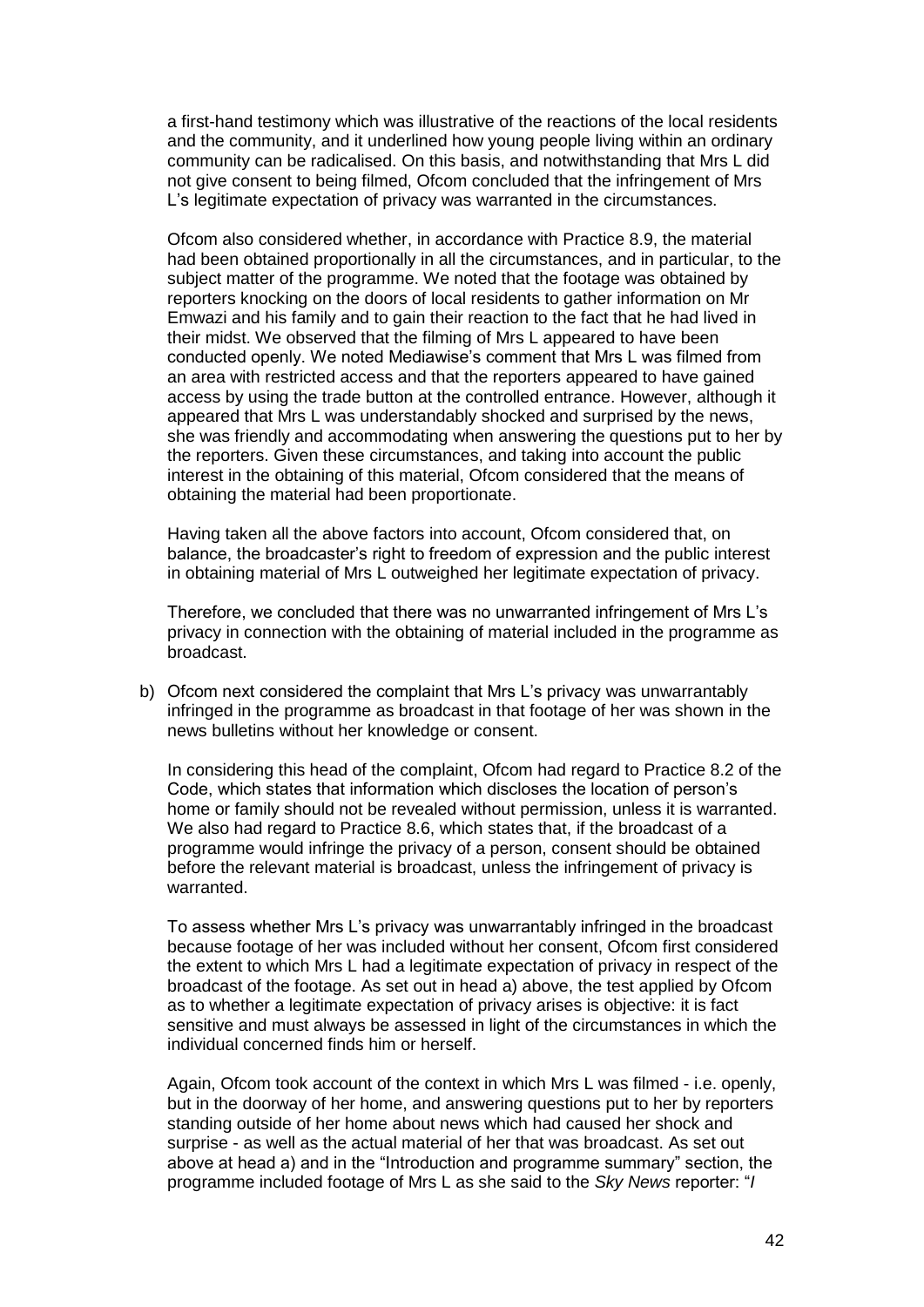a first-hand testimony which was illustrative of the reactions of the local residents and the community, and it underlined how young people living within an ordinary community can be radicalised. On this basis, and notwithstanding that Mrs L did not give consent to being filmed, Ofcom concluded that the infringement of Mrs L's legitimate expectation of privacy was warranted in the circumstances.

Ofcom also considered whether, in accordance with Practice 8.9, the material had been obtained proportionally in all the circumstances, and in particular, to the subject matter of the programme. We noted that the footage was obtained by reporters knocking on the doors of local residents to gather information on Mr Emwazi and his family and to gain their reaction to the fact that he had lived in their midst. We observed that the filming of Mrs L appeared to have been conducted openly. We noted Mediawise's comment that Mrs L was filmed from an area with restricted access and that the reporters appeared to have gained access by using the trade button at the controlled entrance. However, although it appeared that Mrs L was understandably shocked and surprised by the news, she was friendly and accommodating when answering the questions put to her by the reporters. Given these circumstances, and taking into account the public interest in the obtaining of this material, Ofcom considered that the means of obtaining the material had been proportionate.

Having taken all the above factors into account, Ofcom considered that, on balance, the broadcaster's right to freedom of expression and the public interest in obtaining material of Mrs L outweighed her legitimate expectation of privacy.

Therefore, we concluded that there was no unwarranted infringement of Mrs L's privacy in connection with the obtaining of material included in the programme as broadcast.

b) Ofcom next considered the complaint that Mrs L's privacy was unwarrantably infringed in the programme as broadcast in that footage of her was shown in the news bulletins without her knowledge or consent.

In considering this head of the complaint, Ofcom had regard to Practice 8.2 of the Code, which states that information which discloses the location of person's home or family should not be revealed without permission, unless it is warranted. We also had regard to Practice 8.6, which states that, if the broadcast of a programme would infringe the privacy of a person, consent should be obtained before the relevant material is broadcast, unless the infringement of privacy is warranted.

To assess whether Mrs L's privacy was unwarrantably infringed in the broadcast because footage of her was included without her consent, Ofcom first considered the extent to which Mrs L had a legitimate expectation of privacy in respect of the broadcast of the footage. As set out in head a) above, the test applied by Ofcom as to whether a legitimate expectation of privacy arises is objective: it is fact sensitive and must always be assessed in light of the circumstances in which the individual concerned finds him or herself.

Again, Ofcom took account of the context in which Mrs L was filmed - i.e. openly, but in the doorway of her home, and answering questions put to her by reporters standing outside of her home about news which had caused her shock and surprise - as well as the actual material of her that was broadcast. As set out above at head a) and in the "Introduction and programme summary" section, the programme included footage of Mrs L as she said to the *Sky News* reporter: "*I*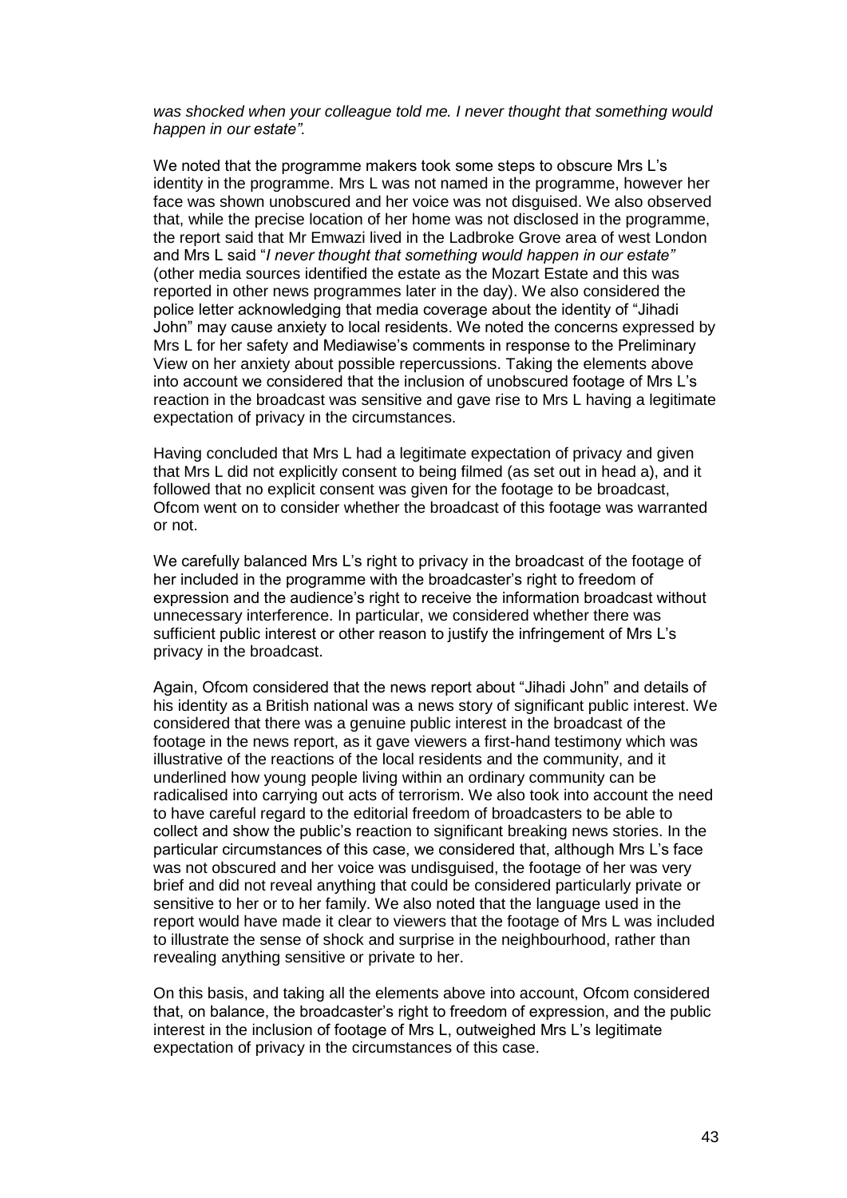*was shocked when your colleague told me. I never thought that something would happen in our estate".*

We noted that the programme makers took some steps to obscure Mrs L's identity in the programme. Mrs L was not named in the programme, however her face was shown unobscured and her voice was not disguised. We also observed that, while the precise location of her home was not disclosed in the programme, the report said that Mr Emwazi lived in the Ladbroke Grove area of west London and Mrs L said "*I never thought that something would happen in our estate"* (other media sources identified the estate as the Mozart Estate and this was reported in other news programmes later in the day). We also considered the police letter acknowledging that media coverage about the identity of "Jihadi John" may cause anxiety to local residents. We noted the concerns expressed by Mrs L for her safety and Mediawise's comments in response to the Preliminary View on her anxiety about possible repercussions. Taking the elements above into account we considered that the inclusion of unobscured footage of Mrs L's reaction in the broadcast was sensitive and gave rise to Mrs L having a legitimate expectation of privacy in the circumstances.

Having concluded that Mrs L had a legitimate expectation of privacy and given that Mrs L did not explicitly consent to being filmed (as set out in head a), and it followed that no explicit consent was given for the footage to be broadcast, Ofcom went on to consider whether the broadcast of this footage was warranted or not.

We carefully balanced Mrs L's right to privacy in the broadcast of the footage of her included in the programme with the broadcaster's right to freedom of expression and the audience's right to receive the information broadcast without unnecessary interference. In particular, we considered whether there was sufficient public interest or other reason to justify the infringement of Mrs L's privacy in the broadcast.

Again, Ofcom considered that the news report about "Jihadi John" and details of his identity as a British national was a news story of significant public interest. We considered that there was a genuine public interest in the broadcast of the footage in the news report, as it gave viewers a first-hand testimony which was illustrative of the reactions of the local residents and the community, and it underlined how young people living within an ordinary community can be radicalised into carrying out acts of terrorism. We also took into account the need to have careful regard to the editorial freedom of broadcasters to be able to collect and show the public's reaction to significant breaking news stories. In the particular circumstances of this case, we considered that, although Mrs L's face was not obscured and her voice was undisguised, the footage of her was very brief and did not reveal anything that could be considered particularly private or sensitive to her or to her family. We also noted that the language used in the report would have made it clear to viewers that the footage of Mrs L was included to illustrate the sense of shock and surprise in the neighbourhood, rather than revealing anything sensitive or private to her.

On this basis, and taking all the elements above into account, Ofcom considered that, on balance, the broadcaster's right to freedom of expression, and the public interest in the inclusion of footage of Mrs L, outweighed Mrs L's legitimate expectation of privacy in the circumstances of this case.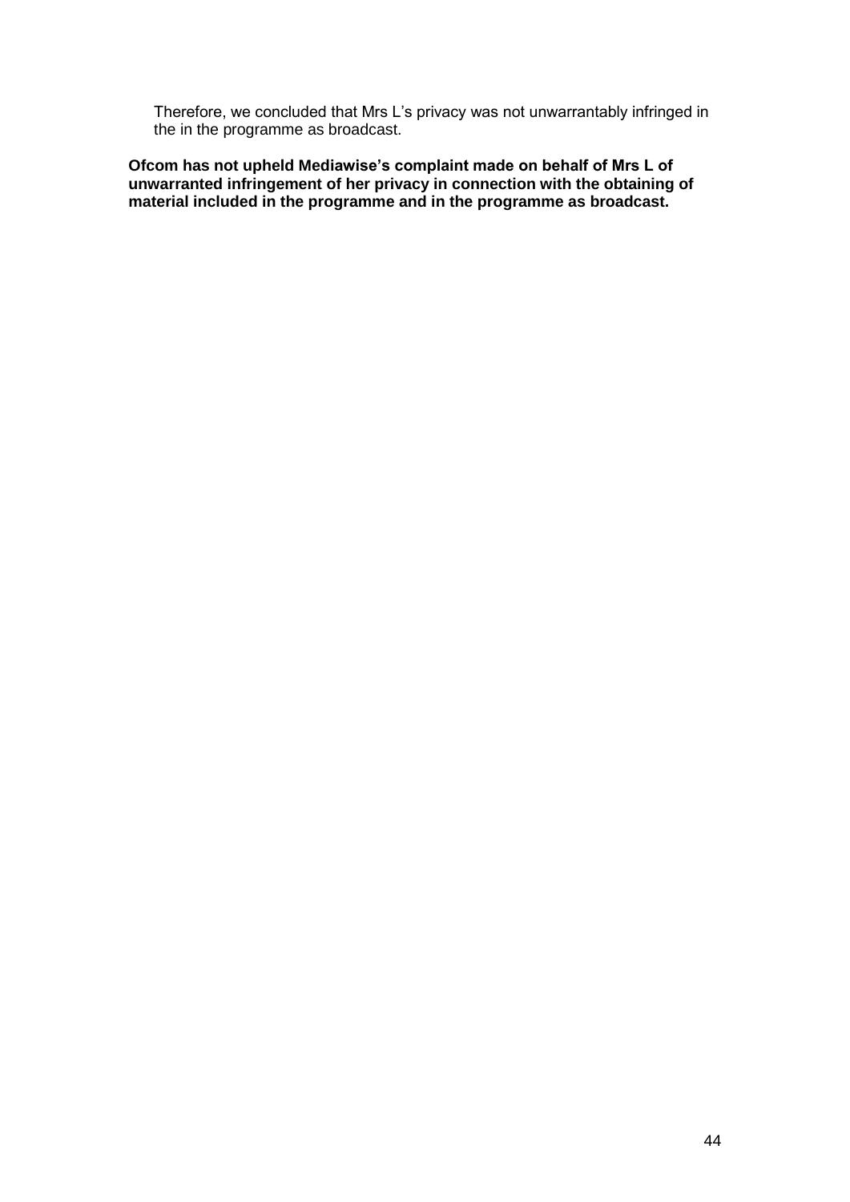Therefore, we concluded that Mrs L's privacy was not unwarrantably infringed in the in the programme as broadcast.

**Ofcom has not upheld Mediawise's complaint made on behalf of Mrs L of unwarranted infringement of her privacy in connection with the obtaining of material included in the programme and in the programme as broadcast.**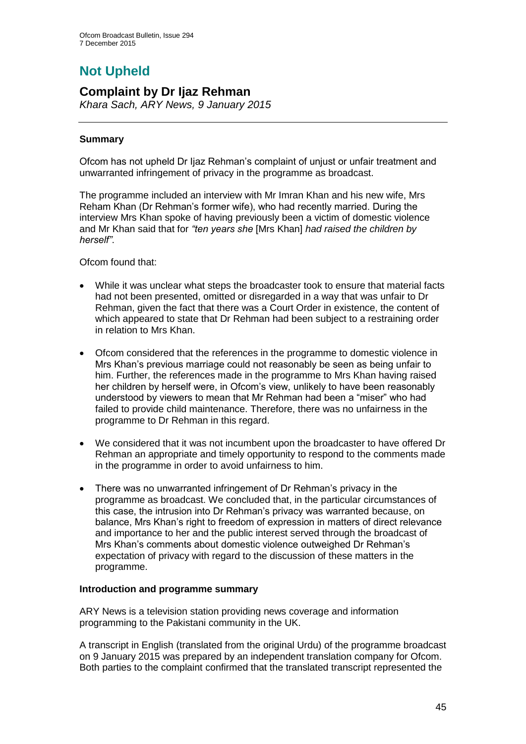# Not Upheld

## Complaint by Dr Ijaz Rehman

*Khara Sach, ARY News, 9 January 2015*

---

**Summary**

Ofcom has not upheld Dr Ijaz Rehman's complaint of unjust or unfair treatment and unwarranted infringement of privacy in the programme as broadcast.

The programme included an interview with Mr Imran Khan and his new wife, Mrs Reham Khan (Dr Rehman's former wife), who had recently married. During the interview Mrs Khan spoke of having previously been a victim of domestic violence and Mr Khan said that for *"ten years she* [Mrs Khan] *had raised the children by herself"*.

Ofcom found that:

- While it was unclear what steps the broadcaster took to ensure that material facts had not been presented, omitted or disregarded in a way that was unfair to Dr Rehman, given the fact that there was a Court Order in existence, the content of which appeared to state that Dr Rehman had been subject to a restraining order in relation to Mrs Khan.
- Ofcom considered that the references in the programme to domestic violence in Mrs Khan's previous marriage could not reasonably be seen as being unfair to him. Further, the references made in the programme to Mrs Khan having raised her children by herself were, in Ofcom's view, unlikely to have been reasonably understood by viewers to mean that Mr Rehman had been a "miser" who had failed to provide child maintenance. Therefore, there was no unfairness in the programme to Dr Rehman in this regard.
- We considered that it was not incumbent upon the broadcaster to have offered Dr Rehman an appropriate and timely opportunity to respond to the comments made in the programme in order to avoid unfairness to him.
- There was no unwarranted infringement of Dr Rehman's privacy in the programme as broadcast. We concluded that, in the particular circumstances of this case, the intrusion into Dr Rehman's privacy was warranted because, on balance, Mrs Khan's right to freedom of expression in matters of direct relevance and importance to her and the public interest served through the broadcast of Mrs Khan's comments about domestic violence outweighed Dr Rehman's expectation of privacy with regard to the discussion of these matters in the programme.

**Introduction and programme summary**

ARY News is a television station providing news coverage and information programming to the Pakistani community in the UK.

A transcript in English (translated from the original Urdu) of the programme broadcast on 9 January 2015 was prepared by an independent translation company for Ofcom. Both parties to the complaint confirmed that the translated transcript represented the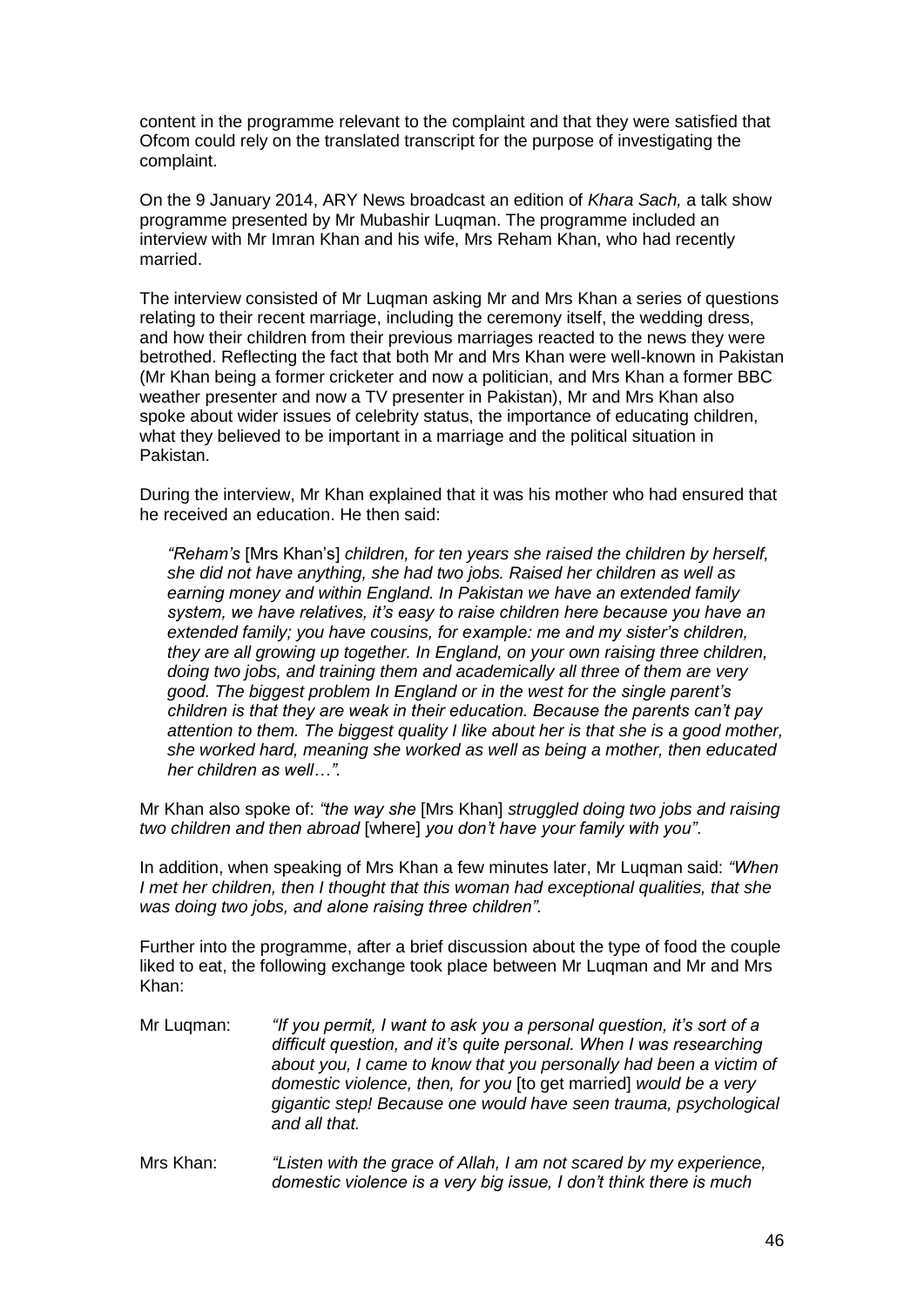content in the programme relevant to the complaint and that they were satisfied that Ofcom could rely on the translated transcript for the purpose of investigating the complaint.

On the 9 January 2014, ARY News broadcast an edition of *Khara Sach,* a talk show programme presented by Mr Mubashir Luqman. The programme included an interview with Mr Imran Khan and his wife, Mrs Reham Khan, who had recently married.

The interview consisted of Mr Luqman asking Mr and Mrs Khan a series of questions relating to their recent marriage, including the ceremony itself, the wedding dress, and how their children from their previous marriages reacted to the news they were betrothed. Reflecting the fact that both Mr and Mrs Khan were well-known in Pakistan (Mr Khan being a former cricketer and now a politician, and Mrs Khan a former BBC weather presenter and now a TV presenter in Pakistan), Mr and Mrs Khan also spoke about wider issues of celebrity status, the importance of educating children, what they believed to be important in a marriage and the political situation in Pakistan.

During the interview, Mr Khan explained that it was his mother who had ensured that he received an education. He then said:

> *"Reham's* [Mrs Khan's] *children, for ten years she raised the children by herself, she did not have anything, she had two jobs. Raised her children as well as earning money and within England. In Pakistan we have an extended family system, we have relatives, it's easy to raise children here because you have an extended family; you have cousins, for example: me and my sister's children, they are all growing up together. In England, on your own raising three children, doing two jobs, and training them and academically all three of them are very good. The biggest problem In England or in the west for the single parent's children is that they are weak in their education. Because the parents can't pay attention to them. The biggest quality I like about her is that she is a good mother, she worked hard, meaning she worked as well as being a mother, then educated her children as well…".*

Mr Khan also spoke of: *"the way she* [Mrs Khan] *struggled doing two jobs and raising two children and then abroad* [where] *you don't have your family with you"*.

In addition, when speaking of Mrs Khan a few minutes later, Mr Luqman said: *"When I met her children, then I thought that this woman had exceptional qualities, that she was doing two jobs, and alone raising three children".*

Further into the programme, after a brief discussion about the type of food the couple liked to eat, the following exchange took place between Mr Luqman and Mr and Mrs Khan:

Mr Luqman: *"If you permit, I want to ask you a personal question, it's sort of a difficult question, and it's quite personal. When I was researching about you, I came to know that you personally had been a victim of domestic violence, then, for you* [to get married] *would be a very gigantic step! Because one would have seen trauma, psychological and all that.*

Mrs Khan: *"Listen with the grace of Allah, I am not scared by my experience, domestic violence is a very big issue, I don't think there is much*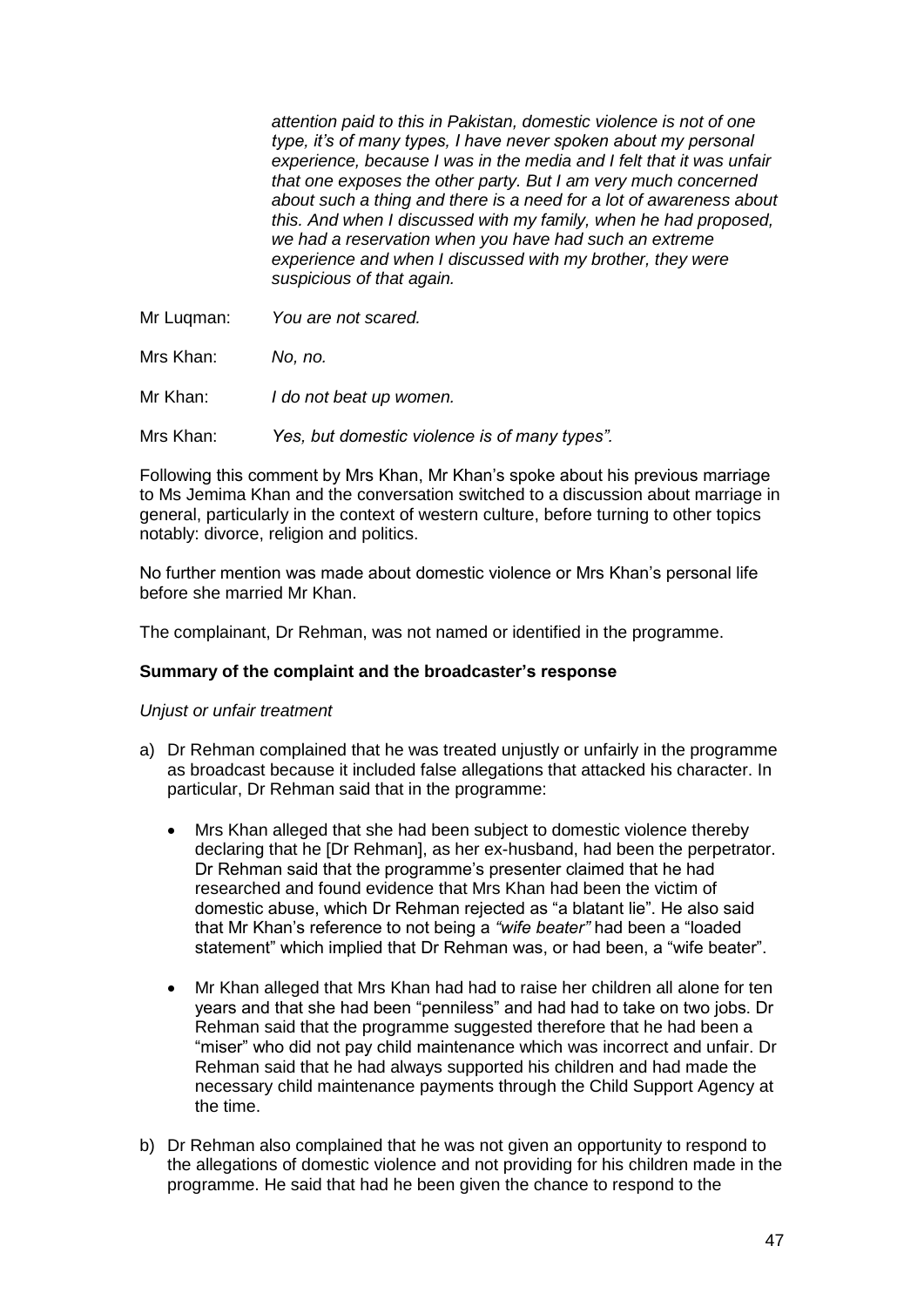*attention paid to this in Pakistan, domestic violence is not of one type, it's of many types, I have never spoken about my personal experience, because I was in the media and I felt that it was unfair that one exposes the other party. But I am very much concerned about such a thing and there is a need for a lot of awareness about this. And when I discussed with my family, when he had proposed, we had a reservation when you have had such an extreme experience and when I discussed with my brother, they were suspicious of that again.*

Mr Luqman: *You are not scared.*

Mrs Khan: *No, no.*

Mr Khan: *I do not beat up women.*

Mrs Khan: *Yes, but domestic violence is of many types".*

Following this comment by Mrs Khan, Mr Khan's spoke about his previous marriage to Ms Jemima Khan and the conversation switched to a discussion about marriage in general, particularly in the context of western culture, before turning to other topics notably: divorce, religion and politics.

No further mention was made about domestic violence or Mrs Khan's personal life before she married Mr Khan.

The complainant, Dr Rehman, was not named or identified in the programme.

**Summary of the complaint and the broadcaster's response**

*Unjust or unfair treatment*

a) Dr Rehman complained that he was treated unjustly or unfairly in the programme as broadcast because it included false allegations that attacked his character. In particular, Dr Rehman said that in the programme:

   - Mrs Khan alleged that she had been subject to domestic violence thereby declaring that he [Dr Rehman], as her ex-husband, had been the perpetrator. Dr Rehman said that the programme's presenter claimed that he had researched and found evidence that Mrs Khan had been the victim of domestic abuse, which Dr Rehman rejected as "a blatant lie". He also said that Mr Khan's reference to not being a *"wife beater"* had been a "loaded statement" which implied that Dr Rehman was, or had been, a "wife beater".

   - Mr Khan alleged that Mrs Khan had had to raise her children all alone for ten years and that she had been "penniless" and had had to take on two jobs. Dr Rehman said that the programme suggested therefore that he had been a "miser" who did not pay child maintenance which was incorrect and unfair. Dr Rehman said that he had always supported his children and had made the necessary child maintenance payments through the Child Support Agency at the time.

b) Dr Rehman also complained that he was not given an opportunity to respond to the allegations of domestic violence and not providing for his children made in the programme. He said that had he been given the chance to respond to the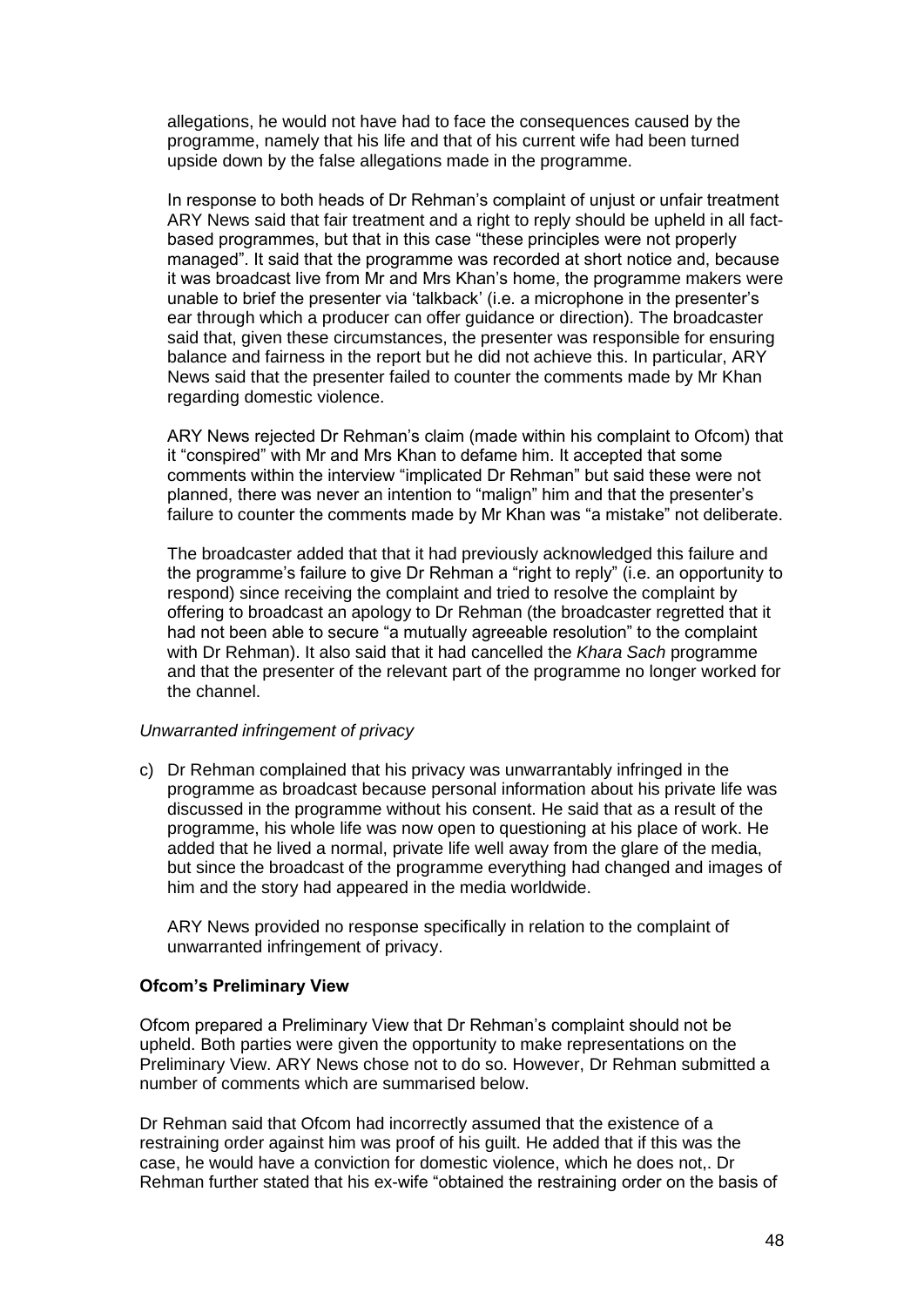allegations, he would not have had to face the consequences caused by the programme, namely that his life and that of his current wife had been turned upside down by the false allegations made in the programme.

In response to both heads of Dr Rehman's complaint of unjust or unfair treatment ARY News said that fair treatment and a right to reply should be upheld in all fact-based programmes, but that in this case "these principles were not properly managed". It said that the programme was recorded at short notice and, because it was broadcast live from Mr and Mrs Khan's home, the programme makers were unable to brief the presenter via 'talkback' (i.e. a microphone in the presenter's ear through which a producer can offer guidance or direction). The broadcaster said that, given these circumstances, the presenter was responsible for ensuring balance and fairness in the report but he did not achieve this. In particular, ARY News said that the presenter failed to counter the comments made by Mr Khan regarding domestic violence.

ARY News rejected Dr Rehman's claim (made within his complaint to Ofcom) that it "conspired" with Mr and Mrs Khan to defame him. It accepted that some comments within the interview "implicated Dr Rehman" but said these were not planned, there was never an intention to "malign" him and that the presenter's failure to counter the comments made by Mr Khan was "a mistake" not deliberate.

The broadcaster added that that it had previously acknowledged this failure and the programme's failure to give Dr Rehman a "right to reply" (i.e. an opportunity to respond) since receiving the complaint and tried to resolve the complaint by offering to broadcast an apology to Dr Rehman (the broadcaster regretted that it had not been able to secure "a mutually agreeable resolution" to the complaint with Dr Rehman). It also said that it had cancelled the *Khara Sach* programme and that the presenter of the relevant part of the programme no longer worked for the channel.

*Unwarranted infringement of privacy*

c) Dr Rehman complained that his privacy was unwarrantably infringed in the programme as broadcast because personal information about his private life was discussed in the programme without his consent. He said that as a result of the programme, his whole life was now open to questioning at his place of work. He added that he lived a normal, private life well away from the glare of the media, but since the broadcast of the programme everything had changed and images of him and the story had appeared in the media worldwide.

   ARY News provided no response specifically in relation to the complaint of unwarranted infringement of privacy.

**Ofcom's Preliminary View**

Ofcom prepared a Preliminary View that Dr Rehman's complaint should not be upheld. Both parties were given the opportunity to make representations on the Preliminary View. ARY News chose not to do so. However, Dr Rehman submitted a number of comments which are summarised below.

Dr Rehman said that Ofcom had incorrectly assumed that the existence of a restraining order against him was proof of his guilt. He added that if this was the case, he would have a conviction for domestic violence, which he does not,. Dr Rehman further stated that his ex-wife "obtained the restraining order on the basis of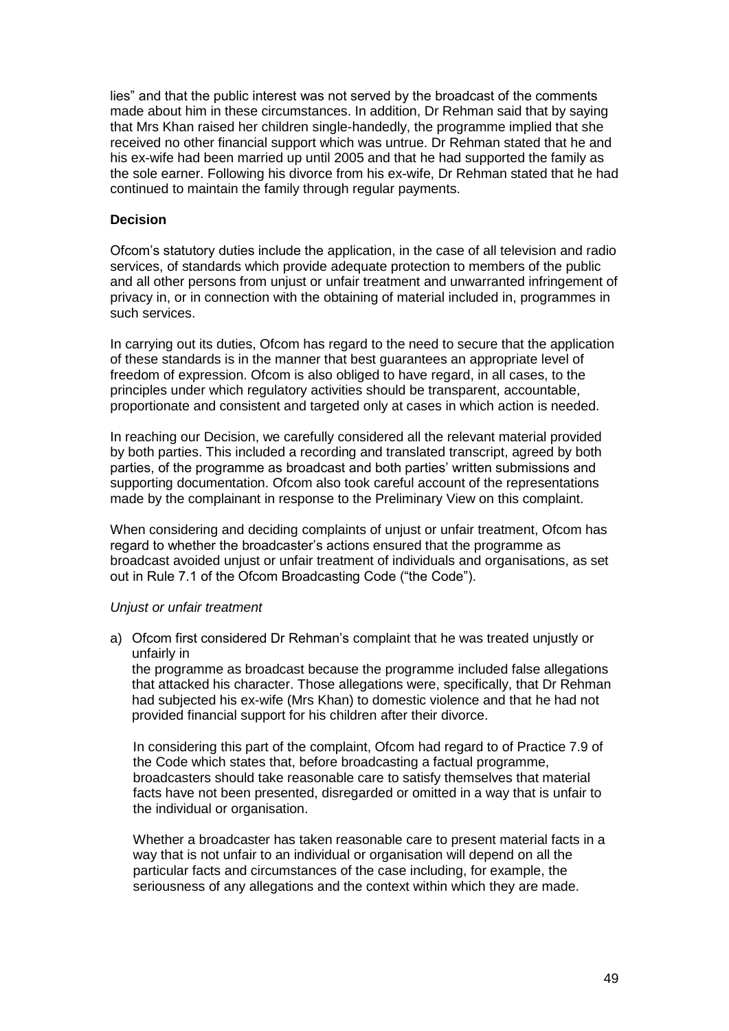lies" and that the public interest was not served by the broadcast of the comments made about him in these circumstances. In addition, Dr Rehman said that by saying that Mrs Khan raised her children single-handedly, the programme implied that she received no other financial support which was untrue. Dr Rehman stated that he and his ex-wife had been married up until 2005 and that he had supported the family as the sole earner. Following his divorce from his ex-wife, Dr Rehman stated that he had continued to maintain the family through regular payments.

**Decision**

Ofcom's statutory duties include the application, in the case of all television and radio services, of standards which provide adequate protection to members of the public and all other persons from unjust or unfair treatment and unwarranted infringement of privacy in, or in connection with the obtaining of material included in, programmes in such services.

In carrying out its duties, Ofcom has regard to the need to secure that the application of these standards is in the manner that best guarantees an appropriate level of freedom of expression. Ofcom is also obliged to have regard, in all cases, to the principles under which regulatory activities should be transparent, accountable, proportionate and consistent and targeted only at cases in which action is needed.

In reaching our Decision, we carefully considered all the relevant material provided by both parties. This included a recording and translated transcript, agreed by both parties, of the programme as broadcast and both parties' written submissions and supporting documentation. Ofcom also took careful account of the representations made by the complainant in response to the Preliminary View on this complaint.

When considering and deciding complaints of unjust or unfair treatment, Ofcom has regard to whether the broadcaster's actions ensured that the programme as broadcast avoided unjust or unfair treatment of individuals and organisations, as set out in Rule 7.1 of the Ofcom Broadcasting Code ("the Code").

*Unjust or unfair treatment*

a) Ofcom first considered Dr Rehman's complaint that he was treated unjustly or unfairly in the programme as broadcast because the programme included false allegations that attacked his character. Those allegations were, specifically, that Dr Rehman had subjected his ex-wife (Mrs Khan) to domestic violence and that he had not provided financial support for his children after their divorce.

   In considering this part of the complaint, Ofcom had regard to of Practice 7.9 of the Code which states that, before broadcasting a factual programme, broadcasters should take reasonable care to satisfy themselves that material facts have not been presented, disregarded or omitted in a way that is unfair to the individual or organisation.

   Whether a broadcaster has taken reasonable care to present material facts in a way that is not unfair to an individual or organisation will depend on all the particular facts and circumstances of the case including, for example, the seriousness of any allegations and the context within which they are made.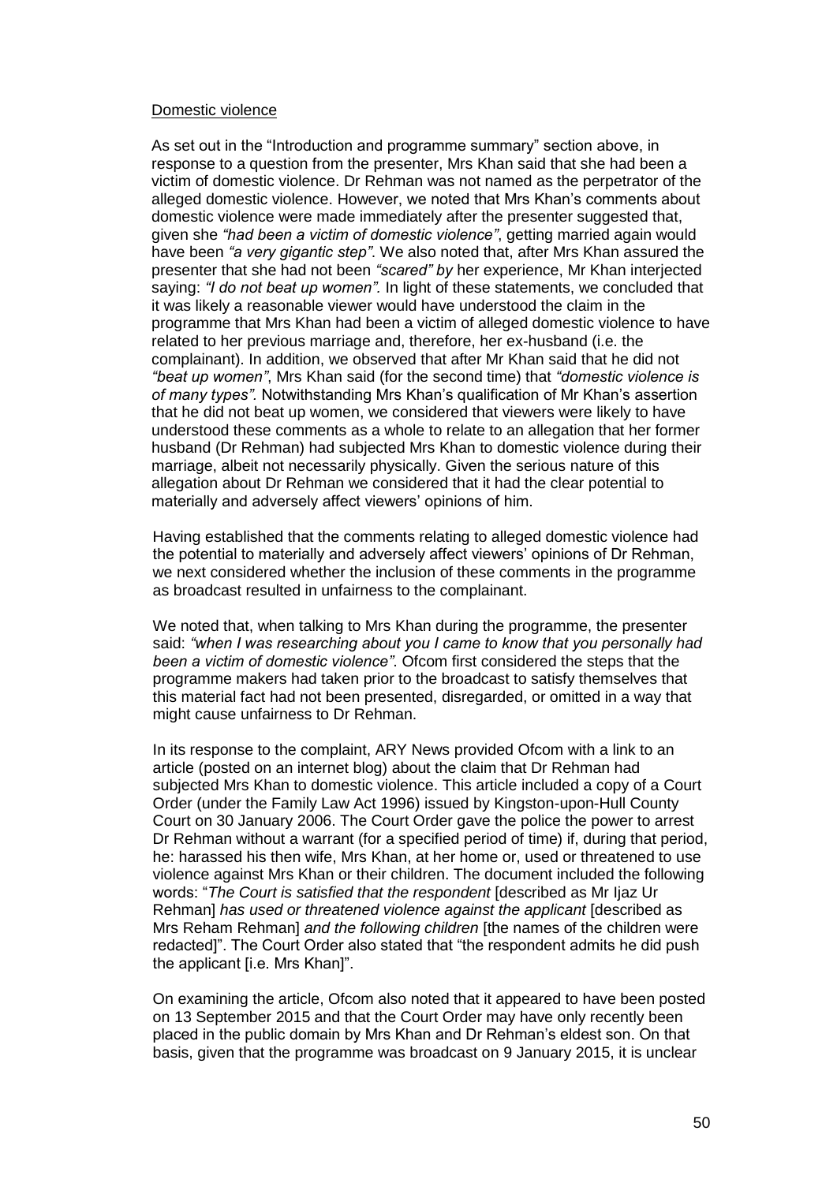Domestic violence

As set out in the "Introduction and programme summary" section above, in response to a question from the presenter, Mrs Khan said that she had been a victim of domestic violence. Dr Rehman was not named as the perpetrator of the alleged domestic violence. However, we noted that Mrs Khan's comments about domestic violence were made immediately after the presenter suggested that, given she *"had been a victim of domestic violence"*, getting married again would have been *"a very gigantic step"*. We also noted that, after Mrs Khan assured the presenter that she had not been *"scared" by* her experience, Mr Khan interjected saying: *"I do not beat up women"*. In light of these statements, we concluded that it was likely a reasonable viewer would have understood the claim in the programme that Mrs Khan had been a victim of alleged domestic violence to have related to her previous marriage and, therefore, her ex-husband (i.e. the complainant). In addition, we observed that after Mr Khan said that he did not *"beat up women"*, Mrs Khan said (for the second time) that *"domestic violence is of many types"*. Notwithstanding Mrs Khan's qualification of Mr Khan's assertion that he did not beat up women, we considered that viewers were likely to have understood these comments as a whole to relate to an allegation that her former husband (Dr Rehman) had subjected Mrs Khan to domestic violence during their marriage, albeit not necessarily physically. Given the serious nature of this allegation about Dr Rehman we considered that it had the clear potential to materially and adversely affect viewers' opinions of him.

Having established that the comments relating to alleged domestic violence had the potential to materially and adversely affect viewers' opinions of Dr Rehman, we next considered whether the inclusion of these comments in the programme as broadcast resulted in unfairness to the complainant.

We noted that, when talking to Mrs Khan during the programme, the presenter said: *"when I was researching about you I came to know that you personally had been a victim of domestic violence"*. Ofcom first considered the steps that the programme makers had taken prior to the broadcast to satisfy themselves that this material fact had not been presented, disregarded, or omitted in a way that might cause unfairness to Dr Rehman.

In its response to the complaint, ARY News provided Ofcom with a link to an article (posted on an internet blog) about the claim that Dr Rehman had subjected Mrs Khan to domestic violence. This article included a copy of a Court Order (under the Family Law Act 1996) issued by Kingston-upon-Hull County Court on 30 January 2006. The Court Order gave the police the power to arrest Dr Rehman without a warrant (for a specified period of time) if, during that period, he: harassed his then wife, Mrs Khan, at her home or, used or threatened to use violence against Mrs Khan or their children. The document included the following words: "*The Court is satisfied that the respondent* [described as Mr Ijaz Ur Rehman] *has used or threatened violence against the applicant* [described as Mrs Reham Rehman] *and the following children* [the names of the children were redacted]". The Court Order also stated that "the respondent admits he did push the applicant [i.e. Mrs Khan]".

On examining the article, Ofcom also noted that it appeared to have been posted on 13 September 2015 and that the Court Order may have only recently been placed in the public domain by Mrs Khan and Dr Rehman's eldest son. On that basis, given that the programme was broadcast on 9 January 2015, it is unclear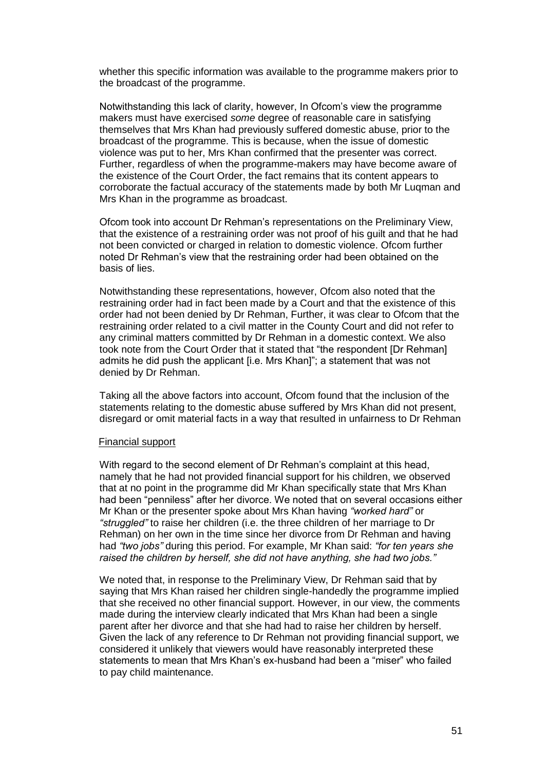whether this specific information was available to the programme makers prior to the broadcast of the programme.

Notwithstanding this lack of clarity, however, In Ofcom's view the programme makers must have exercised *some* degree of reasonable care in satisfying themselves that Mrs Khan had previously suffered domestic abuse, prior to the broadcast of the programme. This is because, when the issue of domestic violence was put to her, Mrs Khan confirmed that the presenter was correct. Further, regardless of when the programme-makers may have become aware of the existence of the Court Order, the fact remains that its content appears to corroborate the factual accuracy of the statements made by both Mr Luqman and Mrs Khan in the programme as broadcast.

Ofcom took into account Dr Rehman's representations on the Preliminary View, that the existence of a restraining order was not proof of his guilt and that he had not been convicted or charged in relation to domestic violence. Ofcom further noted Dr Rehman's view that the restraining order had been obtained on the basis of lies.

Notwithstanding these representations, however, Ofcom also noted that the restraining order had in fact been made by a Court and that the existence of this order had not been denied by Dr Rehman, Further, it was clear to Ofcom that the restraining order related to a civil matter in the County Court and did not refer to any criminal matters committed by Dr Rehman in a domestic context. We also took note from the Court Order that it stated that "the respondent [Dr Rehman] admits he did push the applicant [i.e. Mrs Khan]"; a statement that was not denied by Dr Rehman.

Taking all the above factors into account, Ofcom found that the inclusion of the statements relating to the domestic abuse suffered by Mrs Khan did not present, disregard or omit material facts in a way that resulted in unfairness to Dr Rehman

Financial support

With regard to the second element of Dr Rehman's complaint at this head, namely that he had not provided financial support for his children, we observed that at no point in the programme did Mr Khan specifically state that Mrs Khan had been "penniless" after her divorce. We noted that on several occasions either Mr Khan or the presenter spoke about Mrs Khan having *"worked hard"* or *"struggled"* to raise her children (i.e. the three children of her marriage to Dr Rehman) on her own in the time since her divorce from Dr Rehman and having had *"two jobs"* during this period. For example, Mr Khan said: *"for ten years she raised the children by herself, she did not have anything, she had two jobs."*

We noted that, in response to the Preliminary View, Dr Rehman said that by saying that Mrs Khan raised her children single-handedly the programme implied that she received no other financial support. However, in our view, the comments made during the interview clearly indicated that Mrs Khan had been a single parent after her divorce and that she had had to raise her children by herself. Given the lack of any reference to Dr Rehman not providing financial support, we considered it unlikely that viewers would have reasonably interpreted these statements to mean that Mrs Khan's ex-husband had been a "miser" who failed to pay child maintenance.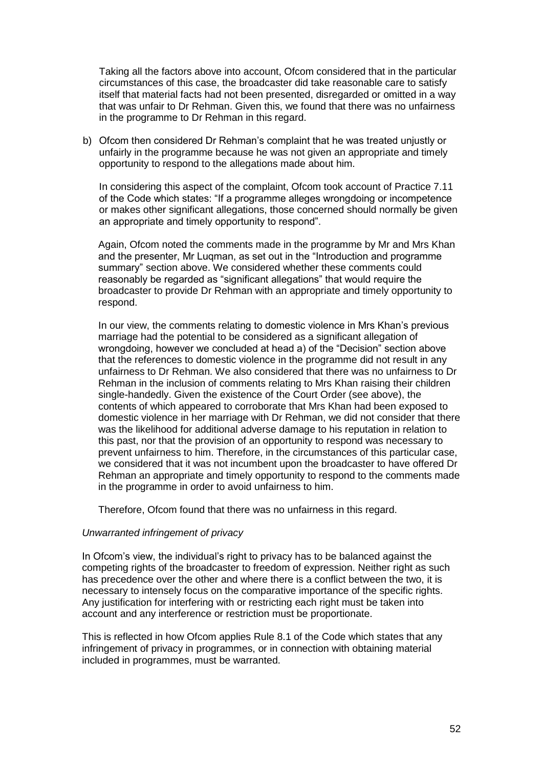Taking all the factors above into account, Ofcom considered that in the particular circumstances of this case, the broadcaster did take reasonable care to satisfy itself that material facts had not been presented, disregarded or omitted in a way that was unfair to Dr Rehman. Given this, we found that there was no unfairness in the programme to Dr Rehman in this regard.

b) Ofcom then considered Dr Rehman's complaint that he was treated unjustly or unfairly in the programme because he was not given an appropriate and timely opportunity to respond to the allegations made about him.

   In considering this aspect of the complaint, Ofcom took account of Practice 7.11 of the Code which states: "If a programme alleges wrongdoing or incompetence or makes other significant allegations, those concerned should normally be given an appropriate and timely opportunity to respond".

   Again, Ofcom noted the comments made in the programme by Mr and Mrs Khan and the presenter, Mr Luqman, as set out in the "Introduction and programme summary" section above. We considered whether these comments could reasonably be regarded as "significant allegations" that would require the broadcaster to provide Dr Rehman with an appropriate and timely opportunity to respond.

   In our view, the comments relating to domestic violence in Mrs Khan's previous marriage had the potential to be considered as a significant allegation of wrongdoing, however we concluded at head a) of the "Decision" section above that the references to domestic violence in the programme did not result in any unfairness to Dr Rehman. We also considered that there was no unfairness to Dr Rehman in the inclusion of comments relating to Mrs Khan raising their children single-handedly. Given the existence of the Court Order (see above), the contents of which appeared to corroborate that Mrs Khan had been exposed to domestic violence in her marriage with Dr Rehman, we did not consider that there was the likelihood for additional adverse damage to his reputation in relation to this past, nor that the provision of an opportunity to respond was necessary to prevent unfairness to him. Therefore, in the circumstances of this particular case, we considered that it was not incumbent upon the broadcaster to have offered Dr Rehman an appropriate and timely opportunity to respond to the comments made in the programme in order to avoid unfairness to him.

   Therefore, Ofcom found that there was no unfairness in this regard.

*Unwarranted infringement of privacy*

In Ofcom's view, the individual's right to privacy has to be balanced against the competing rights of the broadcaster to freedom of expression. Neither right as such has precedence over the other and where there is a conflict between the two, it is necessary to intensely focus on the comparative importance of the specific rights. Any justification for interfering with or restricting each right must be taken into account and any interference or restriction must be proportionate.

This is reflected in how Ofcom applies Rule 8.1 of the Code which states that any infringement of privacy in programmes, or in connection with obtaining material included in programmes, must be warranted.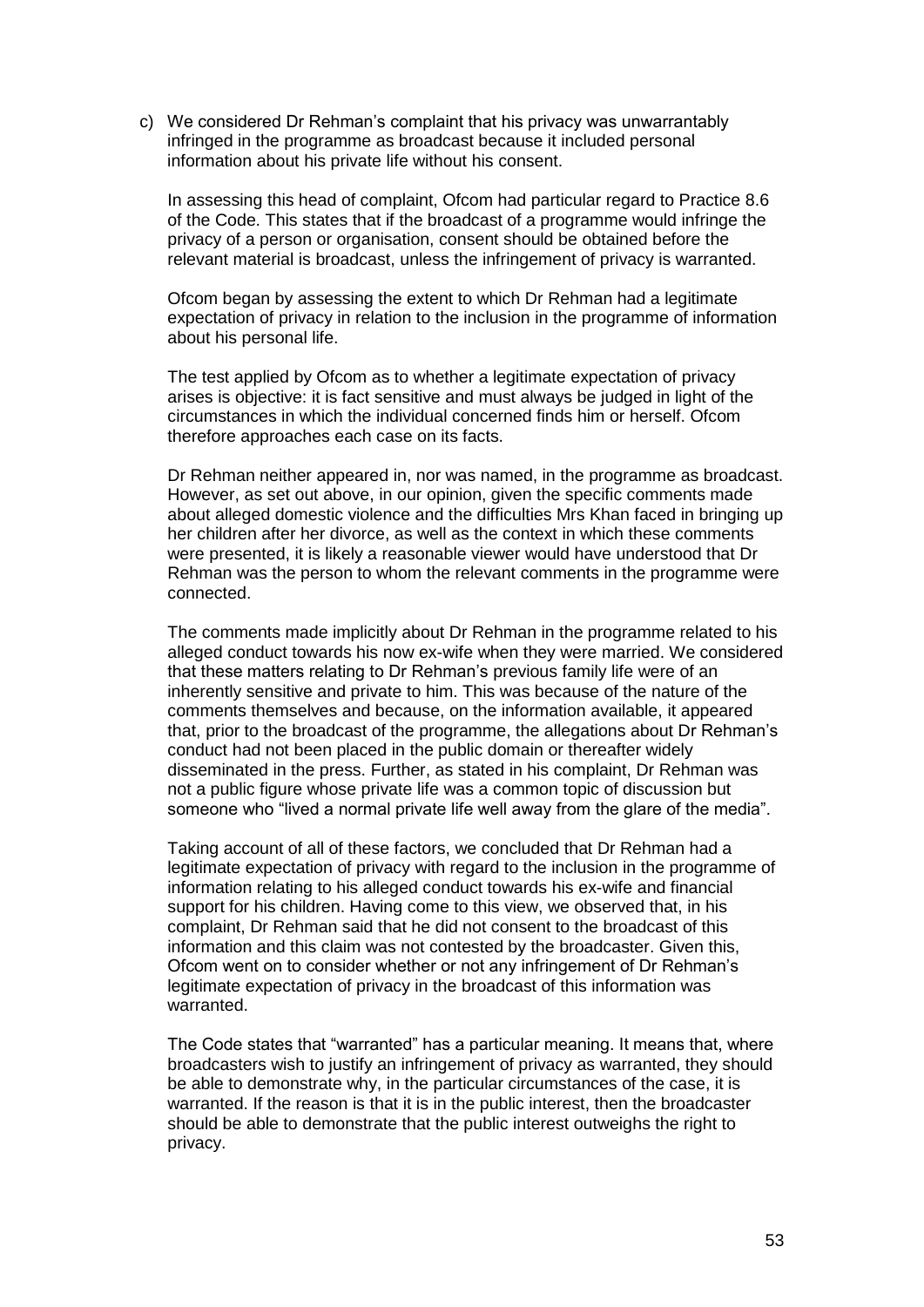c) We considered Dr Rehman's complaint that his privacy was unwarrantably infringed in the programme as broadcast because it included personal information about his private life without his consent.

   In assessing this head of complaint, Ofcom had particular regard to Practice 8.6 of the Code. This states that if the broadcast of a programme would infringe the privacy of a person or organisation, consent should be obtained before the relevant material is broadcast, unless the infringement of privacy is warranted.

   Ofcom began by assessing the extent to which Dr Rehman had a legitimate expectation of privacy in relation to the inclusion in the programme of information about his personal life.

   The test applied by Ofcom as to whether a legitimate expectation of privacy arises is objective: it is fact sensitive and must always be judged in light of the circumstances in which the individual concerned finds him or herself. Ofcom therefore approaches each case on its facts.

   Dr Rehman neither appeared in, nor was named, in the programme as broadcast. However, as set out above, in our opinion, given the specific comments made about alleged domestic violence and the difficulties Mrs Khan faced in bringing up her children after her divorce, as well as the context in which these comments were presented, it is likely a reasonable viewer would have understood that Dr Rehman was the person to whom the relevant comments in the programme were connected.

   The comments made implicitly about Dr Rehman in the programme related to his alleged conduct towards his now ex-wife when they were married. We considered that these matters relating to Dr Rehman's previous family life were of an inherently sensitive and private to him. This was because of the nature of the comments themselves and because, on the information available, it appeared that, prior to the broadcast of the programme, the allegations about Dr Rehman's conduct had not been placed in the public domain or thereafter widely disseminated in the press. Further, as stated in his complaint, Dr Rehman was not a public figure whose private life was a common topic of discussion but someone who "lived a normal private life well away from the glare of the media".

   Taking account of all of these factors, we concluded that Dr Rehman had a legitimate expectation of privacy with regard to the inclusion in the programme of information relating to his alleged conduct towards his ex-wife and financial support for his children. Having come to this view, we observed that, in his complaint, Dr Rehman said that he did not consent to the broadcast of this information and this claim was not contested by the broadcaster. Given this, Ofcom went on to consider whether or not any infringement of Dr Rehman's legitimate expectation of privacy in the broadcast of this information was warranted.

   The Code states that "warranted" has a particular meaning. It means that, where broadcasters wish to justify an infringement of privacy as warranted, they should be able to demonstrate why, in the particular circumstances of the case, it is warranted. If the reason is that it is in the public interest, then the broadcaster should be able to demonstrate that the public interest outweighs the right to privacy.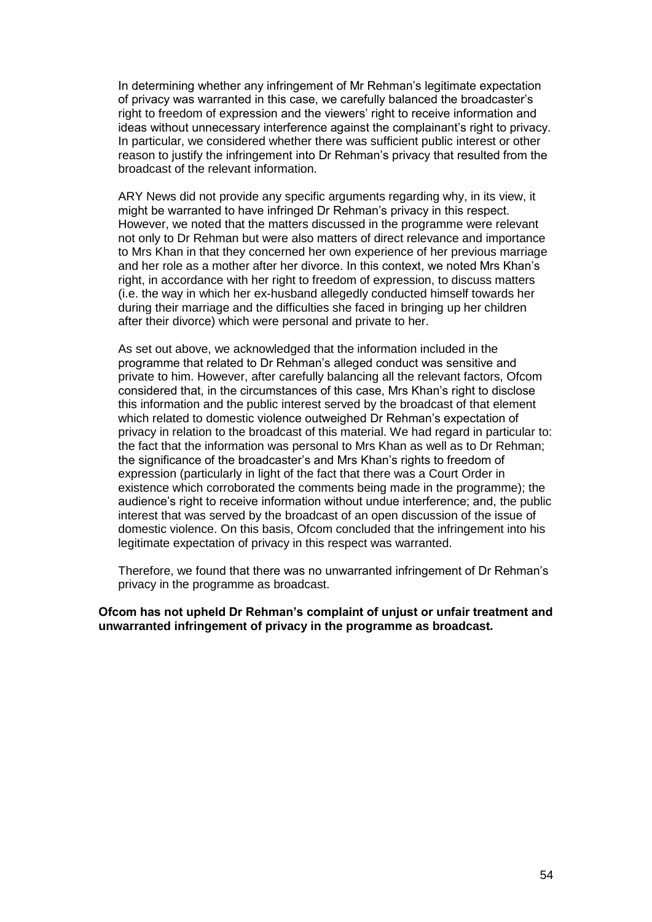In determining whether any infringement of Mr Rehman's legitimate expectation of privacy was warranted in this case, we carefully balanced the broadcaster's right to freedom of expression and the viewers' right to receive information and ideas without unnecessary interference against the complainant's right to privacy. In particular, we considered whether there was sufficient public interest or other reason to justify the infringement into Dr Rehman's privacy that resulted from the broadcast of the relevant information.

ARY News did not provide any specific arguments regarding why, in its view, it might be warranted to have infringed Dr Rehman's privacy in this respect. However, we noted that the matters discussed in the programme were relevant not only to Dr Rehman but were also matters of direct relevance and importance to Mrs Khan in that they concerned her own experience of her previous marriage and her role as a mother after her divorce. In this context, we noted Mrs Khan's right, in accordance with her right to freedom of expression, to discuss matters (i.e. the way in which her ex-husband allegedly conducted himself towards her during their marriage and the difficulties she faced in bringing up her children after their divorce) which were personal and private to her.

As set out above, we acknowledged that the information included in the programme that related to Dr Rehman's alleged conduct was sensitive and private to him. However, after carefully balancing all the relevant factors, Ofcom considered that, in the circumstances of this case, Mrs Khan's right to disclose this information and the public interest served by the broadcast of that element which related to domestic violence outweighed Dr Rehman's expectation of privacy in relation to the broadcast of this material. We had regard in particular to: the fact that the information was personal to Mrs Khan as well as to Dr Rehman; the significance of the broadcaster's and Mrs Khan's rights to freedom of expression (particularly in light of the fact that there was a Court Order in existence which corroborated the comments being made in the programme); the audience's right to receive information without undue interference; and, the public interest that was served by the broadcast of an open discussion of the issue of domestic violence. On this basis, Ofcom concluded that the infringement into his legitimate expectation of privacy in this respect was warranted.

Therefore, we found that there was no unwarranted infringement of Dr Rehman's privacy in the programme as broadcast.

**Ofcom has not upheld Dr Rehman's complaint of unjust or unfair treatment and unwarranted infringement of privacy in the programme as broadcast.**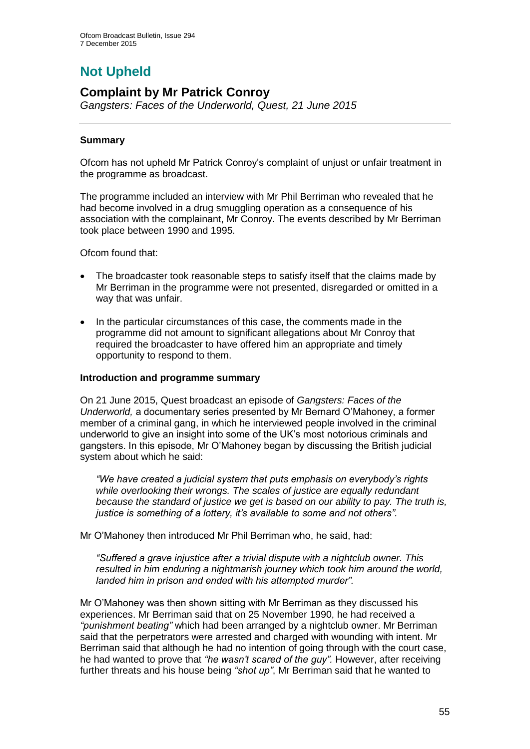# Not Upheld

## Complaint by Mr Patrick Conroy

*Gangsters: Faces of the Underworld, Quest, 21 June 2015*

---

### Summary

Ofcom has not upheld Mr Patrick Conroy's complaint of unjust or unfair treatment in the programme as broadcast.

The programme included an interview with Mr Phil Berriman who revealed that he had become involved in a drug smuggling operation as a consequence of his association with the complainant, Mr Conroy. The events described by Mr Berriman took place between 1990 and 1995.

Ofcom found that:

- The broadcaster took reasonable steps to satisfy itself that the claims made by Mr Berriman in the programme were not presented, disregarded or omitted in a way that was unfair.
- In the particular circumstances of this case, the comments made in the programme did not amount to significant allegations about Mr Conroy that required the broadcaster to have offered him an appropriate and timely opportunity to respond to them.

### Introduction and programme summary

On 21 June 2015, Quest broadcast an episode of *Gangsters: Faces of the Underworld,* a documentary series presented by Mr Bernard O'Mahoney, a former member of a criminal gang, in which he interviewed people involved in the criminal underworld to give an insight into some of the UK's most notorious criminals and gangsters. In this episode, Mr O'Mahoney began by discussing the British judicial system about which he said:

> *"We have created a judicial system that puts emphasis on everybody's rights while overlooking their wrongs. The scales of justice are equally redundant because the standard of justice we get is based on our ability to pay. The truth is, justice is something of a lottery, it's available to some and not others".*

Mr O'Mahoney then introduced Mr Phil Berriman who, he said, had:

> *"Suffered a grave injustice after a trivial dispute with a nightclub owner. This resulted in him enduring a nightmarish journey which took him around the world, landed him in prison and ended with his attempted murder".*

Mr O'Mahoney was then shown sitting with Mr Berriman as they discussed his experiences. Mr Berriman said that on 25 November 1990, he had received a *"punishment beating"* which had been arranged by a nightclub owner. Mr Berriman said that the perpetrators were arrested and charged with wounding with intent. Mr Berriman said that although he had no intention of going through with the court case, he had wanted to prove that *"he wasn't scared of the guy".* However, after receiving further threats and his house being *"shot up"*, Mr Berriman said that he wanted to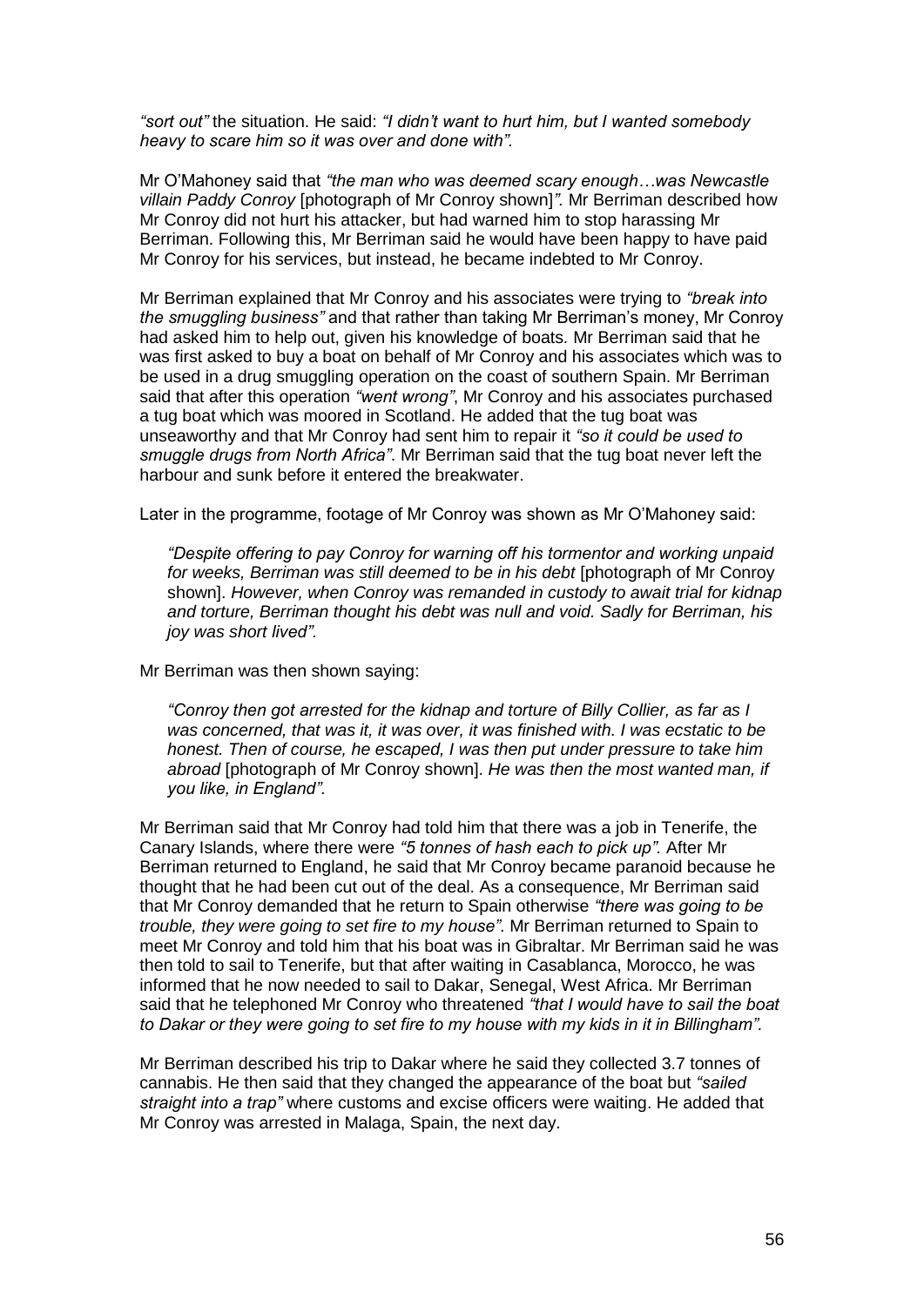*"sort out"* the situation. He said: *"I didn't want to hurt him, but I wanted somebody heavy to scare him so it was over and done with".*

Mr O'Mahoney said that *"the man who was deemed scary enough…was Newcastle villain Paddy Conroy* [photograph of Mr Conroy shown]*".* Mr Berriman described how Mr Conroy did not hurt his attacker, but had warned him to stop harassing Mr Berriman. Following this, Mr Berriman said he would have been happy to have paid Mr Conroy for his services, but instead, he became indebted to Mr Conroy.

Mr Berriman explained that Mr Conroy and his associates were trying to *"break into the smuggling business"* and that rather than taking Mr Berriman's money, Mr Conroy had asked him to help out, given his knowledge of boats. Mr Berriman said that he was first asked to buy a boat on behalf of Mr Conroy and his associates which was to be used in a drug smuggling operation on the coast of southern Spain. Mr Berriman said that after this operation *"went wrong"*, Mr Conroy and his associates purchased a tug boat which was moored in Scotland. He added that the tug boat was unseaworthy and that Mr Conroy had sent him to repair it *"so it could be used to smuggle drugs from North Africa"*. Mr Berriman said that the tug boat never left the harbour and sunk before it entered the breakwater.

Later in the programme, footage of Mr Conroy was shown as Mr O'Mahoney said:

> *"Despite offering to pay Conroy for warning off his tormentor and working unpaid for weeks, Berriman was still deemed to be in his debt* [photograph of Mr Conroy shown]. *However, when Conroy was remanded in custody to await trial for kidnap and torture, Berriman thought his debt was null and void. Sadly for Berriman, his joy was short lived".*

Mr Berriman was then shown saying:

> *"Conroy then got arrested for the kidnap and torture of Billy Collier, as far as I was concerned, that was it, it was over, it was finished with. I was ecstatic to be honest. Then of course, he escaped, I was then put under pressure to take him abroad* [photograph of Mr Conroy shown]. *He was then the most wanted man, if you like, in England".*

Mr Berriman said that Mr Conroy had told him that there was a job in Tenerife, the Canary Islands, where there were *"5 tonnes of hash each to pick up".* After Mr Berriman returned to England, he said that Mr Conroy became paranoid because he thought that he had been cut out of the deal. As a consequence, Mr Berriman said that Mr Conroy demanded that he return to Spain otherwise *"there was going to be trouble, they were going to set fire to my house"*. Mr Berriman returned to Spain to meet Mr Conroy and told him that his boat was in Gibraltar. Mr Berriman said he was then told to sail to Tenerife, but that after waiting in Casablanca, Morocco, he was informed that he now needed to sail to Dakar, Senegal, West Africa. Mr Berriman said that he telephoned Mr Conroy who threatened *"that I would have to sail the boat to Dakar or they were going to set fire to my house with my kids in it in Billingham".*

Mr Berriman described his trip to Dakar where he said they collected 3.7 tonnes of cannabis. He then said that they changed the appearance of the boat but *"sailed straight into a trap"* where customs and excise officers were waiting. He added that Mr Conroy was arrested in Malaga, Spain, the next day.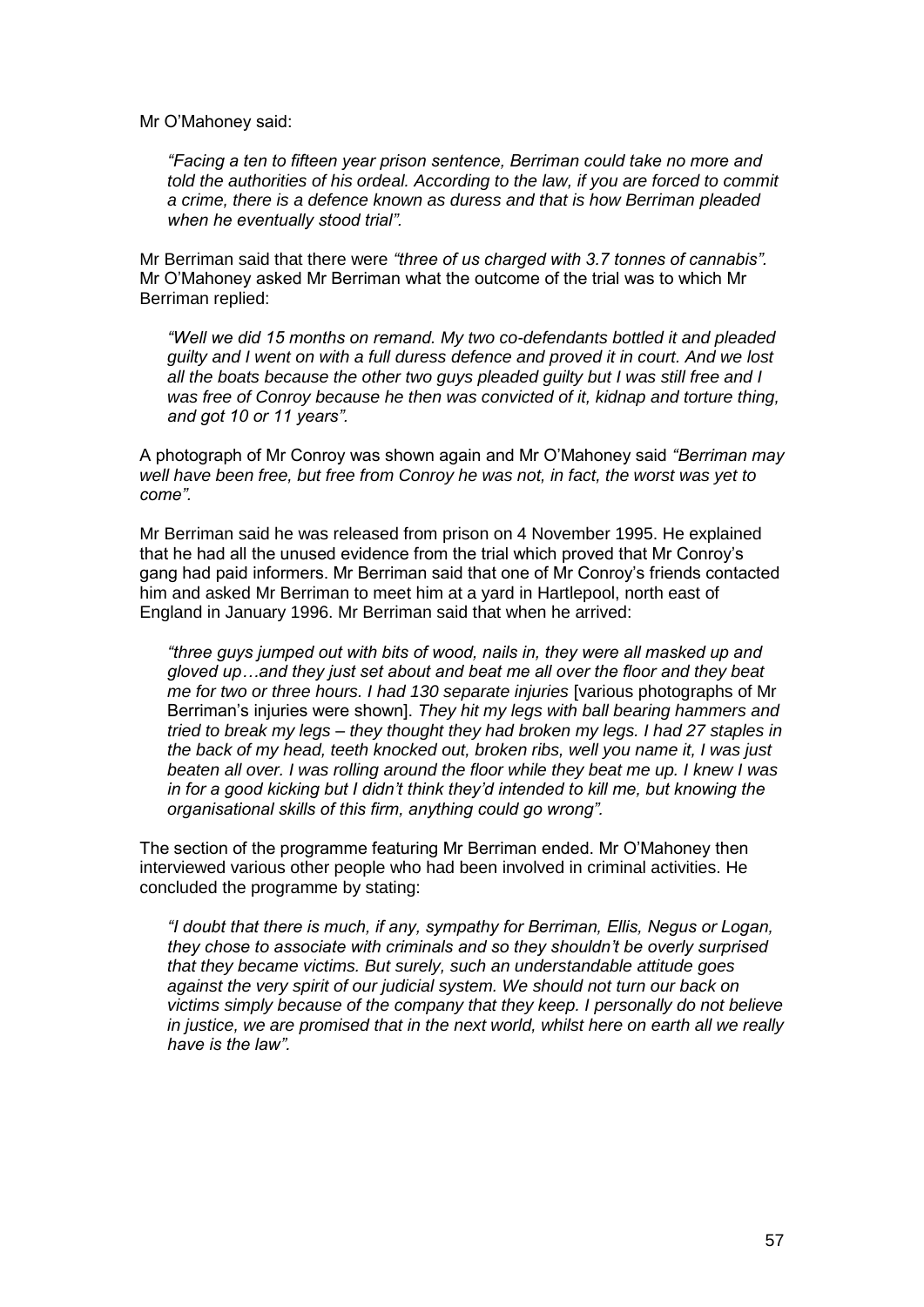Mr O'Mahoney said:

> *"Facing a ten to fifteen year prison sentence, Berriman could take no more and told the authorities of his ordeal. According to the law, if you are forced to commit a crime, there is a defence known as duress and that is how Berriman pleaded when he eventually stood trial".*

Mr Berriman said that there were *"three of us charged with 3.7 tonnes of cannabis".* Mr O'Mahoney asked Mr Berriman what the outcome of the trial was to which Mr Berriman replied:

> *"Well we did 15 months on remand. My two co-defendants bottled it and pleaded guilty and I went on with a full duress defence and proved it in court. And we lost all the boats because the other two guys pleaded guilty but I was still free and I was free of Conroy because he then was convicted of it, kidnap and torture thing, and got 10 or 11 years".*

A photograph of Mr Conroy was shown again and Mr O'Mahoney said *"Berriman may well have been free, but free from Conroy he was not, in fact, the worst was yet to come".*

Mr Berriman said he was released from prison on 4 November 1995. He explained that he had all the unused evidence from the trial which proved that Mr Conroy's gang had paid informers. Mr Berriman said that one of Mr Conroy's friends contacted him and asked Mr Berriman to meet him at a yard in Hartlepool, north east of England in January 1996. Mr Berriman said that when he arrived:

> *"three guys jumped out with bits of wood, nails in, they were all masked up and gloved up…and they just set about and beat me all over the floor and they beat me for two or three hours. I had 130 separate injuries* [various photographs of Mr Berriman's injuries were shown]. *They hit my legs with ball bearing hammers and tried to break my legs – they thought they had broken my legs. I had 27 staples in the back of my head, teeth knocked out, broken ribs, well you name it, I was just beaten all over. I was rolling around the floor while they beat me up. I knew I was in for a good kicking but I didn't think they'd intended to kill me, but knowing the organisational skills of this firm, anything could go wrong".*

The section of the programme featuring Mr Berriman ended. Mr O'Mahoney then interviewed various other people who had been involved in criminal activities. He concluded the programme by stating:

> *"I doubt that there is much, if any, sympathy for Berriman, Ellis, Negus or Logan, they chose to associate with criminals and so they shouldn't be overly surprised that they became victims. But surely, such an understandable attitude goes against the very spirit of our judicial system. We should not turn our back on victims simply because of the company that they keep. I personally do not believe in justice, we are promised that in the next world, whilst here on earth all we really have is the law".*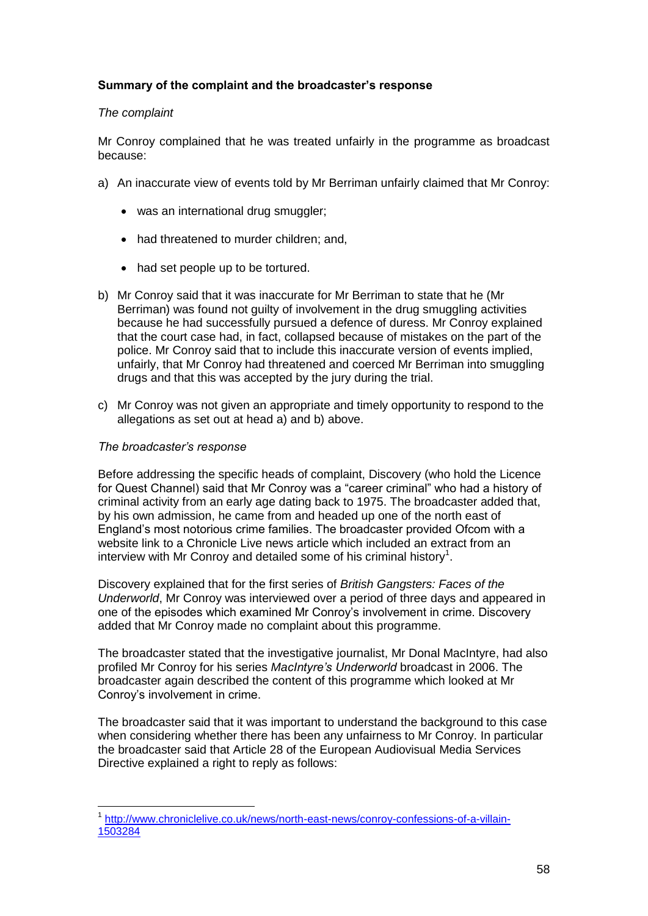**Summary of the complaint and the broadcaster's response**

*The complaint*

Mr Conroy complained that he was treated unfairly in the programme as broadcast because:

a) An inaccurate view of events told by Mr Berriman unfairly claimed that Mr Conroy:

- was an international drug smuggler;
- had threatened to murder children; and,
- had set people up to be tortured.

b) Mr Conroy said that it was inaccurate for Mr Berriman to state that he (Mr Berriman) was found not guilty of involvement in the drug smuggling activities because he had successfully pursued a defence of duress. Mr Conroy explained that the court case had, in fact, collapsed because of mistakes on the part of the police. Mr Conroy said that to include this inaccurate version of events implied, unfairly, that Mr Conroy had threatened and coerced Mr Berriman into smuggling drugs and that this was accepted by the jury during the trial.

c) Mr Conroy was not given an appropriate and timely opportunity to respond to the allegations as set out at head a) and b) above.

*The broadcaster's response*

Before addressing the specific heads of complaint, Discovery (who hold the Licence for Quest Channel) said that Mr Conroy was a "career criminal" who had a history of criminal activity from an early age dating back to 1975. The broadcaster added that, by his own admission, he came from and headed up one of the north east of England's most notorious crime families. The broadcaster provided Ofcom with a website link to a Chronicle Live news article which included an extract from an interview with Mr Conroy and detailed some of his criminal history[1].

Discovery explained that for the first series of *British Gangsters: Faces of the Underworld*, Mr Conroy was interviewed over a period of three days and appeared in one of the episodes which examined Mr Conroy's involvement in crime. Discovery added that Mr Conroy made no complaint about this programme.

The broadcaster stated that the investigative journalist, Mr Donal MacIntyre, had also profiled Mr Conroy for his series *MacIntyre's Underworld* broadcast in 2006. The broadcaster again described the content of this programme which looked at Mr Conroy's involvement in crime.

The broadcaster said that it was important to understand the background to this case when considering whether there has been any unfairness to Mr Conroy. In particular the broadcaster said that Article 28 of the European Audiovisual Media Services Directive explained a right to reply as follows:

---

[1] http://www.chroniclelive.co.uk/news/north-east-news/conroy-confessions-of-a-villain-1503284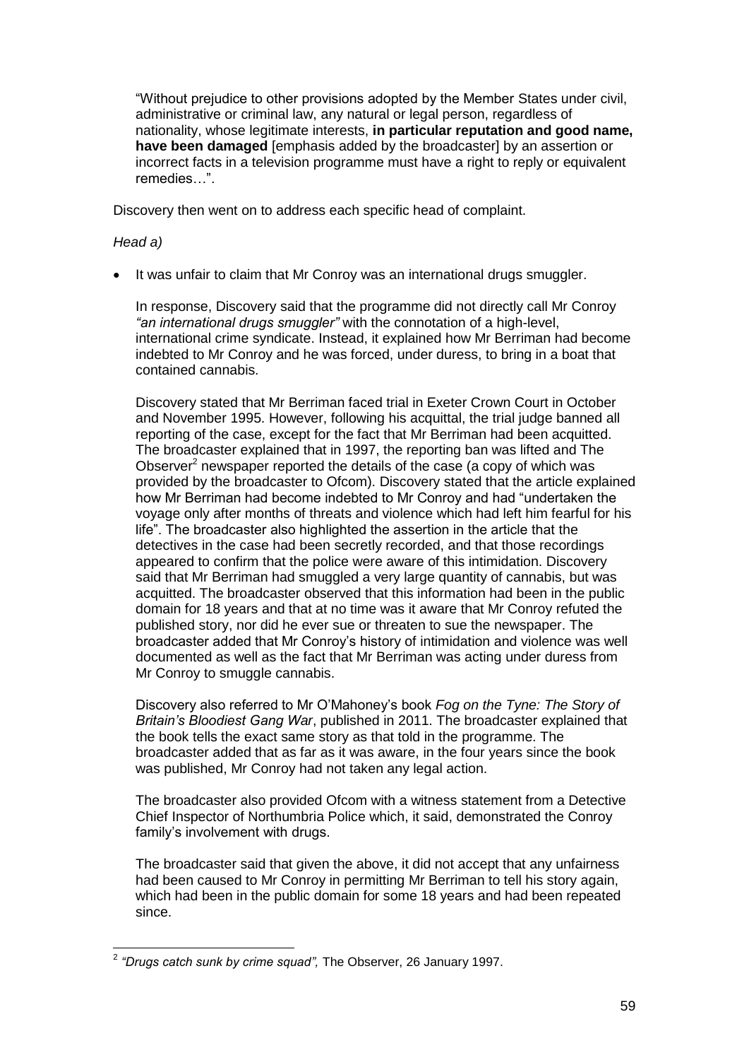"Without prejudice to other provisions adopted by the Member States under civil, administrative or criminal law, any natural or legal person, regardless of nationality, whose legitimate interests, **in particular reputation and good name, have been damaged** [emphasis added by the broadcaster] by an assertion or incorrect facts in a television programme must have a right to reply or equivalent remedies…".

Discovery then went on to address each specific head of complaint.

*Head a)*

- It was unfair to claim that Mr Conroy was an international drugs smuggler.

  In response, Discovery said that the programme did not directly call Mr Conroy *"an international drugs smuggler"* with the connotation of a high-level, international crime syndicate. Instead, it explained how Mr Berriman had become indebted to Mr Conroy and he was forced, under duress, to bring in a boat that contained cannabis.

  Discovery stated that Mr Berriman faced trial in Exeter Crown Court in October and November 1995. However, following his acquittal, the trial judge banned all reporting of the case, except for the fact that Mr Berriman had been acquitted. The broadcaster explained that in 1997, the reporting ban was lifted and The Observer[2] newspaper reported the details of the case (a copy of which was provided by the broadcaster to Ofcom). Discovery stated that the article explained how Mr Berriman had become indebted to Mr Conroy and had "undertaken the voyage only after months of threats and violence which had left him fearful for his life". The broadcaster also highlighted the assertion in the article that the detectives in the case had been secretly recorded, and that those recordings appeared to confirm that the police were aware of this intimidation. Discovery said that Mr Berriman had smuggled a very large quantity of cannabis, but was acquitted. The broadcaster observed that this information had been in the public domain for 18 years and that at no time was it aware that Mr Conroy refuted the published story, nor did he ever sue or threaten to sue the newspaper. The broadcaster added that Mr Conroy's history of intimidation and violence was well documented as well as the fact that Mr Berriman was acting under duress from Mr Conroy to smuggle cannabis.

  Discovery also referred to Mr O'Mahoney's book *Fog on the Tyne: The Story of Britain's Bloodiest Gang War*, published in 2011. The broadcaster explained that the book tells the exact same story as that told in the programme. The broadcaster added that as far as it was aware, in the four years since the book was published, Mr Conroy had not taken any legal action.

  The broadcaster also provided Ofcom with a witness statement from a Detective Chief Inspector of Northumbria Police which, it said, demonstrated the Conroy family's involvement with drugs.

  The broadcaster said that given the above, it did not accept that any unfairness had been caused to Mr Conroy in permitting Mr Berriman to tell his story again, which had been in the public domain for some 18 years and had been repeated since.

---

[2] *"Drugs catch sunk by crime squad",* The Observer, 26 January 1997.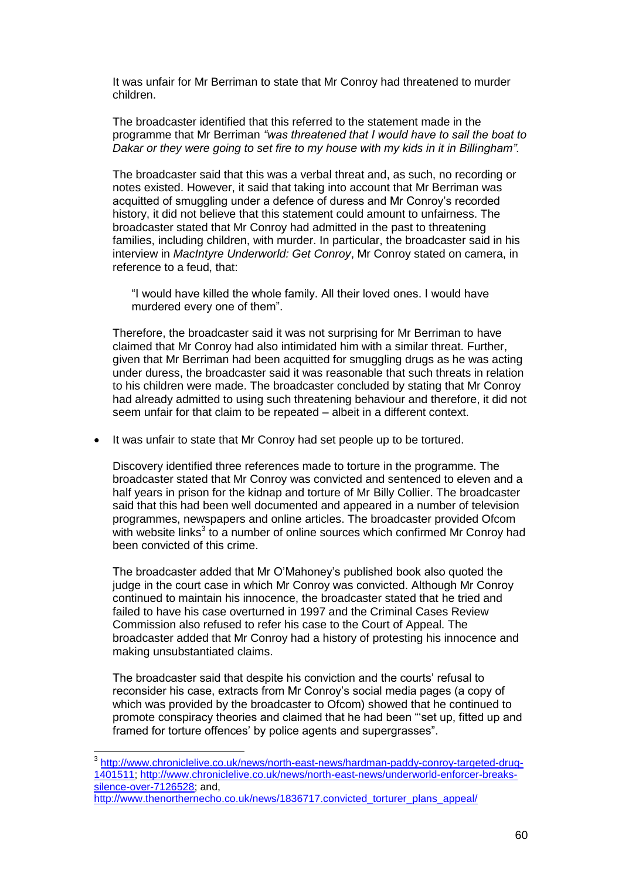It was unfair for Mr Berriman to state that Mr Conroy had threatened to murder children.

The broadcaster identified that this referred to the statement made in the programme that Mr Berriman *"was threatened that I would have to sail the boat to Dakar or they were going to set fire to my house with my kids in it in Billingham".*

The broadcaster said that this was a verbal threat and, as such, no recording or notes existed. However, it said that taking into account that Mr Berriman was acquitted of smuggling under a defence of duress and Mr Conroy's recorded history, it did not believe that this statement could amount to unfairness. The broadcaster stated that Mr Conroy had admitted in the past to threatening families, including children, with murder. In particular, the broadcaster said in his interview in *MacIntyre Underworld: Get Conroy*, Mr Conroy stated on camera, in reference to a feud, that:

> "I would have killed the whole family. All their loved ones. I would have murdered every one of them".

Therefore, the broadcaster said it was not surprising for Mr Berriman to have claimed that Mr Conroy had also intimidated him with a similar threat. Further, given that Mr Berriman had been acquitted for smuggling drugs as he was acting under duress, the broadcaster said it was reasonable that such threats in relation to his children were made. The broadcaster concluded by stating that Mr Conroy had already admitted to using such threatening behaviour and therefore, it did not seem unfair for that claim to be repeated – albeit in a different context.

- It was unfair to state that Mr Conroy had set people up to be tortured.

  Discovery identified three references made to torture in the programme. The broadcaster stated that Mr Conroy was convicted and sentenced to eleven and a half years in prison for the kidnap and torture of Mr Billy Collier. The broadcaster said that this had been well documented and appeared in a number of television programmes, newspapers and online articles. The broadcaster provided Ofcom with website links[3] to a number of online sources which confirmed Mr Conroy had been convicted of this crime.

  The broadcaster added that Mr O'Mahoney's published book also quoted the judge in the court case in which Mr Conroy was convicted. Although Mr Conroy continued to maintain his innocence, the broadcaster stated that he tried and failed to have his case overturned in 1997 and the Criminal Cases Review Commission also refused to refer his case to the Court of Appeal. The broadcaster added that Mr Conroy had a history of protesting his innocence and making unsubstantiated claims.

  The broadcaster said that despite his conviction and the courts' refusal to reconsider his case, extracts from Mr Conroy's social media pages (a copy of which was provided by the broadcaster to Ofcom) showed that he continued to promote conspiracy theories and claimed that he had been "'set up, fitted up and framed for torture offences' by police agents and supergrasses".

---

[3] http://www.chroniclelive.co.uk/news/north-east-news/hardman-paddy-conroy-targeted-drug-1401511; http://www.chroniclelive.co.uk/news/north-east-news/underworld-enforcer-breaks-silence-over-7126528; and, http://www.thenorthernecho.co.uk/news/1836717.convicted_torturer_plans_appeal/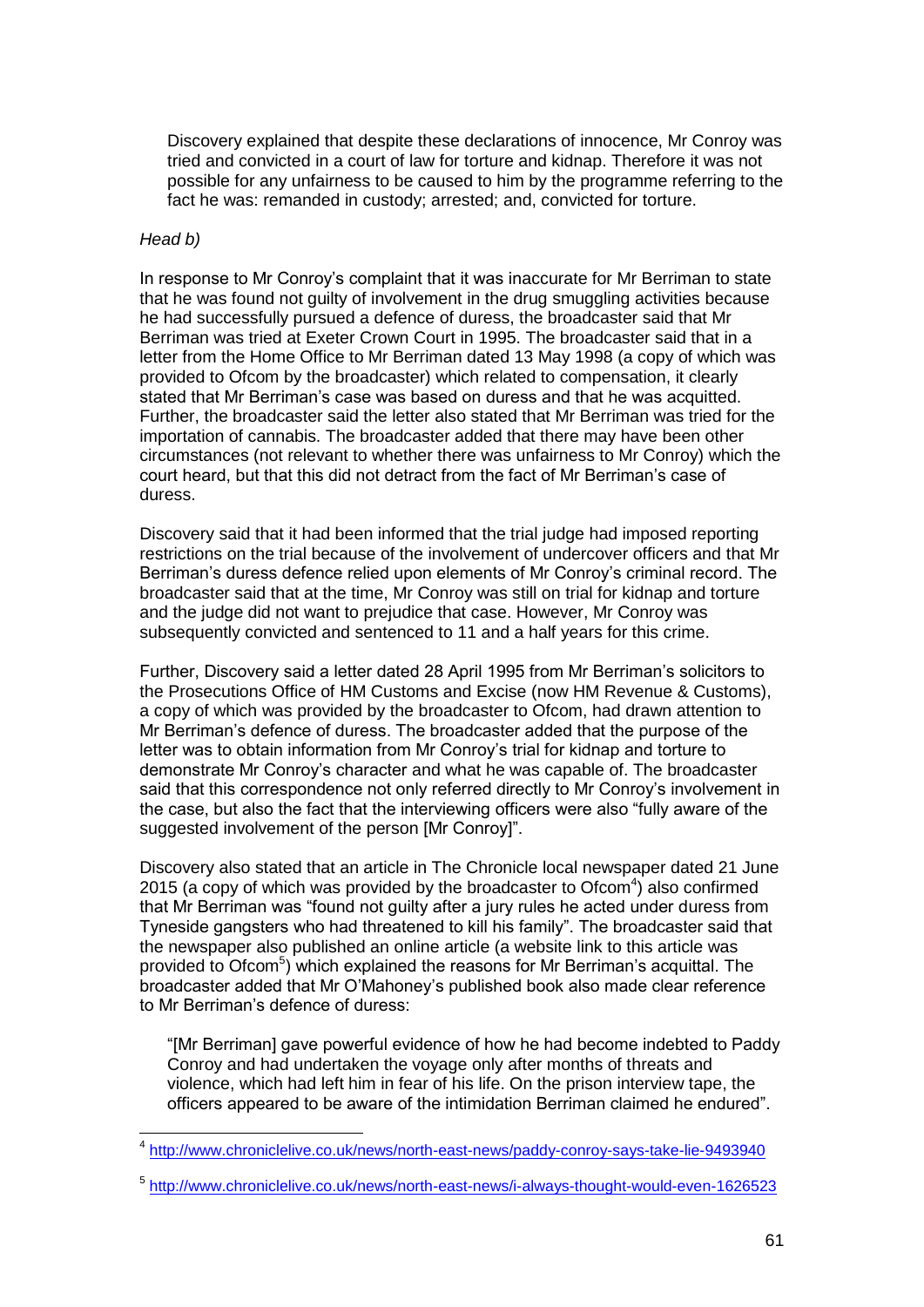Discovery explained that despite these declarations of innocence, Mr Conroy was tried and convicted in a court of law for torture and kidnap. Therefore it was not possible for any unfairness to be caused to him by the programme referring to the fact he was: remanded in custody; arrested; and, convicted for torture.

*Head b)*

In response to Mr Conroy's complaint that it was inaccurate for Mr Berriman to state that he was found not guilty of involvement in the drug smuggling activities because he had successfully pursued a defence of duress, the broadcaster said that Mr Berriman was tried at Exeter Crown Court in 1995. The broadcaster said that in a letter from the Home Office to Mr Berriman dated 13 May 1998 (a copy of which was provided to Ofcom by the broadcaster) which related to compensation, it clearly stated that Mr Berriman's case was based on duress and that he was acquitted. Further, the broadcaster said the letter also stated that Mr Berriman was tried for the importation of cannabis. The broadcaster added that there may have been other circumstances (not relevant to whether there was unfairness to Mr Conroy) which the court heard, but that this did not detract from the fact of Mr Berriman's case of duress.

Discovery said that it had been informed that the trial judge had imposed reporting restrictions on the trial because of the involvement of undercover officers and that Mr Berriman's duress defence relied upon elements of Mr Conroy's criminal record. The broadcaster said that at the time, Mr Conroy was still on trial for kidnap and torture and the judge did not want to prejudice that case. However, Mr Conroy was subsequently convicted and sentenced to 11 and a half years for this crime.

Further, Discovery said a letter dated 28 April 1995 from Mr Berriman's solicitors to the Prosecutions Office of HM Customs and Excise (now HM Revenue & Customs), a copy of which was provided by the broadcaster to Ofcom, had drawn attention to Mr Berriman's defence of duress. The broadcaster added that the purpose of the letter was to obtain information from Mr Conroy's trial for kidnap and torture to demonstrate Mr Conroy's character and what he was capable of. The broadcaster said that this correspondence not only referred directly to Mr Conroy's involvement in the case, but also the fact that the interviewing officers were also "fully aware of the suggested involvement of the person [Mr Conroy]".

Discovery also stated that an article in The Chronicle local newspaper dated 21 June 2015 (a copy of which was provided by the broadcaster to Ofcom[4]) also confirmed that Mr Berriman was "found not guilty after a jury rules he acted under duress from Tyneside gangsters who had threatened to kill his family". The broadcaster said that the newspaper also published an online article (a website link to this article was provided to Ofcom[5]) which explained the reasons for Mr Berriman's acquittal. The broadcaster added that Mr O'Mahoney's published book also made clear reference to Mr Berriman's defence of duress:

> "[Mr Berriman] gave powerful evidence of how he had become indebted to Paddy Conroy and had undertaken the voyage only after months of threats and violence, which had left him in fear of his life. On the prison interview tape, the officers appeared to be aware of the intimidation Berriman claimed he endured".

---

[4] http://www.chroniclelive.co.uk/news/north-east-news/paddy-conroy-says-take-lie-9493940

[5] http://www.chroniclelive.co.uk/news/north-east-news/i-always-thought-would-even-1626523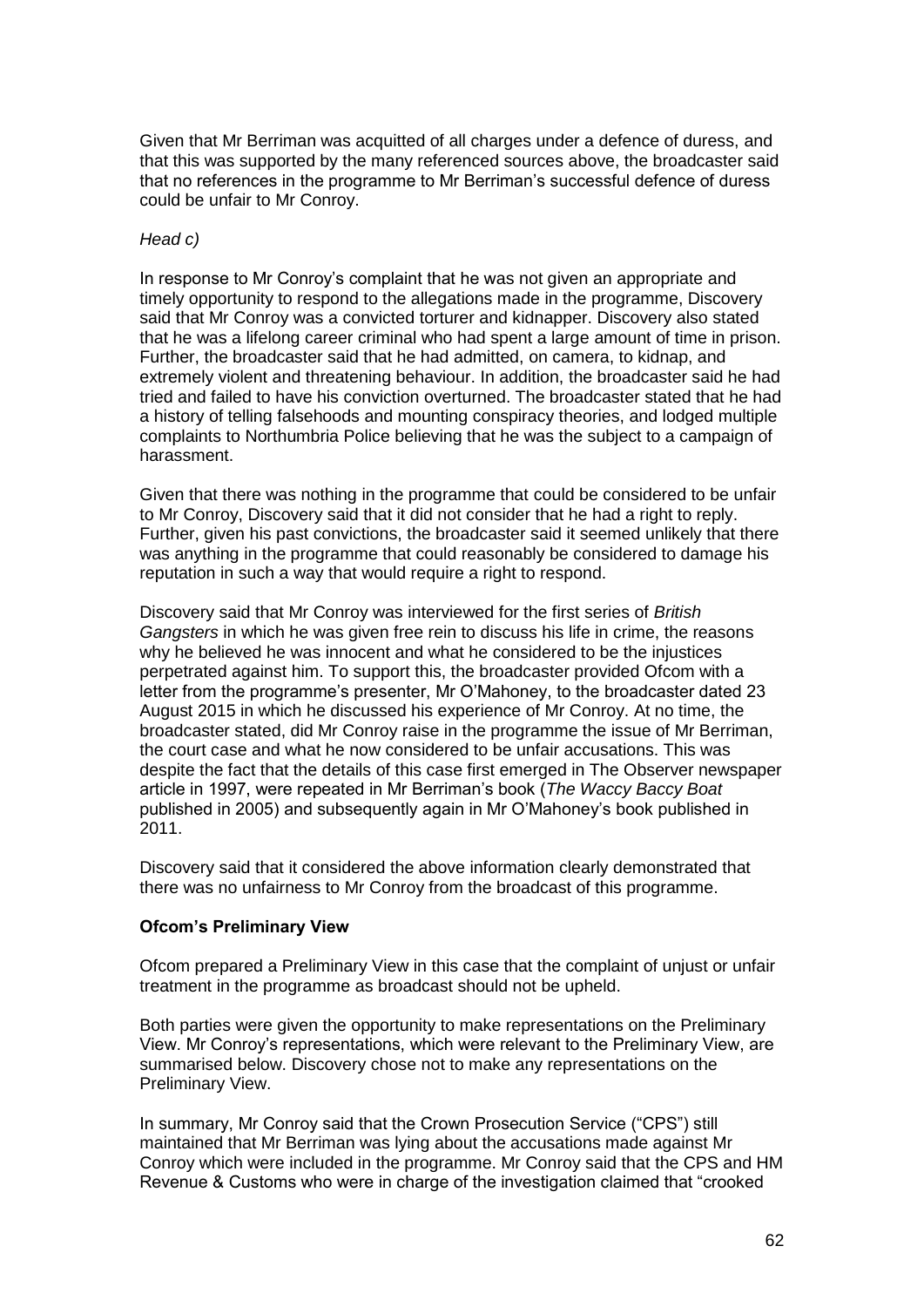Given that Mr Berriman was acquitted of all charges under a defence of duress, and that this was supported by the many referenced sources above, the broadcaster said that no references in the programme to Mr Berriman's successful defence of duress could be unfair to Mr Conroy.

*Head c)*

In response to Mr Conroy's complaint that he was not given an appropriate and timely opportunity to respond to the allegations made in the programme, Discovery said that Mr Conroy was a convicted torturer and kidnapper. Discovery also stated that he was a lifelong career criminal who had spent a large amount of time in prison. Further, the broadcaster said that he had admitted, on camera, to kidnap, and extremely violent and threatening behaviour. In addition, the broadcaster said he had tried and failed to have his conviction overturned. The broadcaster stated that he had a history of telling falsehoods and mounting conspiracy theories, and lodged multiple complaints to Northumbria Police believing that he was the subject to a campaign of harassment.

Given that there was nothing in the programme that could be considered to be unfair to Mr Conroy, Discovery said that it did not consider that he had a right to reply. Further, given his past convictions, the broadcaster said it seemed unlikely that there was anything in the programme that could reasonably be considered to damage his reputation in such a way that would require a right to respond.

Discovery said that Mr Conroy was interviewed for the first series of *British Gangsters* in which he was given free rein to discuss his life in crime, the reasons why he believed he was innocent and what he considered to be the injustices perpetrated against him. To support this, the broadcaster provided Ofcom with a letter from the programme's presenter, Mr O'Mahoney, to the broadcaster dated 23 August 2015 in which he discussed his experience of Mr Conroy. At no time, the broadcaster stated, did Mr Conroy raise in the programme the issue of Mr Berriman, the court case and what he now considered to be unfair accusations. This was despite the fact that the details of this case first emerged in The Observer newspaper article in 1997, were repeated in Mr Berriman's book (*The Waccy Baccy Boat* published in 2005) and subsequently again in Mr O'Mahoney's book published in 2011.

Discovery said that it considered the above information clearly demonstrated that there was no unfairness to Mr Conroy from the broadcast of this programme.

**Ofcom's Preliminary View**

Ofcom prepared a Preliminary View in this case that the complaint of unjust or unfair treatment in the programme as broadcast should not be upheld.

Both parties were given the opportunity to make representations on the Preliminary View. Mr Conroy's representations, which were relevant to the Preliminary View, are summarised below. Discovery chose not to make any representations on the Preliminary View.

In summary, Mr Conroy said that the Crown Prosecution Service ("CPS") still maintained that Mr Berriman was lying about the accusations made against Mr Conroy which were included in the programme. Mr Conroy said that the CPS and HM Revenue & Customs who were in charge of the investigation claimed that "crooked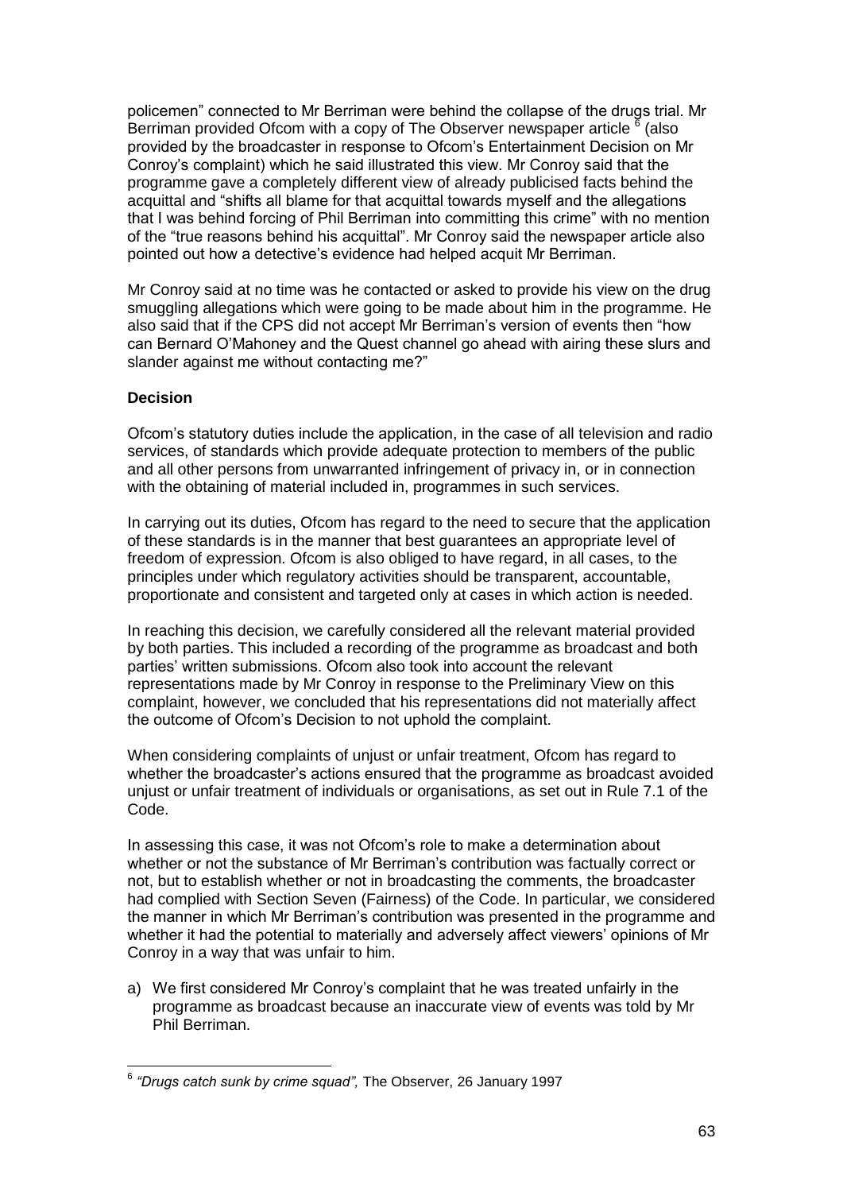policemen" connected to Mr Berriman were behind the collapse of the drugs trial. Mr Berriman provided Ofcom with a copy of The Observer newspaper article [6] (also provided by the broadcaster in response to Ofcom's Entertainment Decision on Mr Conroy's complaint) which he said illustrated this view. Mr Conroy said that the programme gave a completely different view of already publicised facts behind the acquittal and "shifts all blame for that acquittal towards myself and the allegations that I was behind forcing of Phil Berriman into committing this crime" with no mention of the "true reasons behind his acquittal". Mr Conroy said the newspaper article also pointed out how a detective's evidence had helped acquit Mr Berriman.

Mr Conroy said at no time was he contacted or asked to provide his view on the drug smuggling allegations which were going to be made about him in the programme. He also said that if the CPS did not accept Mr Berriman's version of events then "how can Bernard O'Mahoney and the Quest channel go ahead with airing these slurs and slander against me without contacting me?"

**Decision**

Ofcom's statutory duties include the application, in the case of all television and radio services, of standards which provide adequate protection to members of the public and all other persons from unwarranted infringement of privacy in, or in connection with the obtaining of material included in, programmes in such services.

In carrying out its duties, Ofcom has regard to the need to secure that the application of these standards is in the manner that best guarantees an appropriate level of freedom of expression. Ofcom is also obliged to have regard, in all cases, to the principles under which regulatory activities should be transparent, accountable, proportionate and consistent and targeted only at cases in which action is needed.

In reaching this decision, we carefully considered all the relevant material provided by both parties. This included a recording of the programme as broadcast and both parties' written submissions. Ofcom also took into account the relevant representations made by Mr Conroy in response to the Preliminary View on this complaint, however, we concluded that his representations did not materially affect the outcome of Ofcom's Decision to not uphold the complaint.

When considering complaints of unjust or unfair treatment, Ofcom has regard to whether the broadcaster's actions ensured that the programme as broadcast avoided unjust or unfair treatment of individuals or organisations, as set out in Rule 7.1 of the Code.

In assessing this case, it was not Ofcom's role to make a determination about whether or not the substance of Mr Berriman's contribution was factually correct or not, but to establish whether or not in broadcasting the comments, the broadcaster had complied with Section Seven (Fairness) of the Code. In particular, we considered the manner in which Mr Berriman's contribution was presented in the programme and whether it had the potential to materially and adversely affect viewers' opinions of Mr Conroy in a way that was unfair to him.

a) We first considered Mr Conroy's complaint that he was treated unfairly in the programme as broadcast because an inaccurate view of events was told by Mr Phil Berriman.

---

[6] *"Drugs catch sunk by crime squad",* The Observer, 26 January 1997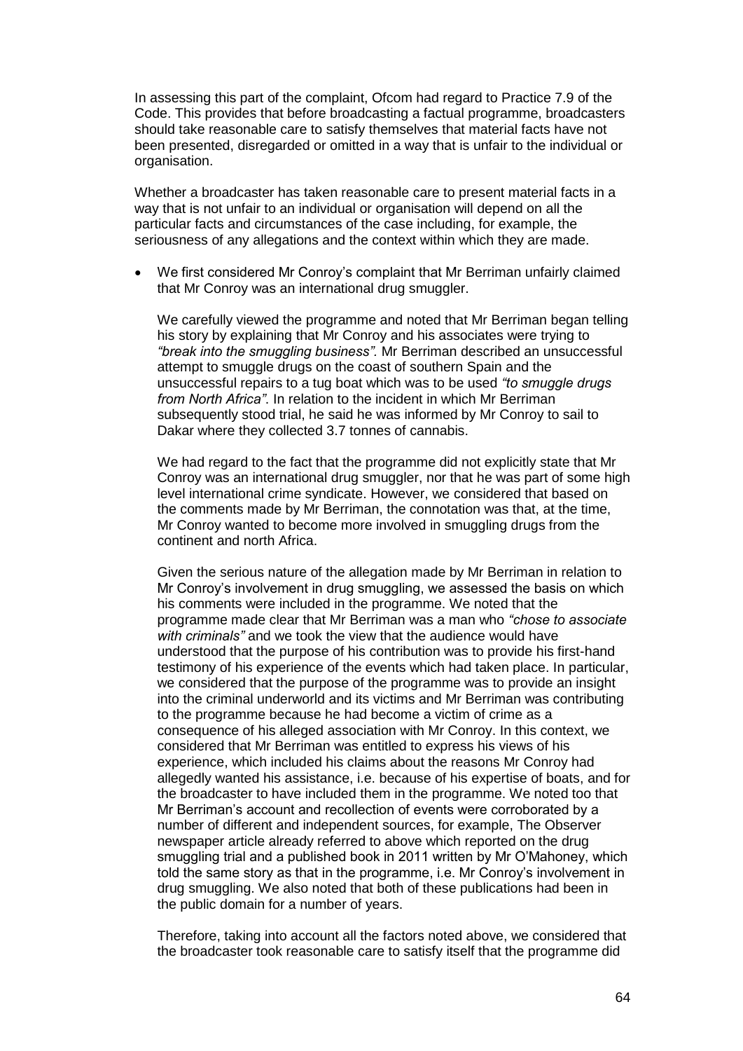In assessing this part of the complaint, Ofcom had regard to Practice 7.9 of the Code. This provides that before broadcasting a factual programme, broadcasters should take reasonable care to satisfy themselves that material facts have not been presented, disregarded or omitted in a way that is unfair to the individual or organisation.

Whether a broadcaster has taken reasonable care to present material facts in a way that is not unfair to an individual or organisation will depend on all the particular facts and circumstances of the case including, for example, the seriousness of any allegations and the context within which they are made.

- We first considered Mr Conroy's complaint that Mr Berriman unfairly claimed that Mr Conroy was an international drug smuggler.

  We carefully viewed the programme and noted that Mr Berriman began telling his story by explaining that Mr Conroy and his associates were trying to *"break into the smuggling business".* Mr Berriman described an unsuccessful attempt to smuggle drugs on the coast of southern Spain and the unsuccessful repairs to a tug boat which was to be used *"to smuggle drugs from North Africa"*. In relation to the incident in which Mr Berriman subsequently stood trial, he said he was informed by Mr Conroy to sail to Dakar where they collected 3.7 tonnes of cannabis.

  We had regard to the fact that the programme did not explicitly state that Mr Conroy was an international drug smuggler, nor that he was part of some high level international crime syndicate. However, we considered that based on the comments made by Mr Berriman, the connotation was that, at the time, Mr Conroy wanted to become more involved in smuggling drugs from the continent and north Africa.

  Given the serious nature of the allegation made by Mr Berriman in relation to Mr Conroy's involvement in drug smuggling, we assessed the basis on which his comments were included in the programme. We noted that the programme made clear that Mr Berriman was a man who *"chose to associate with criminals"* and we took the view that the audience would have understood that the purpose of his contribution was to provide his first-hand testimony of his experience of the events which had taken place. In particular, we considered that the purpose of the programme was to provide an insight into the criminal underworld and its victims and Mr Berriman was contributing to the programme because he had become a victim of crime as a consequence of his alleged association with Mr Conroy. In this context, we considered that Mr Berriman was entitled to express his views of his experience, which included his claims about the reasons Mr Conroy had allegedly wanted his assistance, i.e. because of his expertise of boats, and for the broadcaster to have included them in the programme. We noted too that Mr Berriman's account and recollection of events were corroborated by a number of different and independent sources, for example, The Observer newspaper article already referred to above which reported on the drug smuggling trial and a published book in 2011 written by Mr O'Mahoney, which told the same story as that in the programme, i.e. Mr Conroy's involvement in drug smuggling. We also noted that both of these publications had been in the public domain for a number of years.

  Therefore, taking into account all the factors noted above, we considered that the broadcaster took reasonable care to satisfy itself that the programme did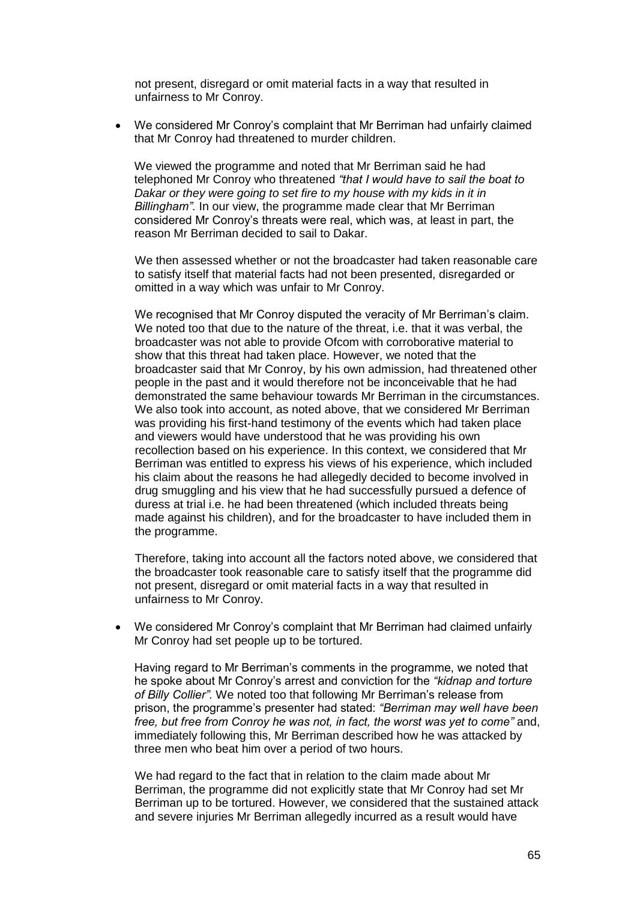not present, disregard or omit material facts in a way that resulted in unfairness to Mr Conroy.

- We considered Mr Conroy's complaint that Mr Berriman had unfairly claimed that Mr Conroy had threatened to murder children.

  We viewed the programme and noted that Mr Berriman said he had telephoned Mr Conroy who threatened *"that I would have to sail the boat to Dakar or they were going to set fire to my house with my kids in it in Billingham".* In our view, the programme made clear that Mr Berriman considered Mr Conroy's threats were real, which was, at least in part, the reason Mr Berriman decided to sail to Dakar.

  We then assessed whether or not the broadcaster had taken reasonable care to satisfy itself that material facts had not been presented, disregarded or omitted in a way which was unfair to Mr Conroy.

  We recognised that Mr Conroy disputed the veracity of Mr Berriman's claim. We noted too that due to the nature of the threat, i.e. that it was verbal, the broadcaster was not able to provide Ofcom with corroborative material to show that this threat had taken place. However, we noted that the broadcaster said that Mr Conroy, by his own admission, had threatened other people in the past and it would therefore not be inconceivable that he had demonstrated the same behaviour towards Mr Berriman in the circumstances. We also took into account, as noted above, that we considered Mr Berriman was providing his first-hand testimony of the events which had taken place and viewers would have understood that he was providing his own recollection based on his experience. In this context, we considered that Mr Berriman was entitled to express his views of his experience, which included his claim about the reasons he had allegedly decided to become involved in drug smuggling and his view that he had successfully pursued a defence of duress at trial i.e. he had been threatened (which included threats being made against his children), and for the broadcaster to have included them in the programme.

  Therefore, taking into account all the factors noted above, we considered that the broadcaster took reasonable care to satisfy itself that the programme did not present, disregard or omit material facts in a way that resulted in unfairness to Mr Conroy.

- We considered Mr Conroy's complaint that Mr Berriman had claimed unfairly Mr Conroy had set people up to be tortured.

  Having regard to Mr Berriman's comments in the programme, we noted that he spoke about Mr Conroy's arrest and conviction for the *"kidnap and torture of Billy Collier".* We noted too that following Mr Berriman's release from prison, the programme's presenter had stated: *"Berriman may well have been free, but free from Conroy he was not, in fact, the worst was yet to come"* and, immediately following this, Mr Berriman described how he was attacked by three men who beat him over a period of two hours.

  We had regard to the fact that in relation to the claim made about Mr Berriman, the programme did not explicitly state that Mr Conroy had set Mr Berriman up to be tortured. However, we considered that the sustained attack and severe injuries Mr Berriman allegedly incurred as a result would have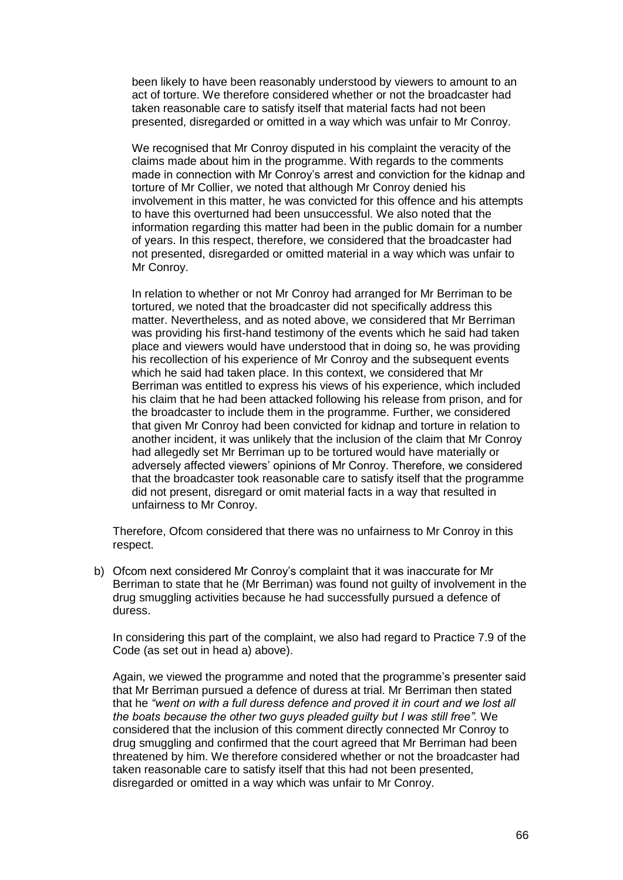been likely to have been reasonably understood by viewers to amount to an act of torture. We therefore considered whether or not the broadcaster had taken reasonable care to satisfy itself that material facts had not been presented, disregarded or omitted in a way which was unfair to Mr Conroy.

We recognised that Mr Conroy disputed in his complaint the veracity of the claims made about him in the programme. With regards to the comments made in connection with Mr Conroy's arrest and conviction for the kidnap and torture of Mr Collier, we noted that although Mr Conroy denied his involvement in this matter, he was convicted for this offence and his attempts to have this overturned had been unsuccessful. We also noted that the information regarding this matter had been in the public domain for a number of years. In this respect, therefore, we considered that the broadcaster had not presented, disregarded or omitted material in a way which was unfair to Mr Conroy.

In relation to whether or not Mr Conroy had arranged for Mr Berriman to be tortured, we noted that the broadcaster did not specifically address this matter. Nevertheless, and as noted above, we considered that Mr Berriman was providing his first-hand testimony of the events which he said had taken place and viewers would have understood that in doing so, he was providing his recollection of his experience of Mr Conroy and the subsequent events which he said had taken place. In this context, we considered that Mr Berriman was entitled to express his views of his experience, which included his claim that he had been attacked following his release from prison, and for the broadcaster to include them in the programme. Further, we considered that given Mr Conroy had been convicted for kidnap and torture in relation to another incident, it was unlikely that the inclusion of the claim that Mr Conroy had allegedly set Mr Berriman up to be tortured would have materially or adversely affected viewers' opinions of Mr Conroy. Therefore, we considered that the broadcaster took reasonable care to satisfy itself that the programme did not present, disregard or omit material facts in a way that resulted in unfairness to Mr Conroy.

Therefore, Ofcom considered that there was no unfairness to Mr Conroy in this respect.

b) Ofcom next considered Mr Conroy's complaint that it was inaccurate for Mr Berriman to state that he (Mr Berriman) was found not guilty of involvement in the drug smuggling activities because he had successfully pursued a defence of duress.

In considering this part of the complaint, we also had regard to Practice 7.9 of the Code (as set out in head a) above).

Again, we viewed the programme and noted that the programme's presenter said that Mr Berriman pursued a defence of duress at trial. Mr Berriman then stated that he *"went on with a full duress defence and proved it in court and we lost all the boats because the other two guys pleaded guilty but I was still free".* We considered that the inclusion of this comment directly connected Mr Conroy to drug smuggling and confirmed that the court agreed that Mr Berriman had been threatened by him. We therefore considered whether or not the broadcaster had taken reasonable care to satisfy itself that this had not been presented, disregarded or omitted in a way which was unfair to Mr Conroy.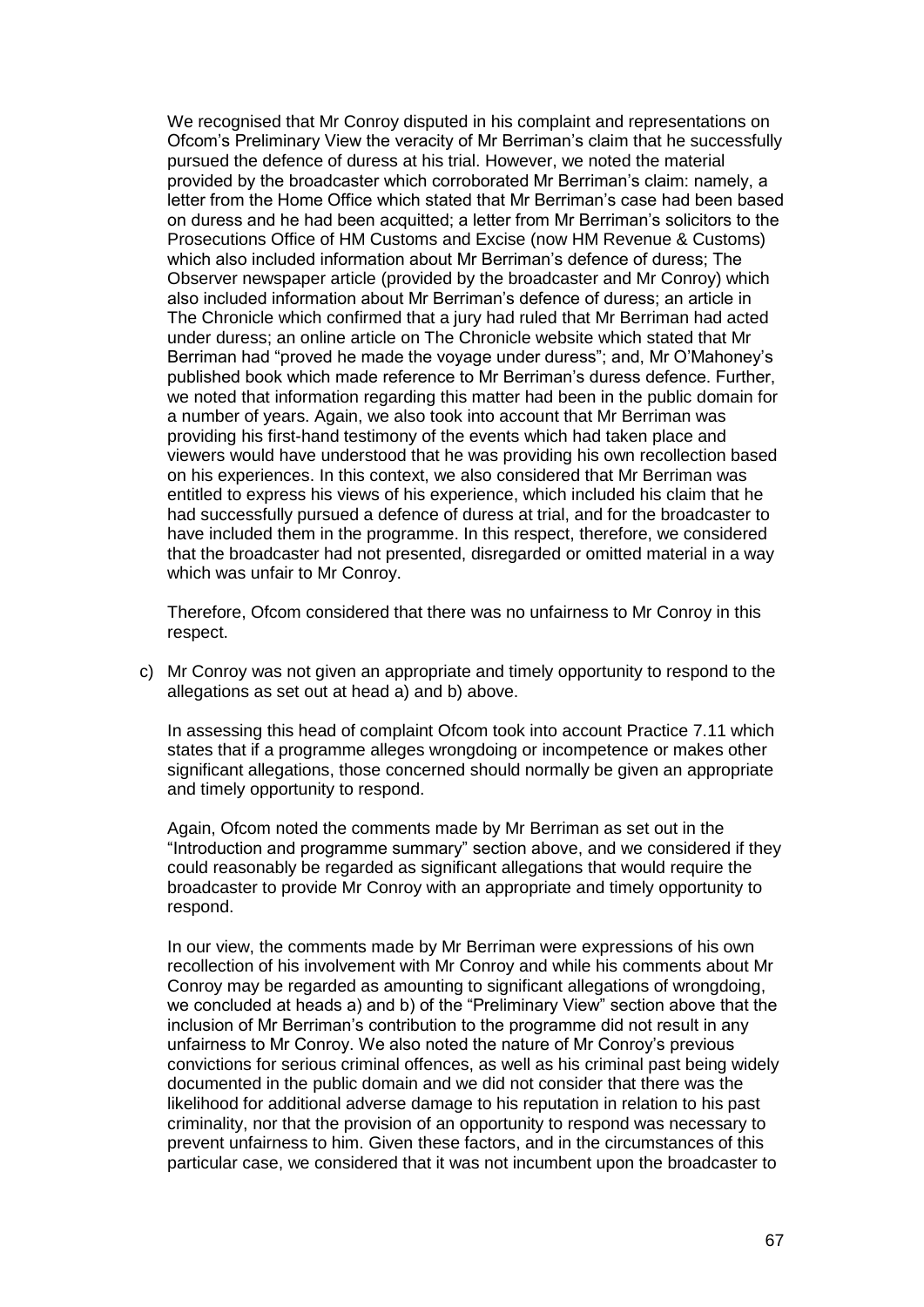We recognised that Mr Conroy disputed in his complaint and representations on Ofcom's Preliminary View the veracity of Mr Berriman's claim that he successfully pursued the defence of duress at his trial. However, we noted the material provided by the broadcaster which corroborated Mr Berriman's claim: namely, a letter from the Home Office which stated that Mr Berriman's case had been based on duress and he had been acquitted; a letter from Mr Berriman's solicitors to the Prosecutions Office of HM Customs and Excise (now HM Revenue & Customs) which also included information about Mr Berriman's defence of duress; The Observer newspaper article (provided by the broadcaster and Mr Conroy) which also included information about Mr Berriman's defence of duress; an article in The Chronicle which confirmed that a jury had ruled that Mr Berriman had acted under duress; an online article on The Chronicle website which stated that Mr Berriman had "proved he made the voyage under duress"; and, Mr O'Mahoney's published book which made reference to Mr Berriman's duress defence. Further, we noted that information regarding this matter had been in the public domain for a number of years. Again, we also took into account that Mr Berriman was providing his first-hand testimony of the events which had taken place and viewers would have understood that he was providing his own recollection based on his experiences. In this context, we also considered that Mr Berriman was entitled to express his views of his experience, which included his claim that he had successfully pursued a defence of duress at trial, and for the broadcaster to have included them in the programme. In this respect, therefore, we considered that the broadcaster had not presented, disregarded or omitted material in a way which was unfair to Mr Conroy.

Therefore, Ofcom considered that there was no unfairness to Mr Conroy in this respect.

c) Mr Conroy was not given an appropriate and timely opportunity to respond to the allegations as set out at head a) and b) above.

   In assessing this head of complaint Ofcom took into account Practice 7.11 which states that if a programme alleges wrongdoing or incompetence or makes other significant allegations, those concerned should normally be given an appropriate and timely opportunity to respond.

   Again, Ofcom noted the comments made by Mr Berriman as set out in the "Introduction and programme summary" section above, and we considered if they could reasonably be regarded as significant allegations that would require the broadcaster to provide Mr Conroy with an appropriate and timely opportunity to respond.

   In our view, the comments made by Mr Berriman were expressions of his own recollection of his involvement with Mr Conroy and while his comments about Mr Conroy may be regarded as amounting to significant allegations of wrongdoing, we concluded at heads a) and b) of the "Preliminary View" section above that the inclusion of Mr Berriman's contribution to the programme did not result in any unfairness to Mr Conroy. We also noted the nature of Mr Conroy's previous convictions for serious criminal offences, as well as his criminal past being widely documented in the public domain and we did not consider that there was the likelihood for additional adverse damage to his reputation in relation to his past criminality, nor that the provision of an opportunity to respond was necessary to prevent unfairness to him. Given these factors, and in the circumstances of this particular case, we considered that it was not incumbent upon the broadcaster to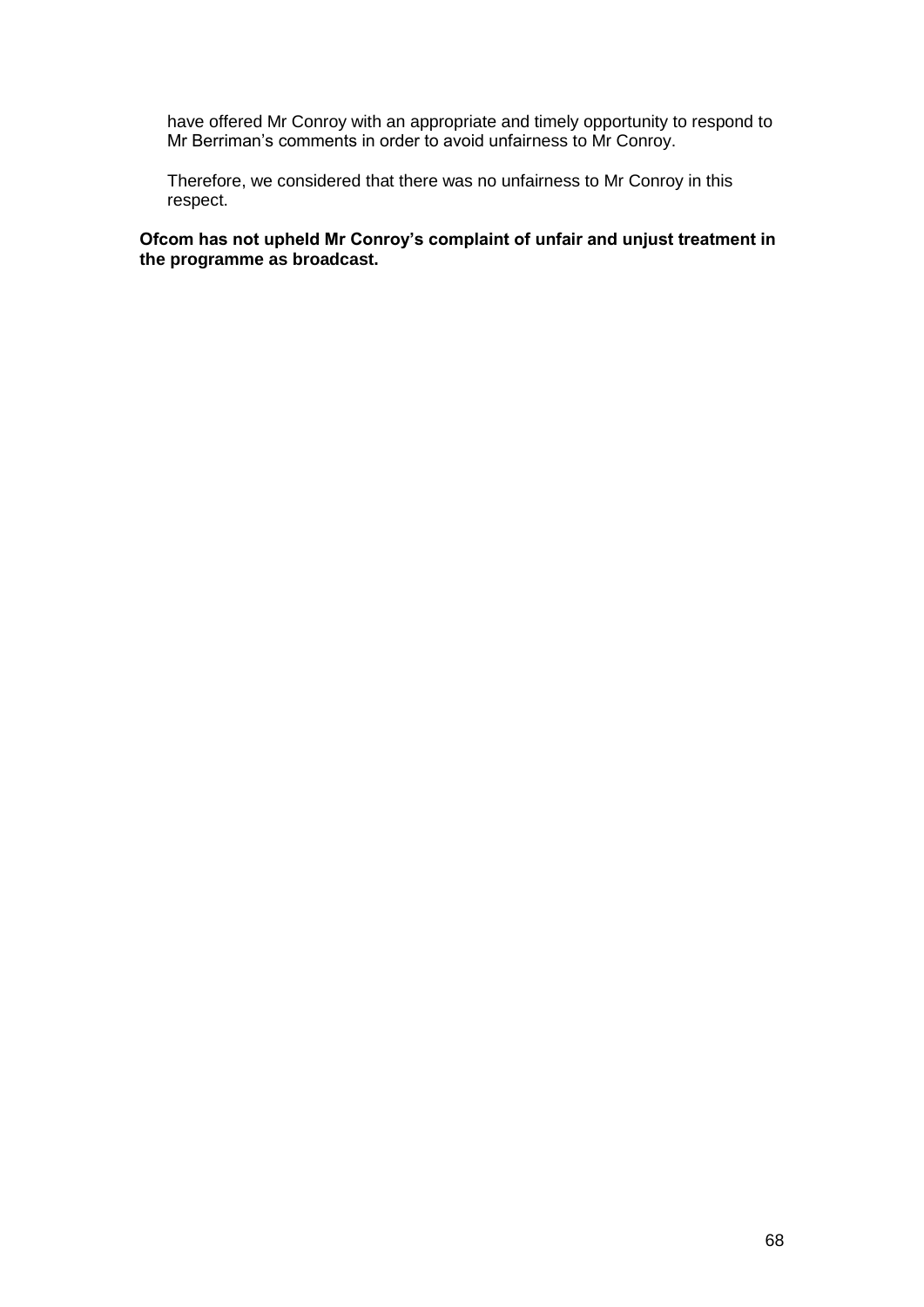have offered Mr Conroy with an appropriate and timely opportunity to respond to Mr Berriman's comments in order to avoid unfairness to Mr Conroy.

Therefore, we considered that there was no unfairness to Mr Conroy in this respect.

**Ofcom has not upheld Mr Conroy's complaint of unfair and unjust treatment in the programme as broadcast.**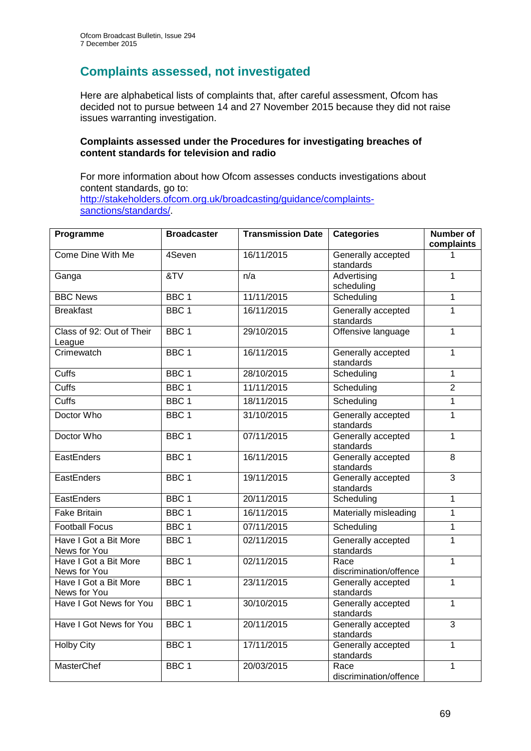## Complaints assessed, not investigated

Here are alphabetical lists of complaints that, after careful assessment, Ofcom has decided not to pursue between 14 and 27 November 2015 because they did not raise issues warranting investigation.

**Complaints assessed under the Procedures for investigating breaches of content standards for television and radio**

For more information about how Ofcom assesses conducts investigations about content standards, go to: http://stakeholders.ofcom.org.uk/broadcasting/guidance/complaints-sanctions/standards/.

| Programme | Broadcaster | Transmission Date | Categories | Number of complaints |
|---|---|---|---|---|
| Come Dine With Me | 4Seven | 16/11/2015 | Generally accepted standards | 1 |
| Ganga | &TV | n/a | Advertising scheduling | 1 |
| BBC News | BBC 1 | 11/11/2015 | Scheduling | 1 |
| Breakfast | BBC 1 | 16/11/2015 | Generally accepted standards | 1 |
| Class of 92: Out of Their League | BBC 1 | 29/10/2015 | Offensive language | 1 |
| Crimewatch | BBC 1 | 16/11/2015 | Generally accepted standards | 1 |
| Cuffs | BBC 1 | 28/10/2015 | Scheduling | 1 |
| Cuffs | BBC 1 | 11/11/2015 | Scheduling | 2 |
| Cuffs | BBC 1 | 18/11/2015 | Scheduling | 1 |
| Doctor Who | BBC 1 | 31/10/2015 | Generally accepted standards | 1 |
| Doctor Who | BBC 1 | 07/11/2015 | Generally accepted standards | 1 |
| EastEnders | BBC 1 | 16/11/2015 | Generally accepted standards | 8 |
| EastEnders | BBC 1 | 19/11/2015 | Generally accepted standards | 3 |
| EastEnders | BBC 1 | 20/11/2015 | Scheduling | 1 |
| Fake Britain | BBC 1 | 16/11/2015 | Materially misleading | 1 |
| Football Focus | BBC 1 | 07/11/2015 | Scheduling | 1 |
| Have I Got a Bit More News for You | BBC 1 | 02/11/2015 | Generally accepted standards | 1 |
| Have I Got a Bit More News for You | BBC 1 | 02/11/2015 | Race discrimination/offence | 1 |
| Have I Got a Bit More News for You | BBC 1 | 23/11/2015 | Generally accepted standards | 1 |
| Have I Got News for You | BBC 1 | 30/10/2015 | Generally accepted standards | 1 |
| Have I Got News for You | BBC 1 | 20/11/2015 | Generally accepted standards | 3 |
| Holby City | BBC 1 | 17/11/2015 | Generally accepted standards | 1 |
| MasterChef | BBC 1 | 20/03/2015 | Race discrimination/offence | 1 |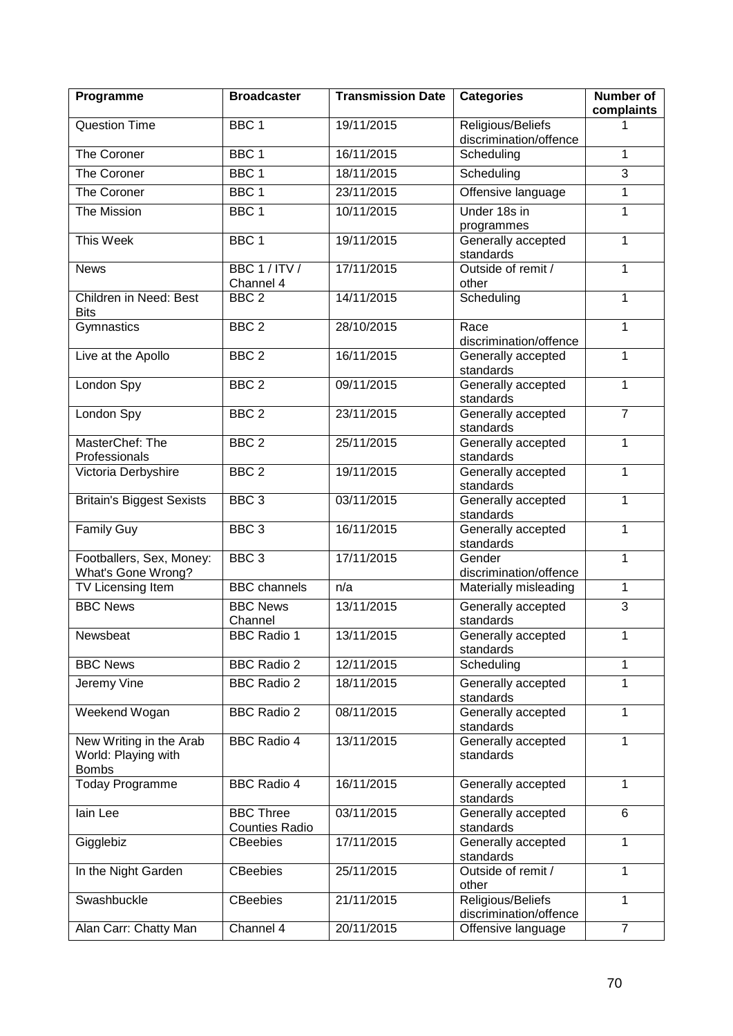| Programme | Broadcaster | Transmission Date | Categories | Number of complaints |
|---|---|---|---|---|
| Question Time | BBC 1 | 19/11/2015 | Religious/Beliefs discrimination/offence | 1 |
| The Coroner | BBC 1 | 16/11/2015 | Scheduling | 1 |
| The Coroner | BBC 1 | 18/11/2015 | Scheduling | 3 |
| The Coroner | BBC 1 | 23/11/2015 | Offensive language | 1 |
| The Mission | BBC 1 | 10/11/2015 | Under 18s in programmes | 1 |
| This Week | BBC 1 | 19/11/2015 | Generally accepted standards | 1 |
| News | BBC 1 / ITV / Channel 4 | 17/11/2015 | Outside of remit / other | 1 |
| Children in Need: Best Bits | BBC 2 | 14/11/2015 | Scheduling | 1 |
| Gymnastics | BBC 2 | 28/10/2015 | Race discrimination/offence | 1 |
| Live at the Apollo | BBC 2 | 16/11/2015 | Generally accepted standards | 1 |
| London Spy | BBC 2 | 09/11/2015 | Generally accepted standards | 1 |
| London Spy | BBC 2 | 23/11/2015 | Generally accepted standards | 7 |
| MasterChef: The Professionals | BBC 2 | 25/11/2015 | Generally accepted standards | 1 |
| Victoria Derbyshire | BBC 2 | 19/11/2015 | Generally accepted standards | 1 |
| Britain's Biggest Sexists | BBC 3 | 03/11/2015 | Generally accepted standards | 1 |
| Family Guy | BBC 3 | 16/11/2015 | Generally accepted standards | 1 |
| Footballers, Sex, Money: What's Gone Wrong? | BBC 3 | 17/11/2015 | Gender discrimination/offence | 1 |
| TV Licensing Item | BBC channels | n/a | Materially misleading | 1 |
| BBC News | BBC News Channel | 13/11/2015 | Generally accepted standards | 3 |
| Newsbeat | BBC Radio 1 | 13/11/2015 | Generally accepted standards | 1 |
| BBC News | BBC Radio 2 | 12/11/2015 | Scheduling | 1 |
| Jeremy Vine | BBC Radio 2 | 18/11/2015 | Generally accepted standards | 1 |
| Weekend Wogan | BBC Radio 2 | 08/11/2015 | Generally accepted standards | 1 |
| New Writing in the Arab World: Playing with Bombs | BBC Radio 4 | 13/11/2015 | Generally accepted standards | 1 |
| Today Programme | BBC Radio 4 | 16/11/2015 | Generally accepted standards | 1 |
| Iain Lee | BBC Three Counties Radio | 03/11/2015 | Generally accepted standards | 6 |
| Gigglebiz | CBeebies | 17/11/2015 | Generally accepted standards | 1 |
| In the Night Garden | CBeebies | 25/11/2015 | Outside of remit / other | 1 |
| Swashbuckle | CBeebies | 21/11/2015 | Religious/Beliefs discrimination/offence | 1 |
| Alan Carr: Chatty Man | Channel 4 | 20/11/2015 | Offensive language | 7 |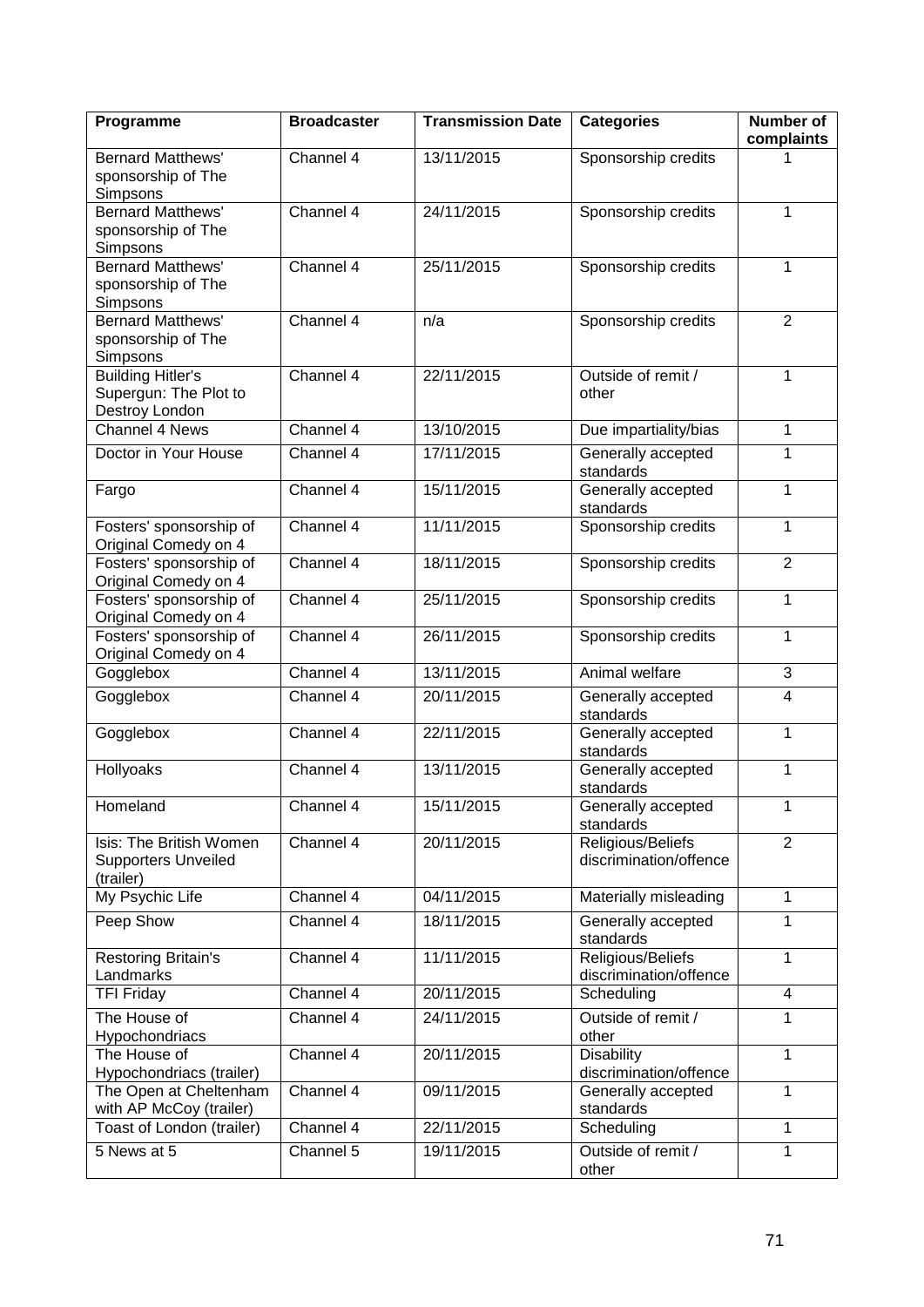| Programme | Broadcaster | Transmission Date | Categories | Number of complaints |
|---|---|---|---|---|
| Bernard Matthews' sponsorship of The Simpsons | Channel 4 | 13/11/2015 | Sponsorship credits | 1 |
| Bernard Matthews' sponsorship of The Simpsons | Channel 4 | 24/11/2015 | Sponsorship credits | 1 |
| Bernard Matthews' sponsorship of The Simpsons | Channel 4 | 25/11/2015 | Sponsorship credits | 1 |
| Bernard Matthews' sponsorship of The Simpsons | Channel 4 | n/a | Sponsorship credits | 2 |
| Building Hitler's Supergun: The Plot to Destroy London | Channel 4 | 22/11/2015 | Outside of remit / other | 1 |
| Channel 4 News | Channel 4 | 13/10/2015 | Due impartiality/bias | 1 |
| Doctor in Your House | Channel 4 | 17/11/2015 | Generally accepted standards | 1 |
| Fargo | Channel 4 | 15/11/2015 | Generally accepted standards | 1 |
| Fosters' sponsorship of Original Comedy on 4 | Channel 4 | 11/11/2015 | Sponsorship credits | 1 |
| Fosters' sponsorship of Original Comedy on 4 | Channel 4 | 18/11/2015 | Sponsorship credits | 2 |
| Fosters' sponsorship of Original Comedy on 4 | Channel 4 | 25/11/2015 | Sponsorship credits | 1 |
| Fosters' sponsorship of Original Comedy on 4 | Channel 4 | 26/11/2015 | Sponsorship credits | 1 |
| Gogglebox | Channel 4 | 13/11/2015 | Animal welfare | 3 |
| Gogglebox | Channel 4 | 20/11/2015 | Generally accepted standards | 4 |
| Gogglebox | Channel 4 | 22/11/2015 | Generally accepted standards | 1 |
| Hollyoaks | Channel 4 | 13/11/2015 | Generally accepted standards | 1 |
| Homeland | Channel 4 | 15/11/2015 | Generally accepted standards | 1 |
| Isis: The British Women Supporters Unveiled (trailer) | Channel 4 | 20/11/2015 | Religious/Beliefs discrimination/offence | 2 |
| My Psychic Life | Channel 4 | 04/11/2015 | Materially misleading | 1 |
| Peep Show | Channel 4 | 18/11/2015 | Generally accepted standards | 1 |
| Restoring Britain's Landmarks | Channel 4 | 11/11/2015 | Religious/Beliefs discrimination/offence | 1 |
| TFI Friday | Channel 4 | 20/11/2015 | Scheduling | 4 |
| The House of Hypochondriacs | Channel 4 | 24/11/2015 | Outside of remit / other | 1 |
| The House of Hypochondriacs (trailer) | Channel 4 | 20/11/2015 | Disability discrimination/offence | 1 |
| The Open at Cheltenham with AP McCoy (trailer) | Channel 4 | 09/11/2015 | Generally accepted standards | 1 |
| Toast of London (trailer) | Channel 4 | 22/11/2015 | Scheduling | 1 |
| 5 News at 5 | Channel 5 | 19/11/2015 | Outside of remit / other | 1 |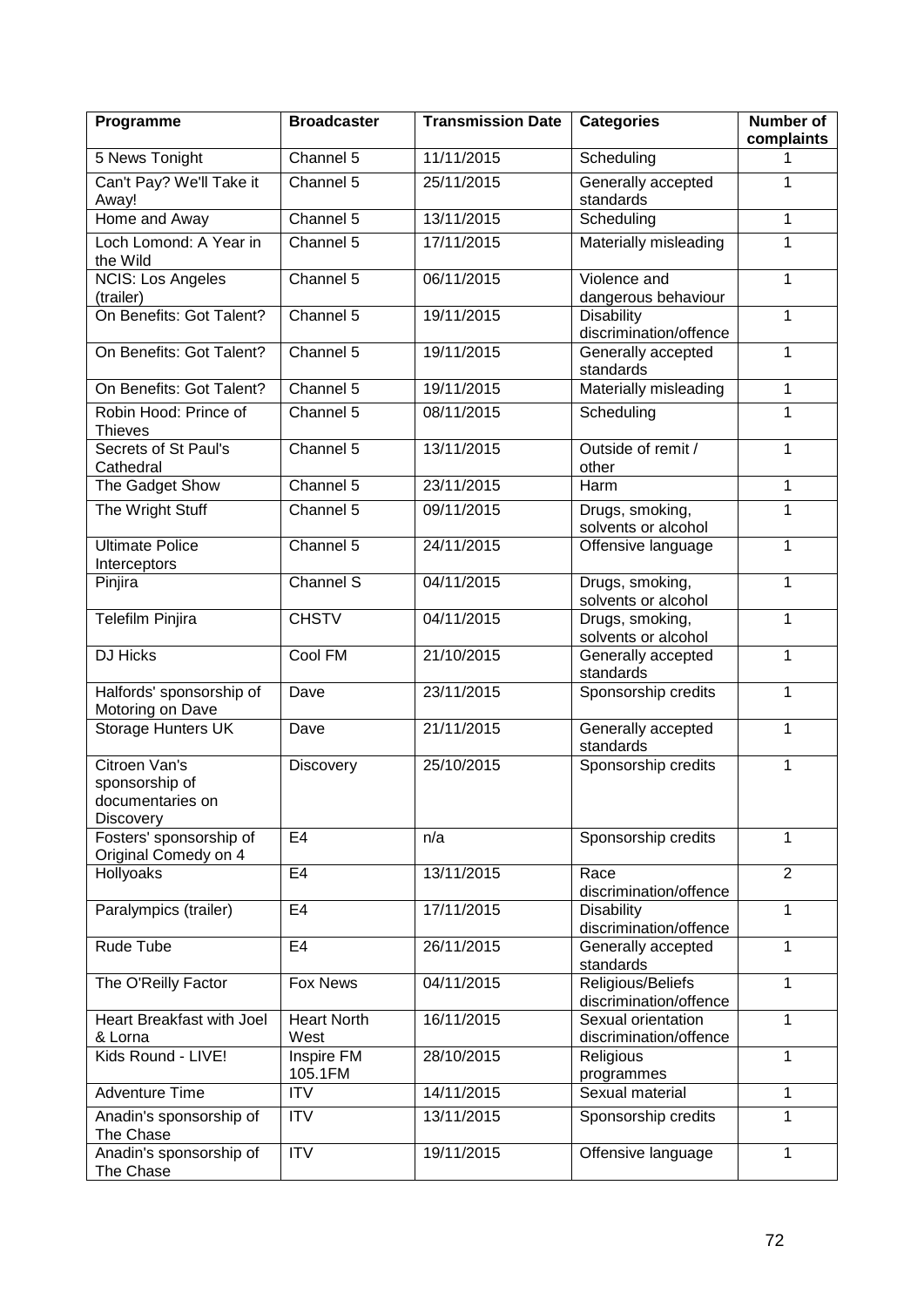| Programme | Broadcaster | Transmission Date | Categories | Number of complaints |
|---|---|---|---|---|
| 5 News Tonight | Channel 5 | 11/11/2015 | Scheduling | 1 |
| Can't Pay? We'll Take it Away! | Channel 5 | 25/11/2015 | Generally accepted standards | 1 |
| Home and Away | Channel 5 | 13/11/2015 | Scheduling | 1 |
| Loch Lomond: A Year in the Wild | Channel 5 | 17/11/2015 | Materially misleading | 1 |
| NCIS: Los Angeles (trailer) | Channel 5 | 06/11/2015 | Violence and dangerous behaviour | 1 |
| On Benefits: Got Talent? | Channel 5 | 19/11/2015 | Disability discrimination/offence | 1 |
| On Benefits: Got Talent? | Channel 5 | 19/11/2015 | Generally accepted standards | 1 |
| On Benefits: Got Talent? | Channel 5 | 19/11/2015 | Materially misleading | 1 |
| Robin Hood: Prince of Thieves | Channel 5 | 08/11/2015 | Scheduling | 1 |
| Secrets of St Paul's Cathedral | Channel 5 | 13/11/2015 | Outside of remit / other | 1 |
| The Gadget Show | Channel 5 | 23/11/2015 | Harm | 1 |
| The Wright Stuff | Channel 5 | 09/11/2015 | Drugs, smoking, solvents or alcohol | 1 |
| Ultimate Police Interceptors | Channel 5 | 24/11/2015 | Offensive language | 1 |
| Pinjira | Channel S | 04/11/2015 | Drugs, smoking, solvents or alcohol | 1 |
| Telefilm Pinjira | CHSTV | 04/11/2015 | Drugs, smoking, solvents or alcohol | 1 |
| DJ Hicks | Cool FM | 21/10/2015 | Generally accepted standards | 1 |
| Halfords' sponsorship of Motoring on Dave | Dave | 23/11/2015 | Sponsorship credits | 1 |
| Storage Hunters UK | Dave | 21/11/2015 | Generally accepted standards | 1 |
| Citroen Van's sponsorship of documentaries on Discovery | Discovery | 25/10/2015 | Sponsorship credits | 1 |
| Fosters' sponsorship of Original Comedy on 4 | E4 | n/a | Sponsorship credits | 1 |
| Hollyoaks | E4 | 13/11/2015 | Race discrimination/offence | 2 |
| Paralympics (trailer) | E4 | 17/11/2015 | Disability discrimination/offence | 1 |
| Rude Tube | E4 | 26/11/2015 | Generally accepted standards | 1 |
| The O'Reilly Factor | Fox News | 04/11/2015 | Religious/Beliefs discrimination/offence | 1 |
| Heart Breakfast with Joel & Lorna | Heart North West | 16/11/2015 | Sexual orientation discrimination/offence | 1 |
| Kids Round - LIVE! | Inspire FM 105.1FM | 28/10/2015 | Religious programmes | 1 |
| Adventure Time | ITV | 14/11/2015 | Sexual material | 1 |
| Anadin's sponsorship of The Chase | ITV | 13/11/2015 | Sponsorship credits | 1 |
| Anadin's sponsorship of The Chase | ITV | 19/11/2015 | Offensive language | 1 |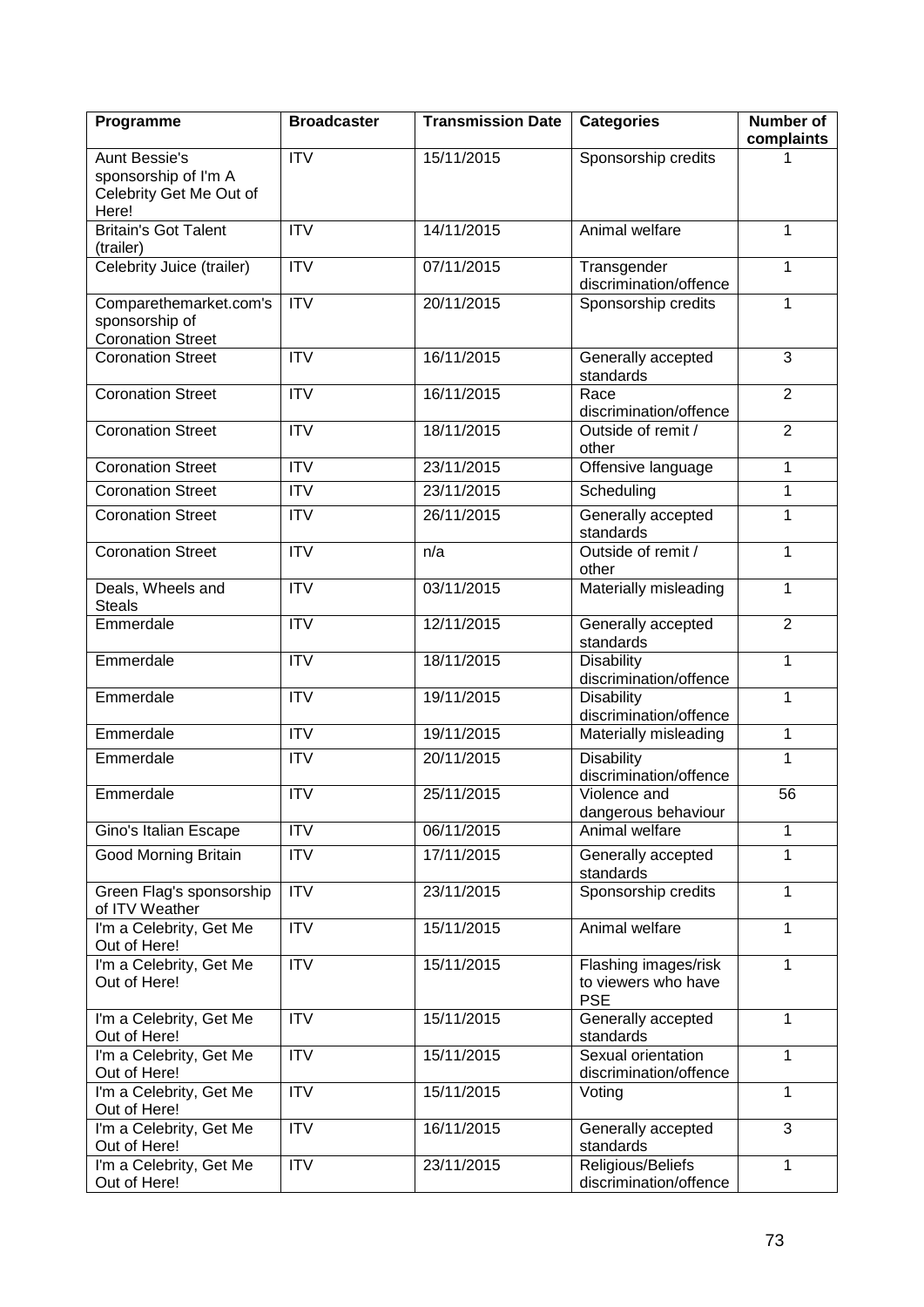| Programme | Broadcaster | Transmission Date | Categories | Number of complaints |
|---|---|---|---|---|
| Aunt Bessie's sponsorship of I'm A Celebrity Get Me Out of Here! | ITV | 15/11/2015 | Sponsorship credits | 1 |
| Britain's Got Talent (trailer) | ITV | 14/11/2015 | Animal welfare | 1 |
| Celebrity Juice (trailer) | ITV | 07/11/2015 | Transgender discrimination/offence | 1 |
| Comparethemarket.com's sponsorship of Coronation Street | ITV | 20/11/2015 | Sponsorship credits | 1 |
| Coronation Street | ITV | 16/11/2015 | Generally accepted standards | 3 |
| Coronation Street | ITV | 16/11/2015 | Race discrimination/offence | 2 |
| Coronation Street | ITV | 18/11/2015 | Outside of remit / other | 2 |
| Coronation Street | ITV | 23/11/2015 | Offensive language | 1 |
| Coronation Street | ITV | 23/11/2015 | Scheduling | 1 |
| Coronation Street | ITV | 26/11/2015 | Generally accepted standards | 1 |
| Coronation Street | ITV | n/a | Outside of remit / other | 1 |
| Deals, Wheels and Steals | ITV | 03/11/2015 | Materially misleading | 1 |
| Emmerdale | ITV | 12/11/2015 | Generally accepted standards | 2 |
| Emmerdale | ITV | 18/11/2015 | Disability discrimination/offence | 1 |
| Emmerdale | ITV | 19/11/2015 | Disability discrimination/offence | 1 |
| Emmerdale | ITV | 19/11/2015 | Materially misleading | 1 |
| Emmerdale | ITV | 20/11/2015 | Disability discrimination/offence | 1 |
| Emmerdale | ITV | 25/11/2015 | Violence and dangerous behaviour | 56 |
| Gino's Italian Escape | ITV | 06/11/2015 | Animal welfare | 1 |
| Good Morning Britain | ITV | 17/11/2015 | Generally accepted standards | 1 |
| Green Flag's sponsorship of ITV Weather | ITV | 23/11/2015 | Sponsorship credits | 1 |
| I'm a Celebrity, Get Me Out of Here! | ITV | 15/11/2015 | Animal welfare | 1 |
| I'm a Celebrity, Get Me Out of Here! | ITV | 15/11/2015 | Flashing images/risk to viewers who have PSE | 1 |
| I'm a Celebrity, Get Me Out of Here! | ITV | 15/11/2015 | Generally accepted standards | 1 |
| I'm a Celebrity, Get Me Out of Here! | ITV | 15/11/2015 | Sexual orientation discrimination/offence | 1 |
| I'm a Celebrity, Get Me Out of Here! | ITV | 15/11/2015 | Voting | 1 |
| I'm a Celebrity, Get Me Out of Here! | ITV | 16/11/2015 | Generally accepted standards | 3 |
| I'm a Celebrity, Get Me Out of Here! | ITV | 23/11/2015 | Religious/Beliefs discrimination/offence | 1 |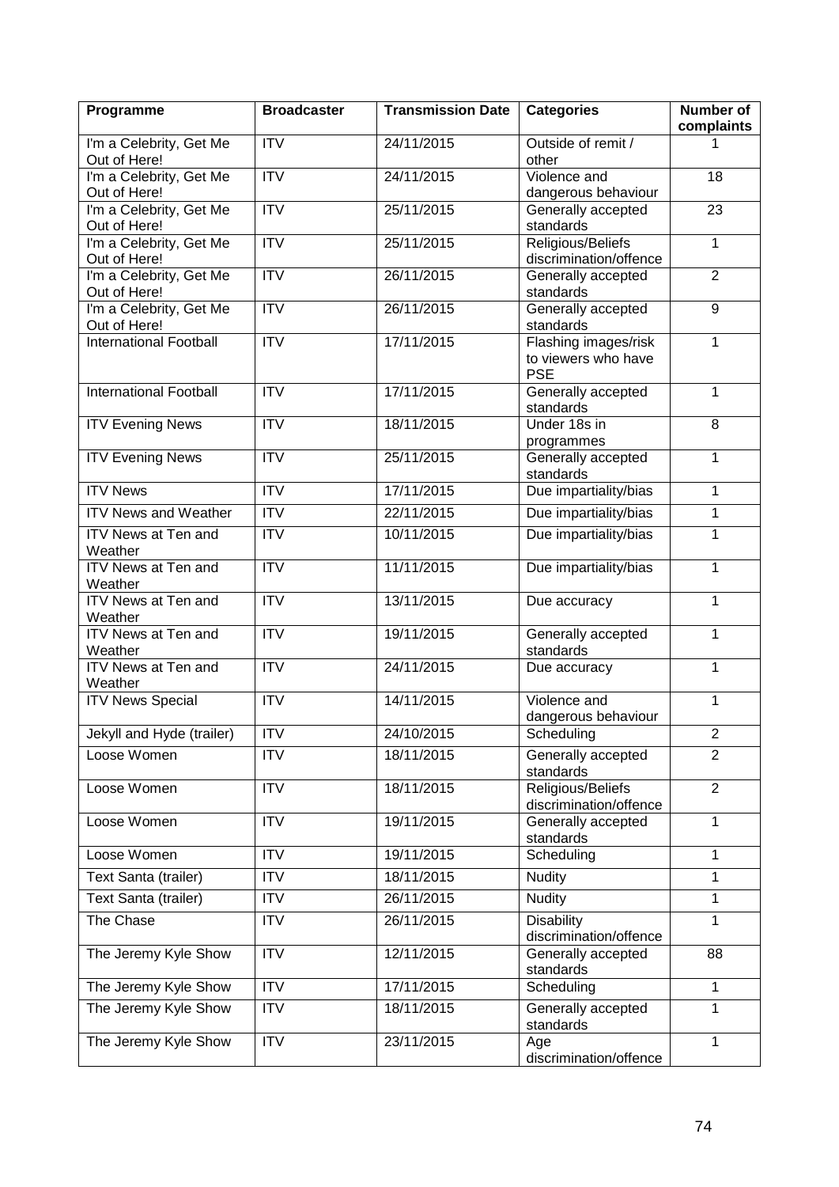| Programme | Broadcaster | Transmission Date | Categories | Number of complaints |
| --- | --- | --- | --- | --- |
| I'm a Celebrity, Get Me Out of Here! | ITV | 24/11/2015 | Outside of remit / other | 1 |
| I'm a Celebrity, Get Me Out of Here! | ITV | 24/11/2015 | Violence and dangerous behaviour | 18 |
| I'm a Celebrity, Get Me Out of Here! | ITV | 25/11/2015 | Generally accepted standards | 23 |
| I'm a Celebrity, Get Me Out of Here! | ITV | 25/11/2015 | Religious/Beliefs discrimination/offence | 1 |
| I'm a Celebrity, Get Me Out of Here! | ITV | 26/11/2015 | Generally accepted standards | 2 |
| I'm a Celebrity, Get Me Out of Here! | ITV | 26/11/2015 | Generally accepted standards | 9 |
| International Football | ITV | 17/11/2015 | Flashing images/risk to viewers who have PSE | 1 |
| International Football | ITV | 17/11/2015 | Generally accepted standards | 1 |
| ITV Evening News | ITV | 18/11/2015 | Under 18s in programmes | 8 |
| ITV Evening News | ITV | 25/11/2015 | Generally accepted standards | 1 |
| ITV News | ITV | 17/11/2015 | Due impartiality/bias | 1 |
| ITV News and Weather | ITV | 22/11/2015 | Due impartiality/bias | 1 |
| ITV News at Ten and Weather | ITV | 10/11/2015 | Due impartiality/bias | 1 |
| ITV News at Ten and Weather | ITV | 11/11/2015 | Due impartiality/bias | 1 |
| ITV News at Ten and Weather | ITV | 13/11/2015 | Due accuracy | 1 |
| ITV News at Ten and Weather | ITV | 19/11/2015 | Generally accepted standards | 1 |
| ITV News at Ten and Weather | ITV | 24/11/2015 | Due accuracy | 1 |
| ITV News Special | ITV | 14/11/2015 | Violence and dangerous behaviour | 1 |
| Jekyll and Hyde (trailer) | ITV | 24/10/2015 | Scheduling | 2 |
| Loose Women | ITV | 18/11/2015 | Generally accepted standards | 2 |
| Loose Women | ITV | 18/11/2015 | Religious/Beliefs discrimination/offence | 2 |
| Loose Women | ITV | 19/11/2015 | Generally accepted standards | 1 |
| Loose Women | ITV | 19/11/2015 | Scheduling | 1 |
| Text Santa (trailer) | ITV | 18/11/2015 | Nudity | 1 |
| Text Santa (trailer) | ITV | 26/11/2015 | Nudity | 1 |
| The Chase | ITV | 26/11/2015 | Disability discrimination/offence | 1 |
| The Jeremy Kyle Show | ITV | 12/11/2015 | Generally accepted standards | 88 |
| The Jeremy Kyle Show | ITV | 17/11/2015 | Scheduling | 1 |
| The Jeremy Kyle Show | ITV | 18/11/2015 | Generally accepted standards | 1 |
| The Jeremy Kyle Show | ITV | 23/11/2015 | Age discrimination/offence | 1 |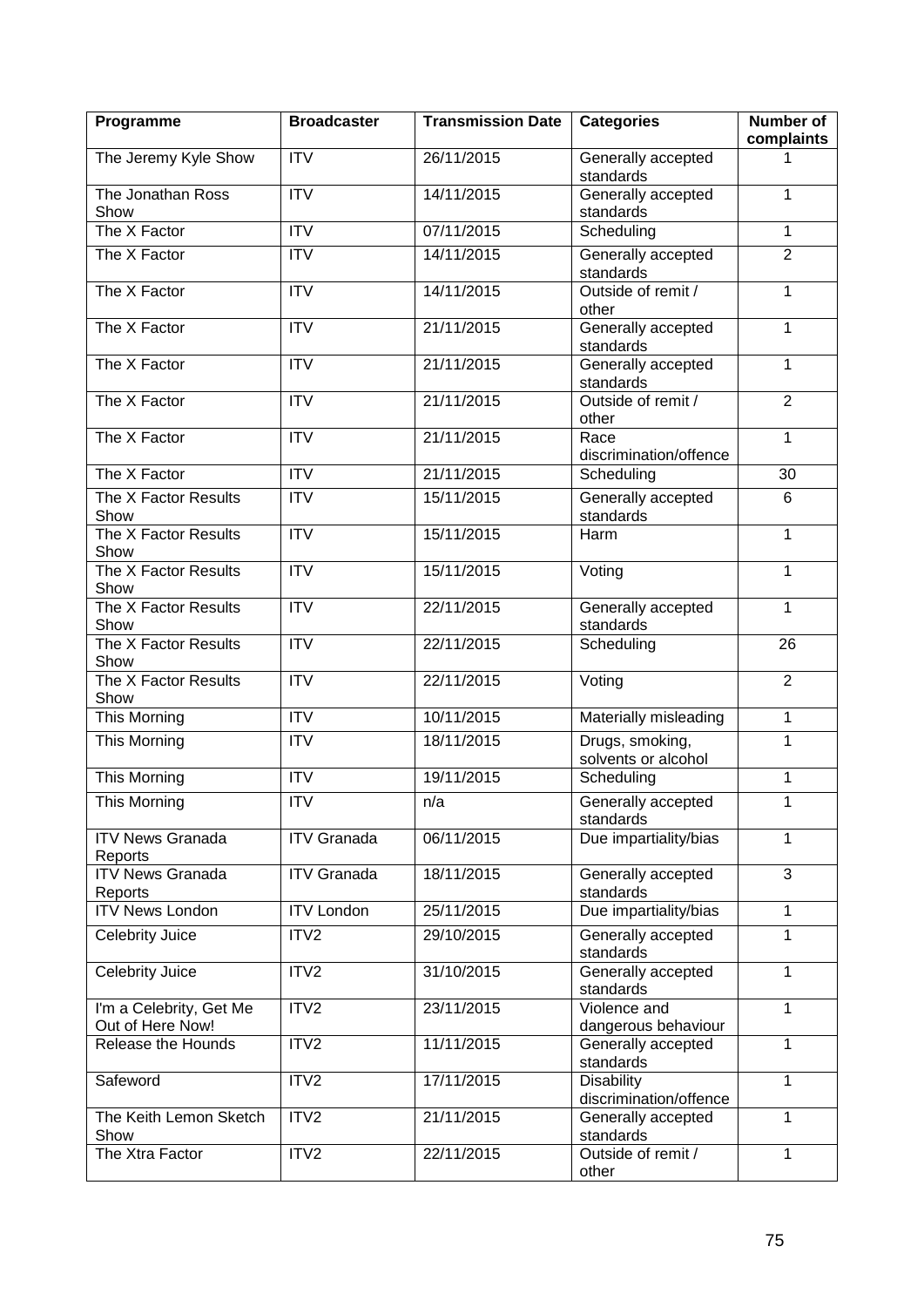| Programme | Broadcaster | Transmission Date | Categories | Number of complaints |
|---|---|---|---|---|
| The Jeremy Kyle Show | ITV | 26/11/2015 | Generally accepted standards | 1 |
| The Jonathan Ross Show | ITV | 14/11/2015 | Generally accepted standards | 1 |
| The X Factor | ITV | 07/11/2015 | Scheduling | 1 |
| The X Factor | ITV | 14/11/2015 | Generally accepted standards | 2 |
| The X Factor | ITV | 14/11/2015 | Outside of remit / other | 1 |
| The X Factor | ITV | 21/11/2015 | Generally accepted standards | 1 |
| The X Factor | ITV | 21/11/2015 | Generally accepted standards | 1 |
| The X Factor | ITV | 21/11/2015 | Outside of remit / other | 2 |
| The X Factor | ITV | 21/11/2015 | Race discrimination/offence | 1 |
| The X Factor | ITV | 21/11/2015 | Scheduling | 30 |
| The X Factor Results Show | ITV | 15/11/2015 | Generally accepted standards | 6 |
| The X Factor Results Show | ITV | 15/11/2015 | Harm | 1 |
| The X Factor Results Show | ITV | 15/11/2015 | Voting | 1 |
| The X Factor Results Show | ITV | 22/11/2015 | Generally accepted standards | 1 |
| The X Factor Results Show | ITV | 22/11/2015 | Scheduling | 26 |
| The X Factor Results Show | ITV | 22/11/2015 | Voting | 2 |
| This Morning | ITV | 10/11/2015 | Materially misleading | 1 |
| This Morning | ITV | 18/11/2015 | Drugs, smoking, solvents or alcohol | 1 |
| This Morning | ITV | 19/11/2015 | Scheduling | 1 |
| This Morning | ITV | n/a | Generally accepted standards | 1 |
| ITV News Granada Reports | ITV Granada | 06/11/2015 | Due impartiality/bias | 1 |
| ITV News Granada Reports | ITV Granada | 18/11/2015 | Generally accepted standards | 3 |
| ITV News London | ITV London | 25/11/2015 | Due impartiality/bias | 1 |
| Celebrity Juice | ITV2 | 29/10/2015 | Generally accepted standards | 1 |
| Celebrity Juice | ITV2 | 31/10/2015 | Generally accepted standards | 1 |
| I'm a Celebrity, Get Me Out of Here Now! | ITV2 | 23/11/2015 | Violence and dangerous behaviour | 1 |
| Release the Hounds | ITV2 | 11/11/2015 | Generally accepted standards | 1 |
| Safeword | ITV2 | 17/11/2015 | Disability discrimination/offence | 1 |
| The Keith Lemon Sketch Show | ITV2 | 21/11/2015 | Generally accepted standards | 1 |
| The Xtra Factor | ITV2 | 22/11/2015 | Outside of remit / other | 1 |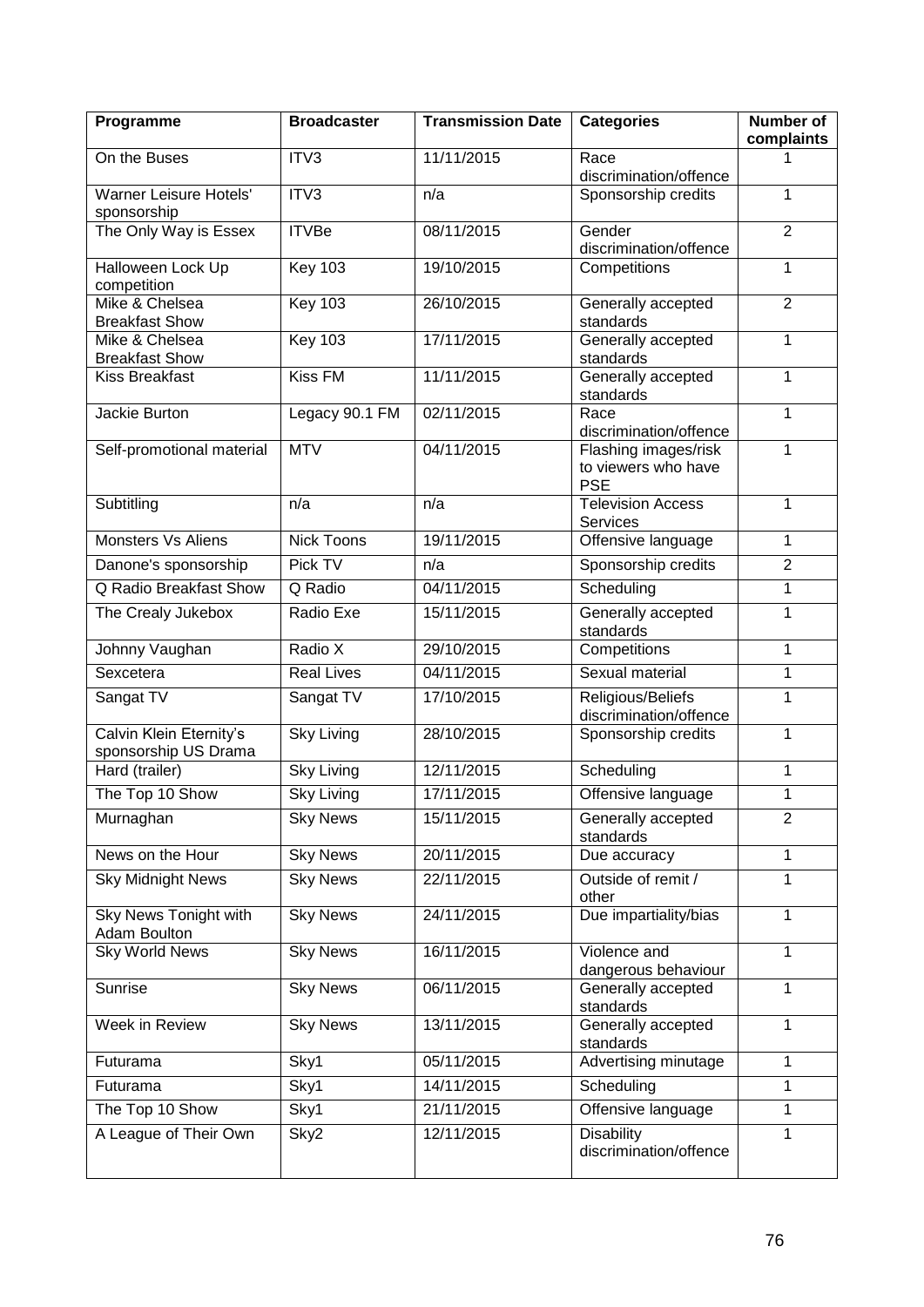| Programme | Broadcaster | Transmission Date | Categories | Number of complaints |
|---|---|---|---|---|
| On the Buses | ITV3 | 11/11/2015 | Race discrimination/offence | 1 |
| Warner Leisure Hotels' sponsorship | ITV3 | n/a | Sponsorship credits | 1 |
| The Only Way is Essex | ITVBe | 08/11/2015 | Gender discrimination/offence | 2 |
| Halloween Lock Up competition | Key 103 | 19/10/2015 | Competitions | 1 |
| Mike & Chelsea Breakfast Show | Key 103 | 26/10/2015 | Generally accepted standards | 2 |
| Mike & Chelsea Breakfast Show | Key 103 | 17/11/2015 | Generally accepted standards | 1 |
| Kiss Breakfast | Kiss FM | 11/11/2015 | Generally accepted standards | 1 |
| Jackie Burton | Legacy 90.1 FM | 02/11/2015 | Race discrimination/offence | 1 |
| Self-promotional material | MTV | 04/11/2015 | Flashing images/risk to viewers who have PSE | 1 |
| Subtitling | n/a | n/a | Television Access Services | 1 |
| Monsters Vs Aliens | Nick Toons | 19/11/2015 | Offensive language | 1 |
| Danone's sponsorship | Pick TV | n/a | Sponsorship credits | 2 |
| Q Radio Breakfast Show | Q Radio | 04/11/2015 | Scheduling | 1 |
| The Crealy Jukebox | Radio Exe | 15/11/2015 | Generally accepted standards | 1 |
| Johnny Vaughan | Radio X | 29/10/2015 | Competitions | 1 |
| Sexcetera | Real Lives | 04/11/2015 | Sexual material | 1 |
| Sangat TV | Sangat TV | 17/10/2015 | Religious/Beliefs discrimination/offence | 1 |
| Calvin Klein Eternity's sponsorship US Drama | Sky Living | 28/10/2015 | Sponsorship credits | 1 |
| Hard (trailer) | Sky Living | 12/11/2015 | Scheduling | 1 |
| The Top 10 Show | Sky Living | 17/11/2015 | Offensive language | 1 |
| Murnaghan | Sky News | 15/11/2015 | Generally accepted standards | 2 |
| News on the Hour | Sky News | 20/11/2015 | Due accuracy | 1 |
| Sky Midnight News | Sky News | 22/11/2015 | Outside of remit / other | 1 |
| Sky News Tonight with Adam Boulton | Sky News | 24/11/2015 | Due impartiality/bias | 1 |
| Sky World News | Sky News | 16/11/2015 | Violence and dangerous behaviour | 1 |
| Sunrise | Sky News | 06/11/2015 | Generally accepted standards | 1 |
| Week in Review | Sky News | 13/11/2015 | Generally accepted standards | 1 |
| Futurama | Sky1 | 05/11/2015 | Advertising minutage | 1 |
| Futurama | Sky1 | 14/11/2015 | Scheduling | 1 |
| The Top 10 Show | Sky1 | 21/11/2015 | Offensive language | 1 |
| A League of Their Own | Sky2 | 12/11/2015 | Disability discrimination/offence | 1 |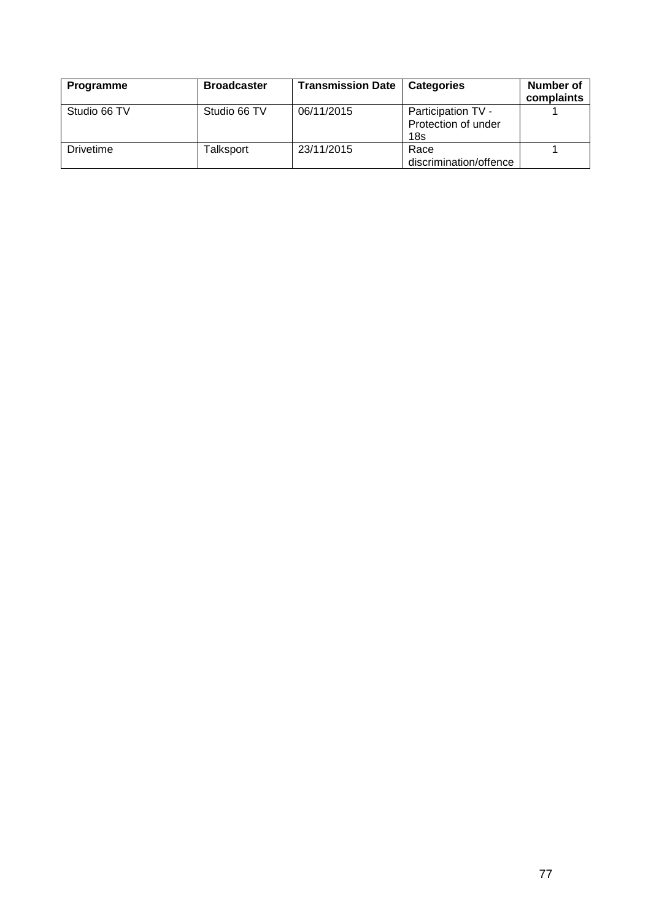| Programme | Broadcaster | Transmission Date | Categories | Number of complaints |
|---|---|---|---|---|
| Studio 66 TV | Studio 66 TV | 06/11/2015 | Participation TV - Protection of under 18s | 1 |
| Drivetime | Talksport | 23/11/2015 | Race discrimination/offence | 1 |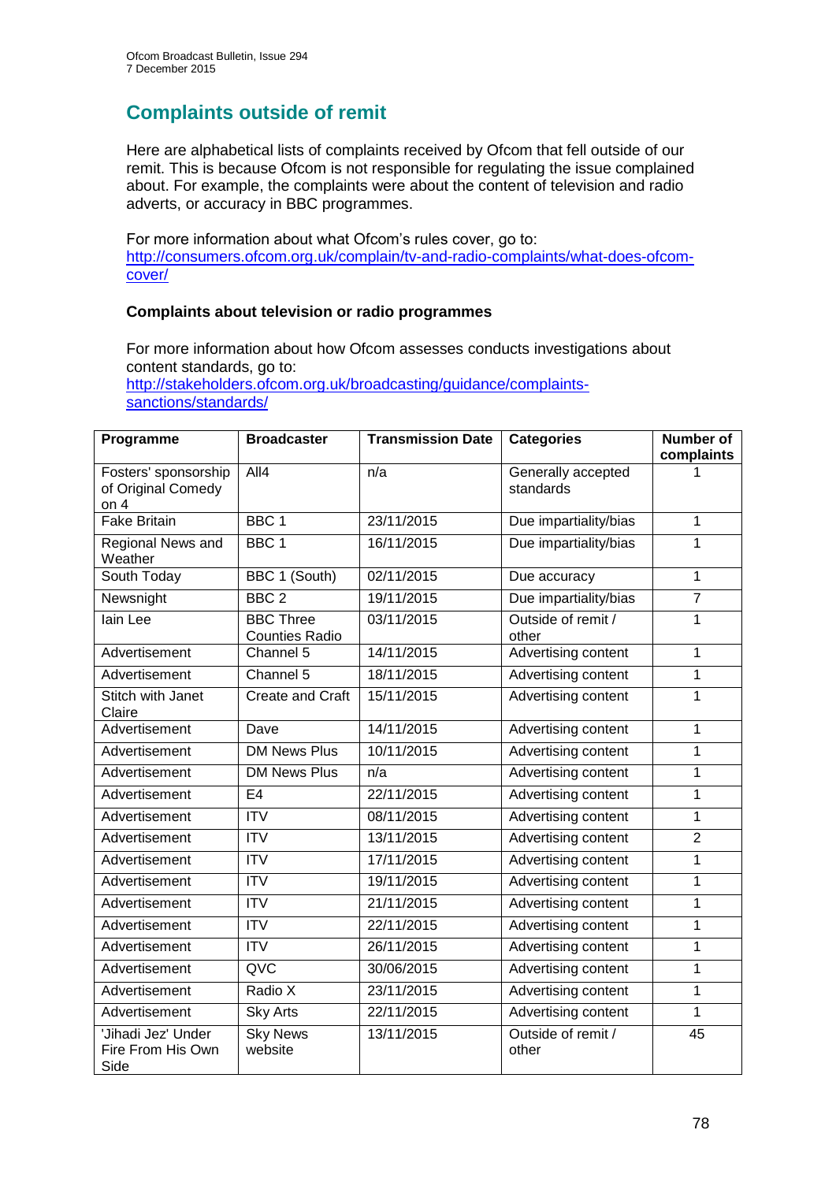## Complaints outside of remit

Here are alphabetical lists of complaints received by Ofcom that fell outside of our remit. This is because Ofcom is not responsible for regulating the issue complained about. For example, the complaints were about the content of television and radio adverts, or accuracy in BBC programmes.

For more information about what Ofcom's rules cover, go to:
http://consumers.ofcom.org.uk/complain/tv-and-radio-complaints/what-does-ofcom-cover/

### Complaints about television or radio programmes

For more information about how Ofcom assesses conducts investigations about content standards, go to:
http://stakeholders.ofcom.org.uk/broadcasting/guidance/complaints-sanctions/standards/

| Programme | Broadcaster | Transmission Date | Categories | Number of complaints |
|---|---|---|---|---|
| Fosters' sponsorship of Original Comedy on 4 | All4 | n/a | Generally accepted standards | 1 |
| Fake Britain | BBC 1 | 23/11/2015 | Due impartiality/bias | 1 |
| Regional News and Weather | BBC 1 | 16/11/2015 | Due impartiality/bias | 1 |
| South Today | BBC 1 (South) | 02/11/2015 | Due accuracy | 1 |
| Newsnight | BBC 2 | 19/11/2015 | Due impartiality/bias | 7 |
| Iain Lee | BBC Three Counties Radio | 03/11/2015 | Outside of remit / other | 1 |
| Advertisement | Channel 5 | 14/11/2015 | Advertising content | 1 |
| Advertisement | Channel 5 | 18/11/2015 | Advertising content | 1 |
| Stitch with Janet Claire | Create and Craft | 15/11/2015 | Advertising content | 1 |
| Advertisement | Dave | 14/11/2015 | Advertising content | 1 |
| Advertisement | DM News Plus | 10/11/2015 | Advertising content | 1 |
| Advertisement | DM News Plus | n/a | Advertising content | 1 |
| Advertisement | E4 | 22/11/2015 | Advertising content | 1 |
| Advertisement | ITV | 08/11/2015 | Advertising content | 1 |
| Advertisement | ITV | 13/11/2015 | Advertising content | 2 |
| Advertisement | ITV | 17/11/2015 | Advertising content | 1 |
| Advertisement | ITV | 19/11/2015 | Advertising content | 1 |
| Advertisement | ITV | 21/11/2015 | Advertising content | 1 |
| Advertisement | ITV | 22/11/2015 | Advertising content | 1 |
| Advertisement | ITV | 26/11/2015 | Advertising content | 1 |
| Advertisement | QVC | 30/06/2015 | Advertising content | 1 |
| Advertisement | Radio X | 23/11/2015 | Advertising content | 1 |
| Advertisement | Sky Arts | 22/11/2015 | Advertising content | 1 |
| 'Jihadi Jez' Under Fire From His Own Side | Sky News website | 13/11/2015 | Outside of remit / other | 45 |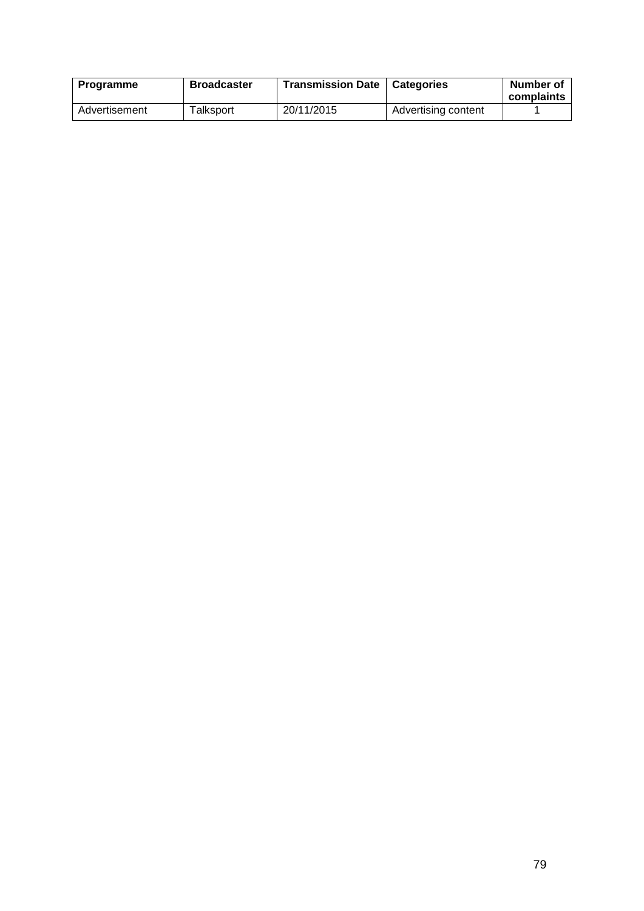| Programme | Broadcaster | Transmission Date | Categories | Number of complaints |
| --- | --- | --- | --- | --- |
| Advertisement | Talksport | 20/11/2015 | Advertising content | 1 |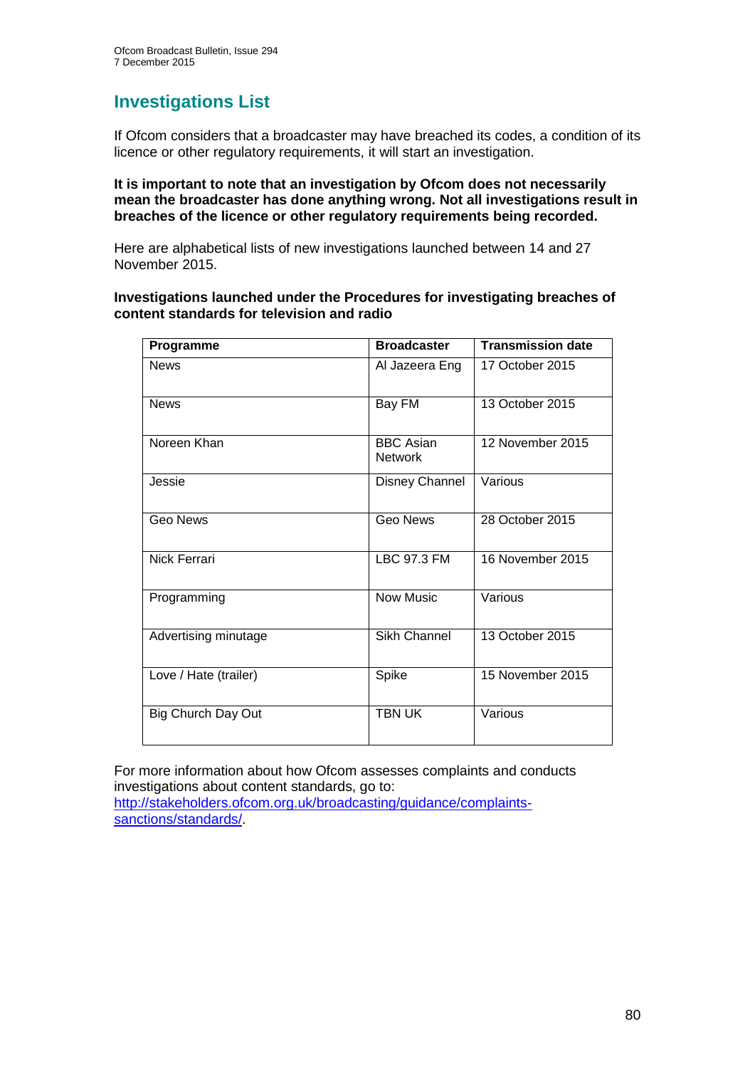## Investigations List

If Ofcom considers that a broadcaster may have breached its codes, a condition of its licence or other regulatory requirements, it will start an investigation.

**It is important to note that an investigation by Ofcom does not necessarily mean the broadcaster has done anything wrong. Not all investigations result in breaches of the licence or other regulatory requirements being recorded.**

Here are alphabetical lists of new investigations launched between 14 and 27 November 2015.

**Investigations launched under the Procedures for investigating breaches of content standards for television and radio**

| Programme | Broadcaster | Transmission date |
|---|---|---|
| News | Al Jazeera Eng | 17 October 2015 |
| News | Bay FM | 13 October 2015 |
| Noreen Khan | BBC Asian Network | 12 November 2015 |
| Jessie | Disney Channel | Various |
| Geo News | Geo News | 28 October 2015 |
| Nick Ferrari | LBC 97.3 FM | 16 November 2015 |
| Programming | Now Music | Various |
| Advertising minutage | Sikh Channel | 13 October 2015 |
| Love / Hate (trailer) | Spike | 15 November 2015 |
| Big Church Day Out | TBN UK | Various |

For more information about how Ofcom assesses complaints and conducts investigations about content standards, go to: http://stakeholders.ofcom.org.uk/broadcasting/guidance/complaints-sanctions/standards/.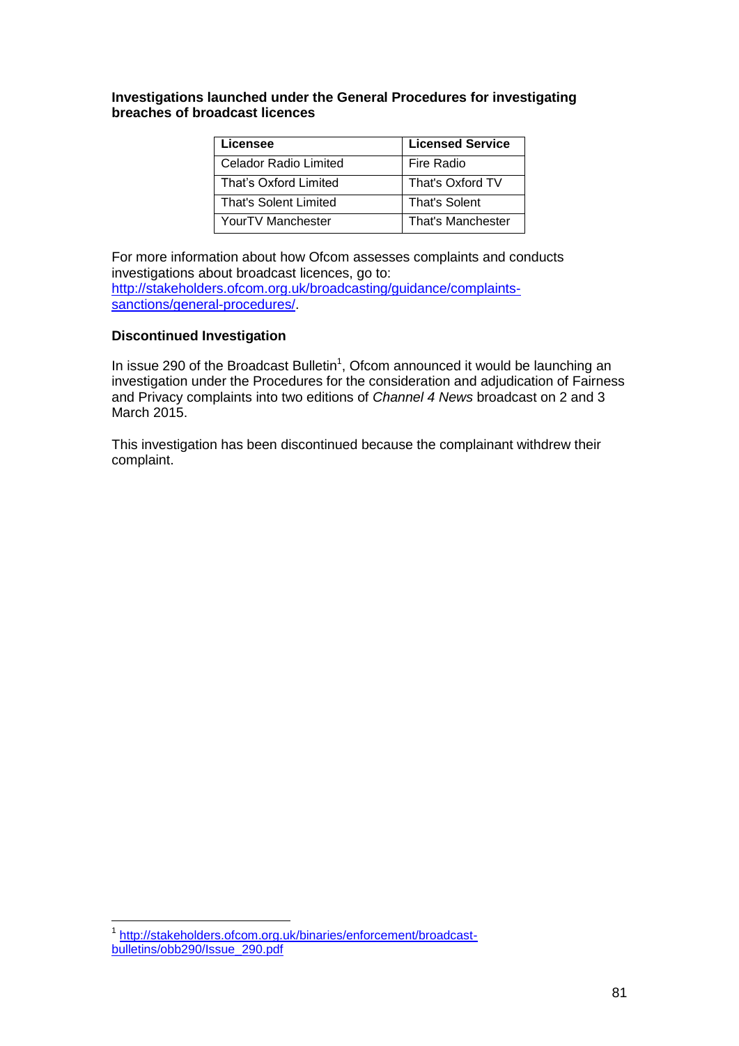**Investigations launched under the General Procedures for investigating breaches of broadcast licences**

| Licensee | Licensed Service |
|---|---|
| Celador Radio Limited | Fire Radio |
| That's Oxford Limited | That's Oxford TV |
| That's Solent Limited | That's Solent |
| YourTV Manchester | That's Manchester |

For more information about how Ofcom assesses complaints and conducts investigations about broadcast licences, go to: http://stakeholders.ofcom.org.uk/broadcasting/guidance/complaints-sanctions/general-procedures/.

**Discontinued Investigation**

In issue 290 of the Broadcast Bulletin[1], Ofcom announced it would be launching an investigation under the Procedures for the consideration and adjudication of Fairness and Privacy complaints into two editions of *Channel 4 News* broadcast on 2 and 3 March 2015.

This investigation has been discontinued because the complainant withdrew their complaint.

[1] http://stakeholders.ofcom.org.uk/binaries/enforcement/broadcast-bulletins/obb290/Issue_290.pdf